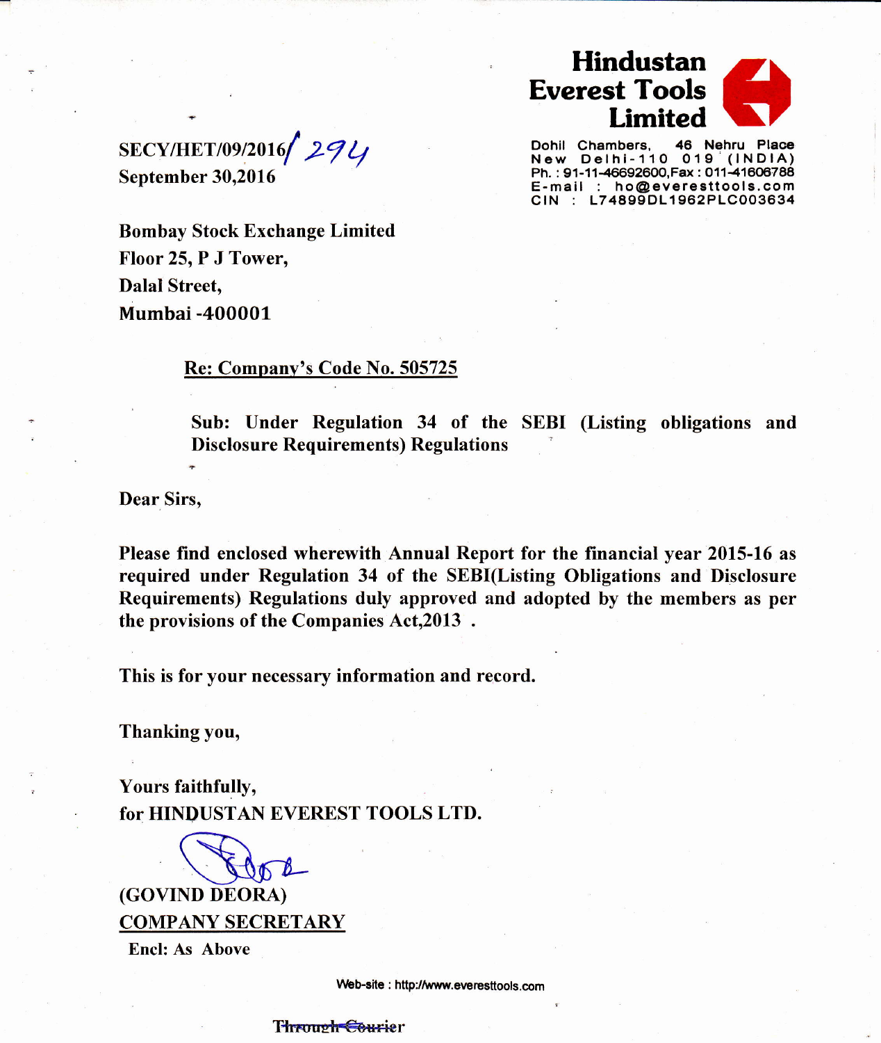# Hindustan Everest Tools Limited

Dohil Chambers, 46 Nehru Place
New Delhi-110 019 (INDIA)
Ph. : 91-11-46692600, Fax : 011-41606788
E-mail : ho@everesttools.com
CIN : L74899DL1962PLC003634

SECY/HET/09/2016/ 294
September 30,2016

Bombay Stock Exchange Limited
Floor 25, P J Tower,
Dalal Street,
Mumbai -400001

**Re: Company's Code No. 505725**

**Sub: Under Regulation 34 of the SEBI (Listing obligations and Disclosure Requirements) Regulations**

Dear Sirs,

Please find enclosed wherewith Annual Report for the financial year 2015-16 as required under Regulation 34 of the SEBI(Listing Obligations and Disclosure Requirements) Regulations duly approved and adopted by the members as per the provisions of the Companies Act,2013 .

This is for your necessary information and record.

Thanking you,

Yours faithfully,
for HINDUSTAN EVEREST TOOLS LTD.

(GOVIND DEORA)
COMPANY SECRETARY

Encl: As Above

Web-site : http://www.everesttools.com

~~Through Courier~~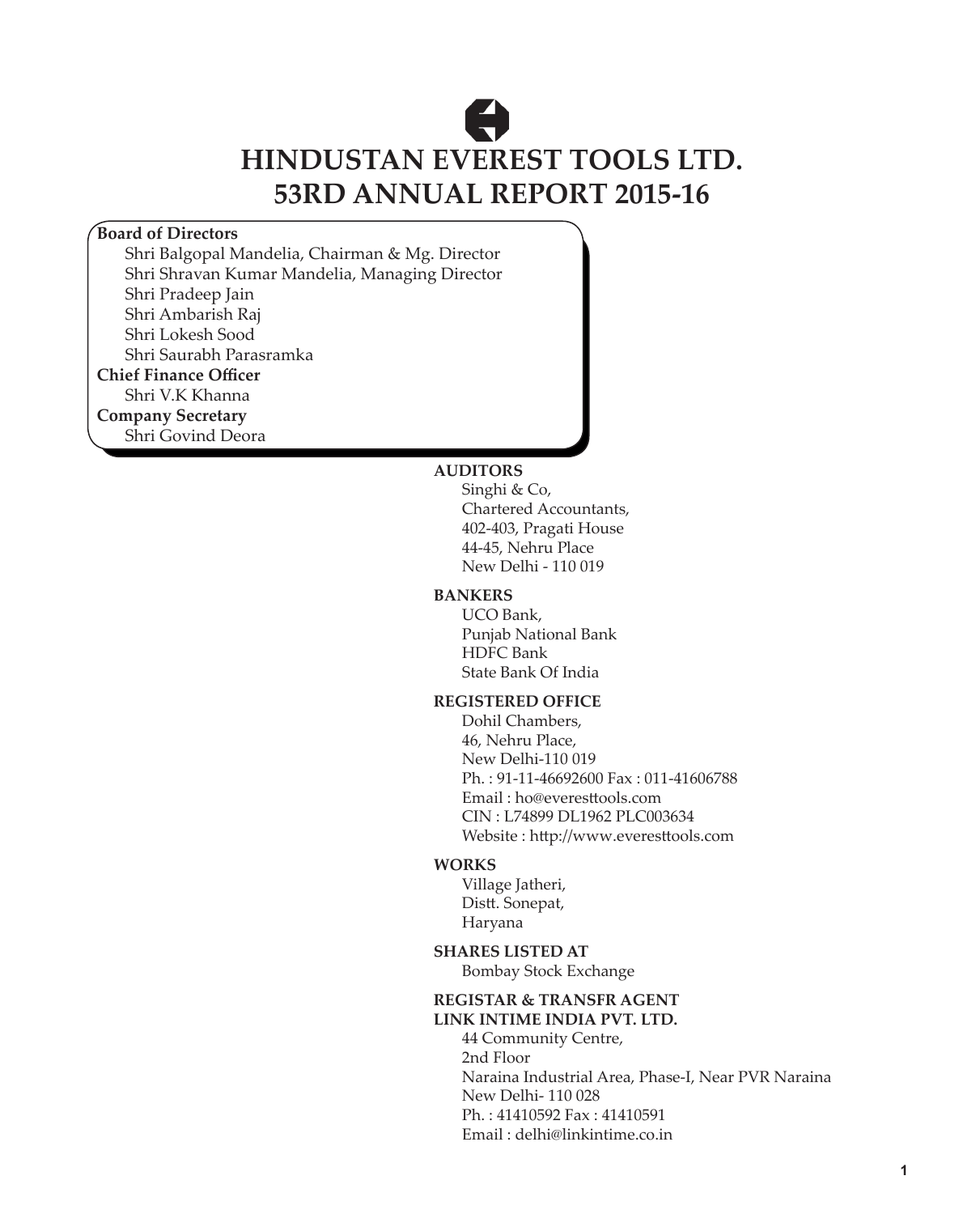# HINDUSTAN EVEREST TOOLS LTD.
# 53RD ANNUAL REPORT 2015-16

**Board of Directors**

Shri Balgopal Mandelia, Chairman & Mg. Director
Shri Shravan Kumar Mandelia, Managing Director
Shri Pradeep Jain
Shri Ambarish Raj
Shri Lokesh Sood
Shri Saurabh Parasramka

**Chief Finance Officer**

Shri V.K Khanna

**Company Secretary**

Shri Govind Deora

**AUDITORS**

Singhi & Co,
Chartered Accountants,
402-403, Pragati House
44-45, Nehru Place
New Delhi - 110 019

**BANKERS**

UCO Bank,
Punjab National Bank
HDFC Bank
State Bank Of India

**REGISTERED OFFICE**

Dohil Chambers,
46, Nehru Place,
New Delhi-110 019
Ph. : 91-11-46692600 Fax : 011-41606788
Email : ho@everesttools.com
CIN : L74899 DL1962 PLC003634
Website : http://www.everesttools.com

**WORKS**

Village Jatheri,
Distt. Sonepat,
Haryana

**SHARES LISTED AT**

Bombay Stock Exchange

**REGISTAR & TRANSFR AGENT**
**LINK INTIME INDIA PVT. LTD.**

44 Community Centre,
2nd Floor
Naraina Industrial Area, Phase-I, Near PVR Naraina
New Delhi- 110 028
Ph. : 41410592 Fax : 41410591
Email : delhi@linkintime.co.in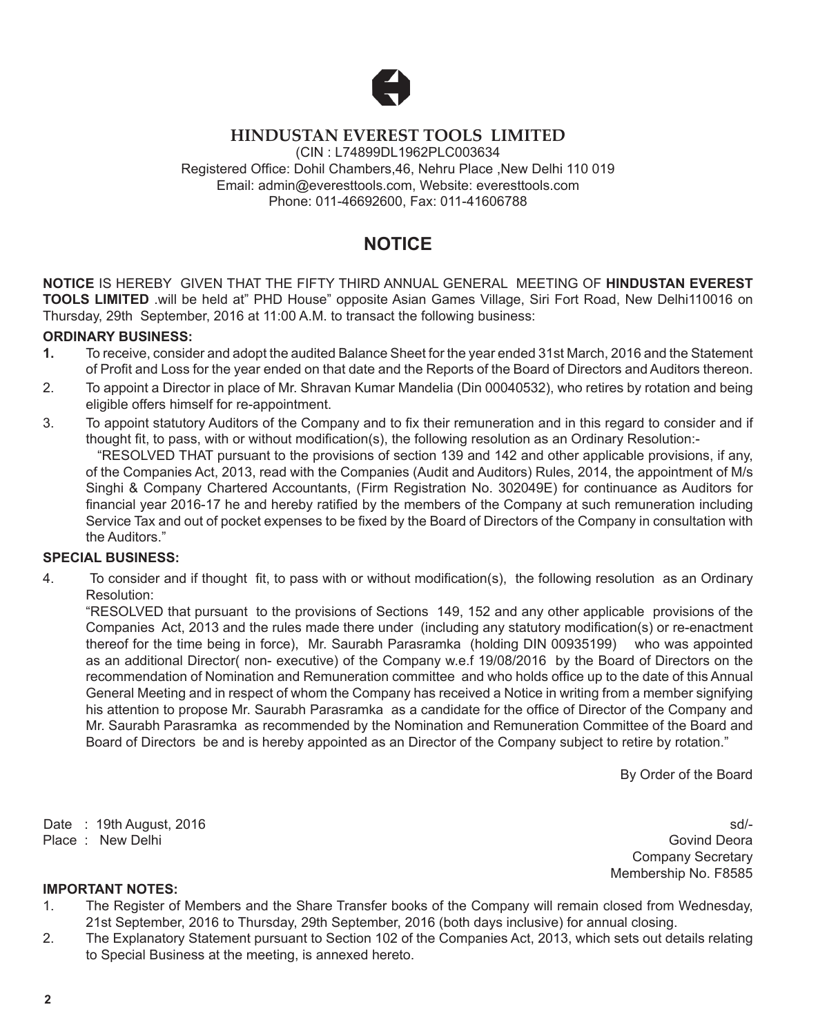# HINDUSTAN EVEREST TOOLS LIMITED

(CIN : L74899DL1962PLC003634

Registered Office: Dohil Chambers,46, Nehru Place ,New Delhi 110 019

Email: admin@everesttools.com, Website: everesttools.com

Phone: 011-46692600, Fax: 011-41606788

## NOTICE

**NOTICE** IS HEREBY GIVEN THAT THE FIFTY THIRD ANNUAL GENERAL MEETING OF **HINDUSTAN EVEREST TOOLS LIMITED** .will be held at" PHD House" opposite Asian Games Village, Siri Fort Road, New Delhi110016 on Thursday, 29th September, 2016 at 11:00 A.M. to transact the following business:

**ORDINARY BUSINESS:**

**1.** To receive, consider and adopt the audited Balance Sheet for the year ended 31st March, 2016 and the Statement of Profit and Loss for the year ended on that date and the Reports of the Board of Directors and Auditors thereon.

2. To appoint a Director in place of Mr. Shravan Kumar Mandelia (Din 00040532), who retires by rotation and being eligible offers himself for re-appointment.

3. To appoint statutory Auditors of the Company and to fix their remuneration and in this regard to consider and if thought fit, to pass, with or without modification(s), the following resolution as an Ordinary Resolution:-

   "RESOLVED THAT pursuant to the provisions of section 139 and 142 and other applicable provisions, if any, of the Companies Act, 2013, read with the Companies (Audit and Auditors) Rules, 2014, the appointment of M/s Singhi & Company Chartered Accountants, (Firm Registration No. 302049E) for continuance as Auditors for financial year 2016-17 he and hereby ratified by the members of the Company at such remuneration including Service Tax and out of pocket expenses to be fixed by the Board of Directors of the Company in consultation with the Auditors."

**SPECIAL BUSINESS:**

4. To consider and if thought fit, to pass with or without modification(s), the following resolution as an Ordinary Resolution:

   "RESOLVED that pursuant to the provisions of Sections 149, 152 and any other applicable provisions of the Companies Act, 2013 and the rules made there under (including any statutory modification(s) or re-enactment thereof for the time being in force), Mr. Saurabh Parasramka (holding DIN 00935199) who was appointed as an additional Director( non- executive) of the Company w.e.f 19/08/2016 by the Board of Directors on the recommendation of Nomination and Remuneration committee and who holds office up to the date of this Annual General Meeting and in respect of whom the Company has received a Notice in writing from a member signifying his attention to propose Mr. Saurabh Parasramka as a candidate for the office of Director of the Company and Mr. Saurabh Parasramka as recommended by the Nomination and Remuneration Committee of the Board and Board of Directors be and is hereby appointed as an Director of the Company subject to retire by rotation."

By Order of the Board

Date : 19th August, 2016

Place : New Delhi

sd/-

Govind Deora

Company Secretary

Membership No. F8585

**IMPORTANT NOTES:**

1. The Register of Members and the Share Transfer books of the Company will remain closed from Wednesday, 21st September, 2016 to Thursday, 29th September, 2016 (both days inclusive) for annual closing.
2. The Explanatory Statement pursuant to Section 102 of the Companies Act, 2013, which sets out details relating to Special Business at the meeting, is annexed hereto.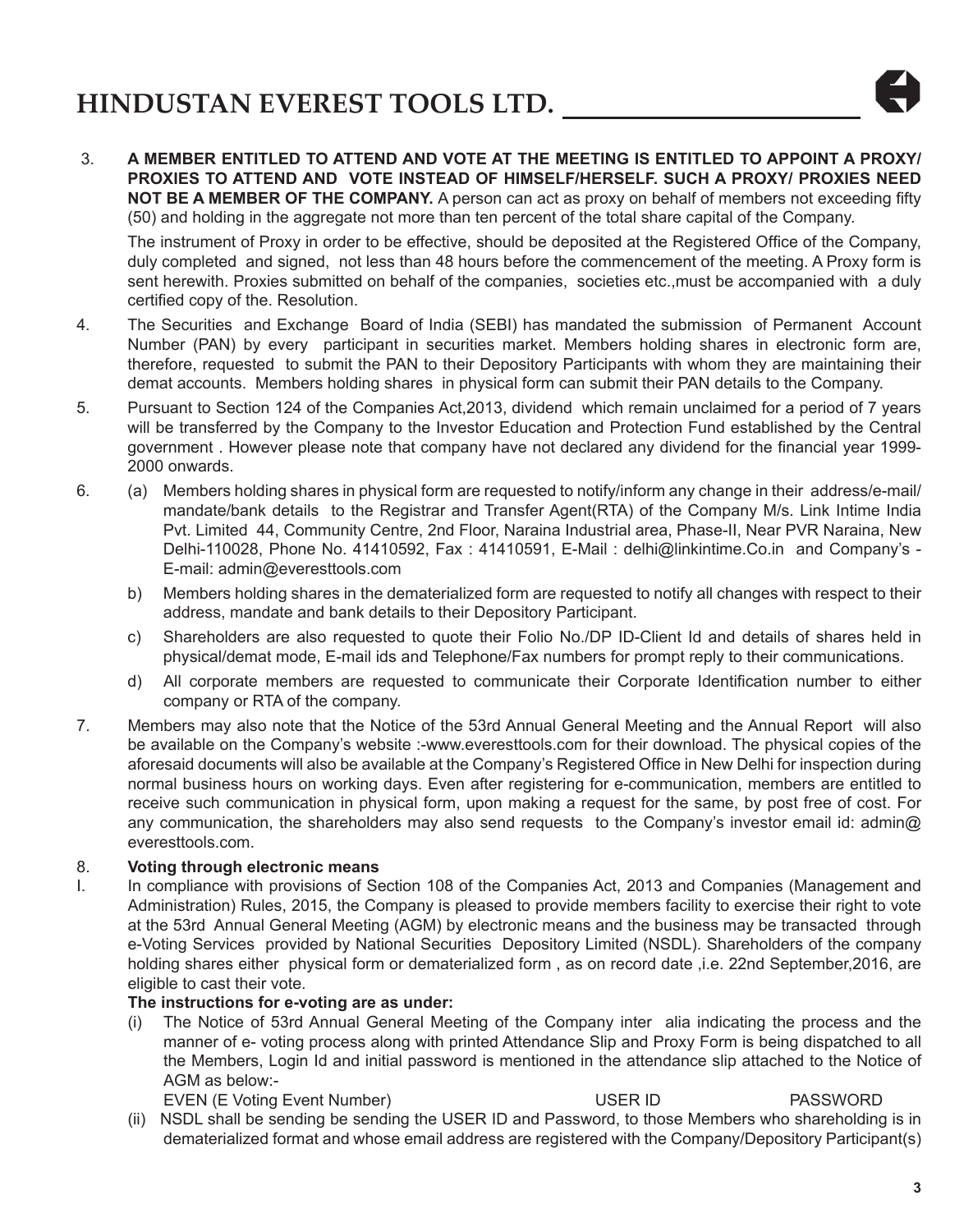3. **A MEMBER ENTITLED TO ATTEND AND VOTE AT THE MEETING IS ENTITLED TO APPOINT A PROXY/ PROXIES TO ATTEND AND VOTE INSTEAD OF HIMSELF/HERSELF. SUCH A PROXY/ PROXIES NEED NOT BE A MEMBER OF THE COMPANY.** A person can act as proxy on behalf of members not exceeding fifty (50) and holding in the aggregate not more than ten percent of the total share capital of the Company.

   The instrument of Proxy in order to be effective, should be deposited at the Registered Office of the Company, duly completed and signed, not less than 48 hours before the commencement of the meeting. A Proxy form is sent herewith. Proxies submitted on behalf of the companies, societies etc.,must be accompanied with a duly certified copy of the. Resolution.

4. The Securities and Exchange Board of India (SEBI) has mandated the submission of Permanent Account Number (PAN) by every participant in securities market. Members holding shares in electronic form are, therefore, requested to submit the PAN to their Depository Participants with whom they are maintaining their demat accounts. Members holding shares in physical form can submit their PAN details to the Company.

5. Pursuant to Section 124 of the Companies Act,2013, dividend which remain unclaimed for a period of 7 years will be transferred by the Company to the Investor Education and Protection Fund established by the Central government . However please note that company have not declared any dividend for the financial year 1999-2000 onwards.

6. (a) Members holding shares in physical form are requested to notify/inform any change in their address/e-mail/ mandate/bank details to the Registrar and Transfer Agent(RTA) of the Company M/s. Link Intime India Pvt. Limited 44, Community Centre, 2nd Floor, Naraina Industrial area, Phase-II, Near PVR Naraina, New Delhi-110028, Phone No. 41410592, Fax : 41410591, E-Mail : delhi@linkintime.Co.in and Company's - E-mail: admin@everesttools.com

   b) Members holding shares in the dematerialized form are requested to notify all changes with respect to their address, mandate and bank details to their Depository Participant.

   c) Shareholders are also requested to quote their Folio No./DP ID-Client Id and details of shares held in physical/demat mode, E-mail ids and Telephone/Fax numbers for prompt reply to their communications.

   d) All corporate members are requested to communicate their Corporate Identification number to either company or RTA of the company.

7. Members may also note that the Notice of the 53rd Annual General Meeting and the Annual Report will also be available on the Company's website :-www.everesttools.com for their download. The physical copies of the aforesaid documents will also be available at the Company's Registered Office in New Delhi for inspection during normal business hours on working days. Even after registering for e-communication, members are entitled to receive such communication in physical form, upon making a request for the same, by post free of cost. For any communication, the shareholders may also send requests to the Company's investor email id: admin@ everesttools.com.

8. **Voting through electronic means**

I. In compliance with provisions of Section 108 of the Companies Act, 2013 and Companies (Management and Administration) Rules, 2015, the Company is pleased to provide members facility to exercise their right to vote at the 53rd Annual General Meeting (AGM) by electronic means and the business may be transacted through e-Voting Services provided by National Securities Depository Limited (NSDL). Shareholders of the company holding shares either physical form or dematerialized form , as on record date ,i.e. 22nd September,2016, are eligible to cast their vote.

   **The instructions for e-voting are as under:**

   (i) The Notice of 53rd Annual General Meeting of the Company inter alia indicating the process and the manner of e- voting process along with printed Attendance Slip and Proxy Form is being dispatched to all the Members, Login Id and initial password is mentioned in the attendance slip attached to the Notice of AGM as below:-

   | EVEN (E Voting Event Number) | USER ID | PASSWORD |
   |---|---|---|

   (ii) NSDL shall be sending be sending the USER ID and Password, to those Members who shareholding is in dematerialized format and whose email address are registered with the Company/Depository Participant(s)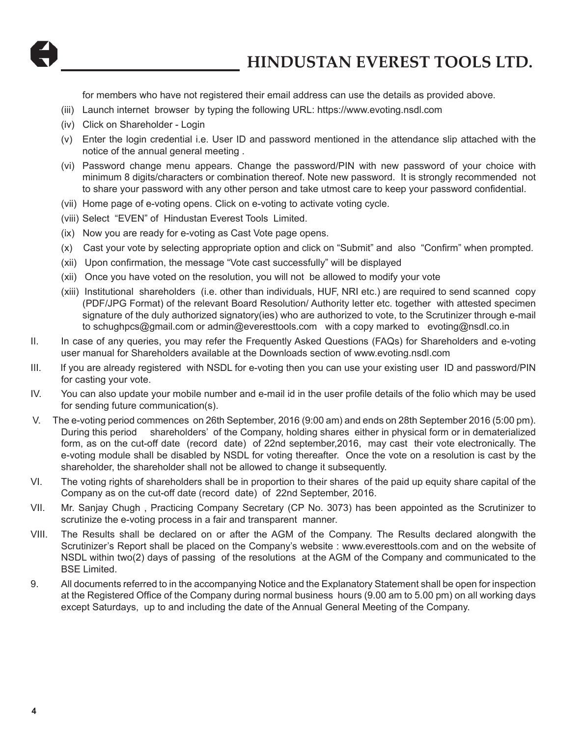for members who have not registered their email address can use the details as provided above.

(iii) Launch internet browser by typing the following URL: https://www.evoting.nsdl.com

(iv) Click on Shareholder - Login

(v) Enter the login credential i.e. User ID and password mentioned in the attendance slip attached with the notice of the annual general meeting .

(vi) Password change menu appears. Change the password/PIN with new password of your choice with minimum 8 digits/characters or combination thereof. Note new password. It is strongly recommended not to share your password with any other person and take utmost care to keep your password confidential.

(vii) Home page of e-voting opens. Click on e-voting to activate voting cycle.

(viii) Select "EVEN" of Hindustan Everest Tools Limited.

(ix) Now you are ready for e-voting as Cast Vote page opens.

(x) Cast your vote by selecting appropriate option and click on "Submit" and also "Confirm" when prompted.

(xii) Upon confirmation, the message "Vote cast successfully" will be displayed

(xii) Once you have voted on the resolution, you will not be allowed to modify your vote

(xiii) Institutional shareholders (i.e. other than individuals, HUF, NRI etc.) are required to send scanned copy (PDF/JPG Format) of the relevant Board Resolution/ Authority letter etc. together with attested specimen signature of the duly authorized signatory(ies) who are authorized to vote, to the Scrutinizer through e-mail to schughpcs@gmail.com or admin@everesttools.com with a copy marked to evoting@nsdl.co.in

II. In case of any queries, you may refer the Frequently Asked Questions (FAQs) for Shareholders and e-voting user manual for Shareholders available at the Downloads section of www.evoting.nsdl.com

III. If you are already registered with NSDL for e-voting then you can use your existing user ID and password/PIN for casting your vote.

IV. You can also update your mobile number and e-mail id in the user profile details of the folio which may be used for sending future communication(s).

V. The e-voting period commences on 26th September, 2016 (9:00 am) and ends on 28th September 2016 (5:00 pm). During this period shareholders' of the Company, holding shares either in physical form or in dematerialized form, as on the cut-off date (record date) of 22nd september,2016, may cast their vote electronically. The e-voting module shall be disabled by NSDL for voting thereafter. Once the vote on a resolution is cast by the shareholder, the shareholder shall not be allowed to change it subsequently.

VI. The voting rights of shareholders shall be in proportion to their shares of the paid up equity share capital of the Company as on the cut-off date (record date) of 22nd September, 2016.

VII. Mr. Sanjay Chugh , Practicing Company Secretary (CP No. 3073) has been appointed as the Scrutinizer to scrutinize the e-voting process in a fair and transparent manner.

VIII. The Results shall be declared on or after the AGM of the Company. The Results declared alongwith the Scrutinizer's Report shall be placed on the Company's website : www.everesttools.com and on the website of NSDL within two(2) days of passing of the resolutions at the AGM of the Company and communicated to the BSE Limited.

9. All documents referred to in the accompanying Notice and the Explanatory Statement shall be open for inspection at the Registered Office of the Company during normal business hours (9.00 am to 5.00 pm) on all working days except Saturdays, up to and including the date of the Annual General Meeting of the Company.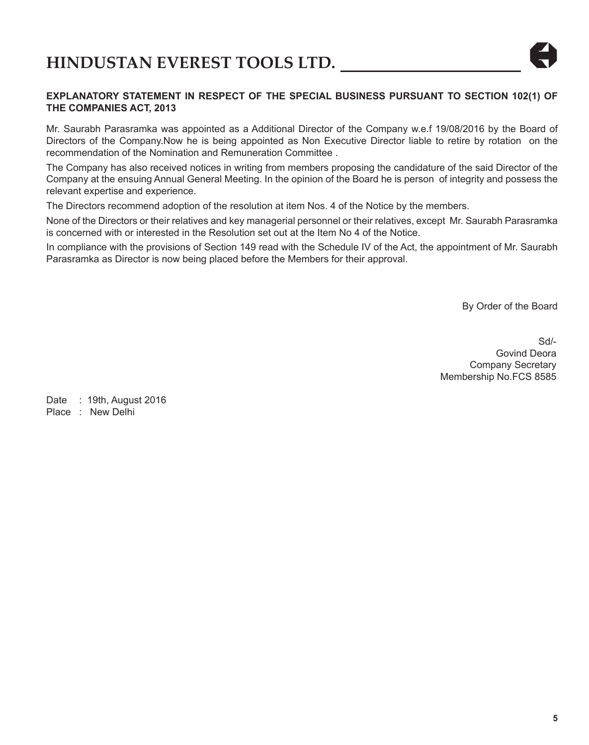**EXPLANATORY STATEMENT IN RESPECT OF THE SPECIAL BUSINESS PURSUANT TO SECTION 102(1) OF THE COMPANIES ACT, 2013**

Mr. Saurabh Parasramka was appointed as a Additional Director of the Company w.e.f 19/08/2016 by the Board of Directors of the Company.Now he is being appointed as Non Executive Director liable to retire by rotation on the recommendation of the Nomination and Remuneration Committee .

The Company has also received notices in writing from members proposing the candidature of the said Director of the Company at the ensuing Annual General Meeting. In the opinion of the Board he is person of integrity and possess the relevant expertise and experience.

The Directors recommend adoption of the resolution at item Nos. 4 of the Notice by the members.

None of the Directors or their relatives and key managerial personnel or their relatives, except Mr. Saurabh Parasramka is concerned with or interested in the Resolution set out at the Item No 4 of the Notice.

In compliance with the provisions of Section 149 read with the Schedule IV of the Act, the appointment of Mr. Saurabh Parasramka as Director is now being placed before the Members for their approval.

By Order of the Board

Sd/-
Govind Deora
Company Secretary
Membership No.FCS 8585

Date : 19th, August 2016
Place : New Delhi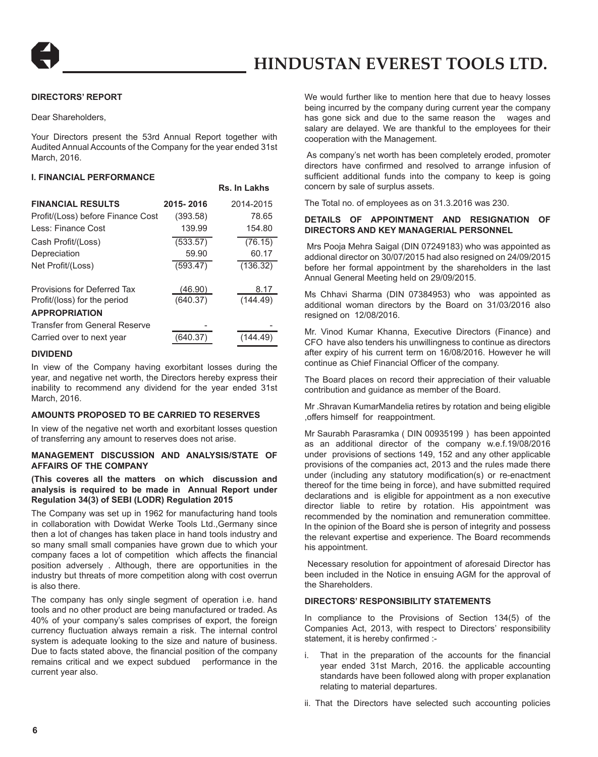## DIRECTORS' REPORT

Dear Shareholders,

Your Directors present the 53rd Annual Report together with Audited Annual Accounts of the Company for the year ended 31st March, 2016.

### I. FINANCIAL PERFORMANCE

**Rs. In Lakhs**

| FINANCIAL RESULTS | 2015- 2016 | 2014-2015 |
|---|---|---|
| Profit/(Loss) before Finance Cost | (393.58) | 78.65 |
| Less: Finance Cost | 139.99 | 154.80 |
| Cash Profit/(Loss) | (533.57) | (76.15) |
| Depreciation | 59.90 | 60.17 |
| Net Profit/(Loss) | (593.47) | (136.32) |
| Provisions for Deferred Tax | (46.90) | 8.17 |
| Profit/(loss) for the period | (640.37) | (144.49) |
| **APPROPRIATION** | | |
| Transfer from General Reserve | - | - |
| Carried over to next year | (640.37) | (144.49) |

### DIVIDEND

In view of the Company having exorbitant losses during the year, and negative net worth, the Directors hereby express their inability to recommend any dividend for the year ended 31st March, 2016.

### AMOUNTS PROPOSED TO BE CARRIED TO RESERVES

In view of the negative net worth and exorbitant losses question of transferring any amount to reserves does not arise.

### MANAGEMENT DISCUSSION AND ANALYSIS/STATE OF AFFAIRS OF THE COMPANY

**(This coveres all the matters on which discussion and analysis is required to be made in Annual Report under Regulation 34(3) of SEBI (LODR) Regulation 2015**

The Company was set up in 1962 for manufacturing hand tools in collaboration with Dowidat Werke Tools Ltd.,Germany since then a lot of changes has taken place in hand tools industry and so many small small companies have grown due to which your company faces a lot of competition which affects the financial position adversely . Although, there are opportunities in the industry but threats of more competition along with cost overrun is also there.

The company has only single segment of operation i.e. hand tools and no other product are being manufactured or traded. As 40% of your company's sales comprises of export, the foreign currency fluctuation always remain a risk. The internal control system is adequate looking to the size and nature of business. Due to facts stated above, the financial position of the company remains critical and we expect subdued performance in the current year also.

We would further like to mention here that due to heavy losses being incurred by the company during current year the company has gone sick and due to the same reason the wages and salary are delayed. We are thankful to the employees for their cooperation with the Management.

As company's net worth has been completely eroded, promoter directors have confirmed and resolved to arrange infusion of sufficient additional funds into the company to keep is going concern by sale of surplus assets.

The Total no. of employees as on 31.3.2016 was 230.

### DETAILS OF APPOINTMENT AND RESIGNATION OF DIRECTORS AND KEY MANAGERIAL PERSONNEL

Mrs Pooja Mehra Saigal (DIN 07249183) who was appointed as addional director on 30/07/2015 had also resigned on 24/09/2015 before her formal appointment by the shareholders in the last Annual General Meeting held on 29/09/2015.

Ms Chhavi Sharma (DIN 07384953) who was appointed as additional woman directors by the Board on 31/03/2016 also resigned on 12/08/2016.

Mr. Vinod Kumar Khanna, Executive Directors (Finance) and CFO have also tenders his unwillingness to continue as directors after expiry of his current term on 16/08/2016. However he will continue as Chief Financial Officer of the company.

The Board places on record their appreciation of their valuable contribution and guidance as member of the Board.

Mr .Shravan KumarMandelia retires by rotation and being eligible ,offers himself for reappointment.

Mr Saurabh Parasramka ( DIN 00935199 ) has been appointed as an additional director of the company w.e.f.19/08/2016 under provisions of sections 149, 152 and any other applicable provisions of the companies act, 2013 and the rules made there under (including any statutory modification(s) or re-enactment thereof for the time being in force), and have submitted required declarations and is eligible for appointment as a non executive director liable to retire by rotation. His appointment was recommended by the nomination and remuneration committee. In the opinion of the Board she is person of integrity and possess the relevant expertise and experience. The Board recommends his appointment.

Necessary resolution for appointment of aforesaid Director has been included in the Notice in ensuing AGM for the approval of the Shareholders.

### DIRECTORS' RESPONSIBILITY STATEMENTS

In compliance to the Provisions of Section 134(5) of the Companies Act, 2013, with respect to Directors' responsibility statement, it is hereby confirmed :-

i. That in the preparation of the accounts for the financial year ended 31st March, 2016. the applicable accounting standards have been followed along with proper explanation relating to material departures.

ii. That the Directors have selected such accounting policies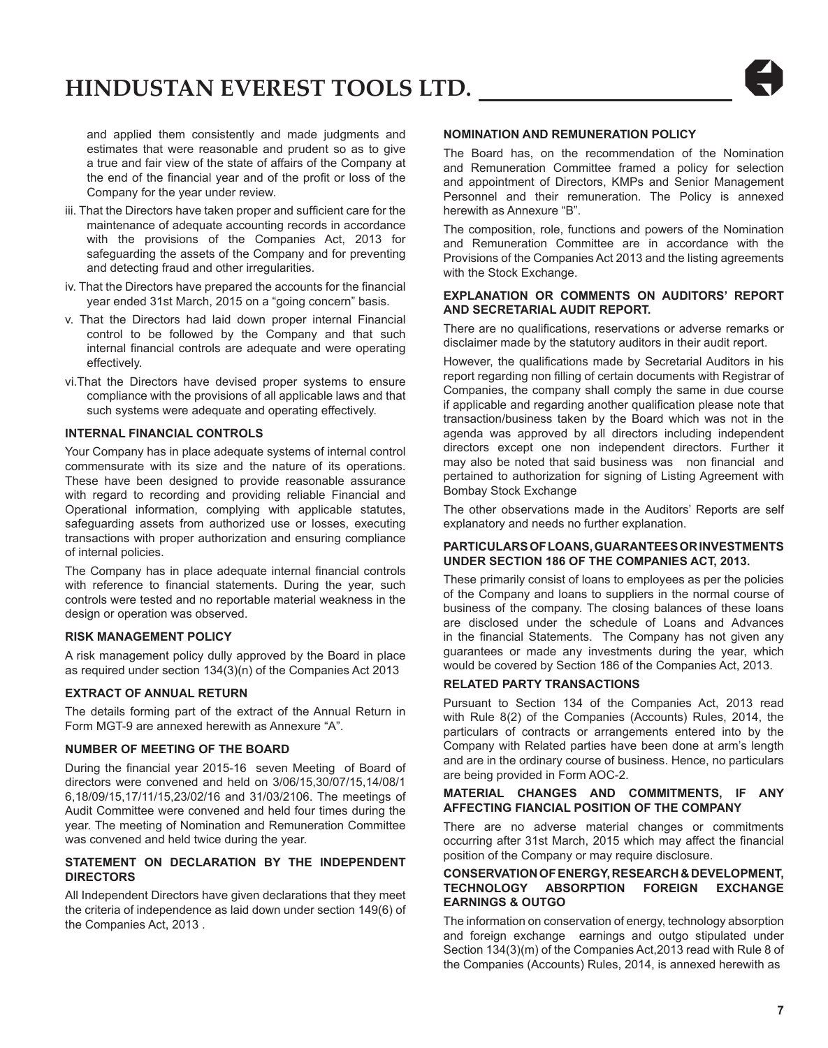and applied them consistently and made judgments and estimates that were reasonable and prudent so as to give a true and fair view of the state of affairs of the Company at the end of the financial year and of the profit or loss of the Company for the year under review.

iii. That the Directors have taken proper and sufficient care for the maintenance of adequate accounting records in accordance with the provisions of the Companies Act, 2013 for safeguarding the assets of the Company and for preventing and detecting fraud and other irregularities.

iv. That the Directors have prepared the accounts for the financial year ended 31st March, 2015 on a "going concern" basis.

v. That the Directors had laid down proper internal Financial control to be followed by the Company and that such internal financial controls are adequate and were operating effectively.

vi.That the Directors have devised proper systems to ensure compliance with the provisions of all applicable laws and that such systems were adequate and operating effectively.

**INTERNAL FINANCIAL CONTROLS**

Your Company has in place adequate systems of internal control commensurate with its size and the nature of its operations. These have been designed to provide reasonable assurance with regard to recording and providing reliable Financial and Operational information, complying with applicable statutes, safeguarding assets from authorized use or losses, executing transactions with proper authorization and ensuring compliance of internal policies.

The Company has in place adequate internal financial controls with reference to financial statements. During the year, such controls were tested and no reportable material weakness in the design or operation was observed.

**RISK MANAGEMENT POLICY**

A risk management policy dully approved by the Board in place as required under section 134(3)(n) of the Companies Act 2013

**EXTRACT OF ANNUAL RETURN**

The details forming part of the extract of the Annual Return in Form MGT-9 are annexed herewith as Annexure "A".

**NUMBER OF MEETING OF THE BOARD**

During the financial year 2015-16 seven Meeting of Board of directors were convened and held on 3/06/15,30/07/15,14/08/16,18/09/15,17/11/15,23/02/16 and 31/03/2106. The meetings of Audit Committee were convened and held four times during the year. The meeting of Nomination and Remuneration Committee was convened and held twice during the year.

**STATEMENT ON DECLARATION BY THE INDEPENDENT DIRECTORS**

All Independent Directors have given declarations that they meet the criteria of independence as laid down under section 149(6) of the Companies Act, 2013 .

**NOMINATION AND REMUNERATION POLICY**

The Board has, on the recommendation of the Nomination and Remuneration Committee framed a policy for selection and appointment of Directors, KMPs and Senior Management Personnel and their remuneration. The Policy is annexed herewith as Annexure "B".

The composition, role, functions and powers of the Nomination and Remuneration Committee are in accordance with the Provisions of the Companies Act 2013 and the listing agreements with the Stock Exchange.

**EXPLANATION OR COMMENTS ON AUDITORS' REPORT AND SECRETARIAL AUDIT REPORT.**

There are no qualifications, reservations or adverse remarks or disclaimer made by the statutory auditors in their audit report.

However, the qualifications made by Secretarial Auditors in his report regarding non filling of certain documents with Registrar of Companies, the company shall comply the same in due course if applicable and regarding another qualification please note that transaction/business taken by the Board which was not in the agenda was approved by all directors including independent directors except one non independent directors. Further it may also be noted that said business was non financial and pertained to authorization for signing of Listing Agreement with Bombay Stock Exchange

The other observations made in the Auditors' Reports are self explanatory and needs no further explanation.

**PARTICULARS OF LOANS, GUARANTEES OR INVESTMENTS UNDER SECTION 186 OF THE COMPANIES ACT, 2013.**

These primarily consist of loans to employees as per the policies of the Company and loans to suppliers in the normal course of business of the company. The closing balances of these loans are disclosed under the schedule of Loans and Advances in the financial Statements. The Company has not given any guarantees or made any investments during the year, which would be covered by Section 186 of the Companies Act, 2013.

**RELATED PARTY TRANSACTIONS**

Pursuant to Section 134 of the Companies Act, 2013 read with Rule 8(2) of the Companies (Accounts) Rules, 2014, the particulars of contracts or arrangements entered into by the Company with Related parties have been done at arm's length and are in the ordinary course of business. Hence, no particulars are being provided in Form AOC-2.

**MATERIAL CHANGES AND COMMITMENTS, IF ANY AFFECTING FIANCIAL POSITION OF THE COMPANY**

There are no adverse material changes or commitments occurring after 31st March, 2015 which may affect the financial position of the Company or may require disclosure.

**CONSERVATION OF ENERGY, RESEARCH & DEVELOPMENT, TECHNOLOGY ABSORPTION FOREIGN EXCHANGE EARNINGS & OUTGO**

The information on conservation of energy, technology absorption and foreign exchange earnings and outgo stipulated under Section 134(3)(m) of the Companies Act,2013 read with Rule 8 of the Companies (Accounts) Rules, 2014, is annexed herewith as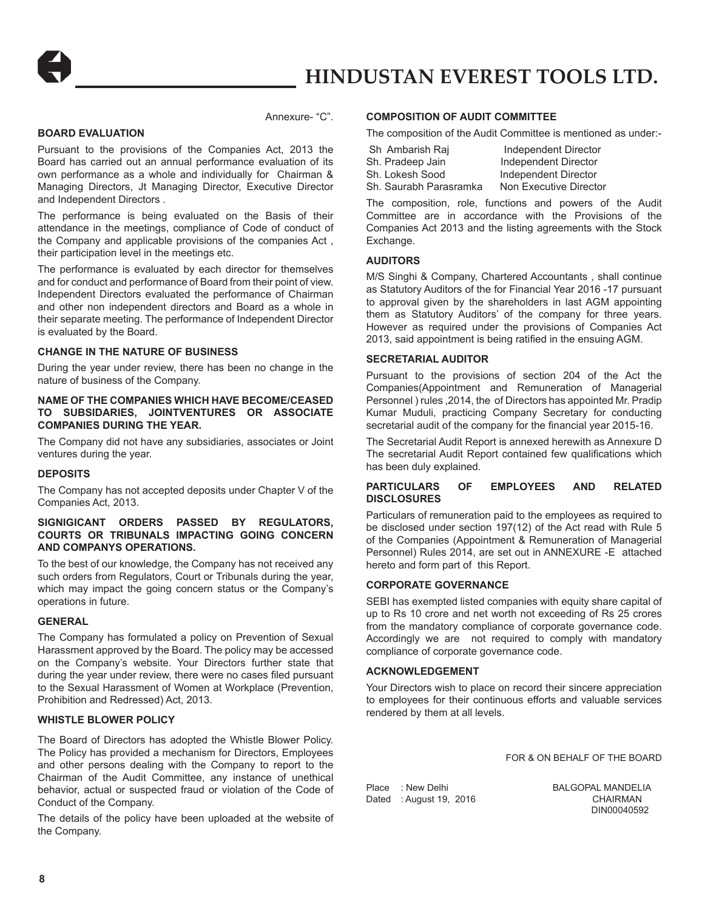Annexure- "C".

## BOARD EVALUATION

Pursuant to the provisions of the Companies Act, 2013 the Board has carried out an annual performance evaluation of its own performance as a whole and individually for Chairman & Managing Directors, Jt Managing Director, Executive Director and Independent Directors .

The performance is being evaluated on the Basis of their attendance in the meetings, compliance of Code of conduct of the Company and applicable provisions of the companies Act , their participation level in the meetings etc.

The performance is evaluated by each director for themselves and for conduct and performance of Board from their point of view. Independent Directors evaluated the performance of Chairman and other non independent directors and Board as a whole in their separate meeting. The performance of Independent Director is evaluated by the Board.

## CHANGE IN THE NATURE OF BUSINESS

During the year under review, there has been no change in the nature of business of the Company.

## NAME OF THE COMPANIES WHICH HAVE BECOME/CEASED TO SUBSIDARIES, JOINTVENTURES OR ASSOCIATE COMPANIES DURING THE YEAR.

The Company did not have any subsidiaries, associates or Joint ventures during the year.

## DEPOSITS

The Company has not accepted deposits under Chapter V of the Companies Act, 2013.

## SIGNIGICANT ORDERS PASSED BY REGULATORS, COURTS OR TRIBUNALS IMPACTING GOING CONCERN AND COMPANYS OPERATIONS.

To the best of our knowledge, the Company has not received any such orders from Regulators, Court or Tribunals during the year, which may impact the going concern status or the Company's operations in future.

## GENERAL

The Company has formulated a policy on Prevention of Sexual Harassment approved by the Board. The policy may be accessed on the Company's website. Your Directors further state that during the year under review, there were no cases filed pursuant to the Sexual Harassment of Women at Workplace (Prevention, Prohibition and Redressed) Act, 2013.

## WHISTLE BLOWER POLICY

The Board of Directors has adopted the Whistle Blower Policy. The Policy has provided a mechanism for Directors, Employees and other persons dealing with the Company to report to the Chairman of the Audit Committee, any instance of unethical behavior, actual or suspected fraud or violation of the Code of Conduct of the Company.

The details of the policy have been uploaded at the website of the Company.

## COMPOSITION OF AUDIT COMMITTEE

The composition of the Audit Committee is mentioned as under:-

| | |
|---|---|
| Sh Ambarish Raj | Independent Director |
| Sh. Pradeep Jain | Independent Director |
| Sh. Lokesh Sood | Independent Director |
| Sh. Saurabh Parasramka | Non Executive Director |

The composition, role, functions and powers of the Audit Committee are in accordance with the Provisions of the Companies Act 2013 and the listing agreements with the Stock Exchange.

## AUDITORS

M/S Singhi & Company, Chartered Accountants , shall continue as Statutory Auditors of the for Financial Year 2016 -17 pursuant to approval given by the shareholders in last AGM appointing them as Statutory Auditors' of the company for three years. However as required under the provisions of Companies Act 2013, said appointment is being ratified in the ensuing AGM.

## SECRETARIAL AUDITOR

Pursuant to the provisions of section 204 of the Act the Companies(Appointment and Remuneration of Managerial Personnel ) rules ,2014, the of Directors has appointed Mr. Pradip Kumar Muduli, practicing Company Secretary for conducting secretarial audit of the company for the financial year 2015-16.

The Secretarial Audit Report is annexed herewith as Annexure D The secretarial Audit Report contained few qualifications which has been duly explained.

## PARTICULARS OF EMPLOYEES AND RELATED DISCLOSURES

Particulars of remuneration paid to the employees as required to be disclosed under section 197(12) of the Act read with Rule 5 of the Companies (Appointment & Remuneration of Managerial Personnel) Rules 2014, are set out in ANNEXURE -E attached hereto and form part of this Report.

## CORPORATE GOVERNANCE

SEBI has exempted listed companies with equity share capital of up to Rs 10 crore and net worth not exceeding of Rs 25 crores from the mandatory compliance of corporate governance code. Accordingly we are not required to comply with mandatory compliance of corporate governance code.

## ACKNOWLEDGEMENT

Your Directors wish to place on record their sincere appreciation to employees for their continuous efforts and valuable services rendered by them at all levels.

FOR & ON BEHALF OF THE BOARD

Place : New Delhi
Dated : August 19, 2016

BALGOPAL MANDELIA
CHAIRMAN
DIN00040592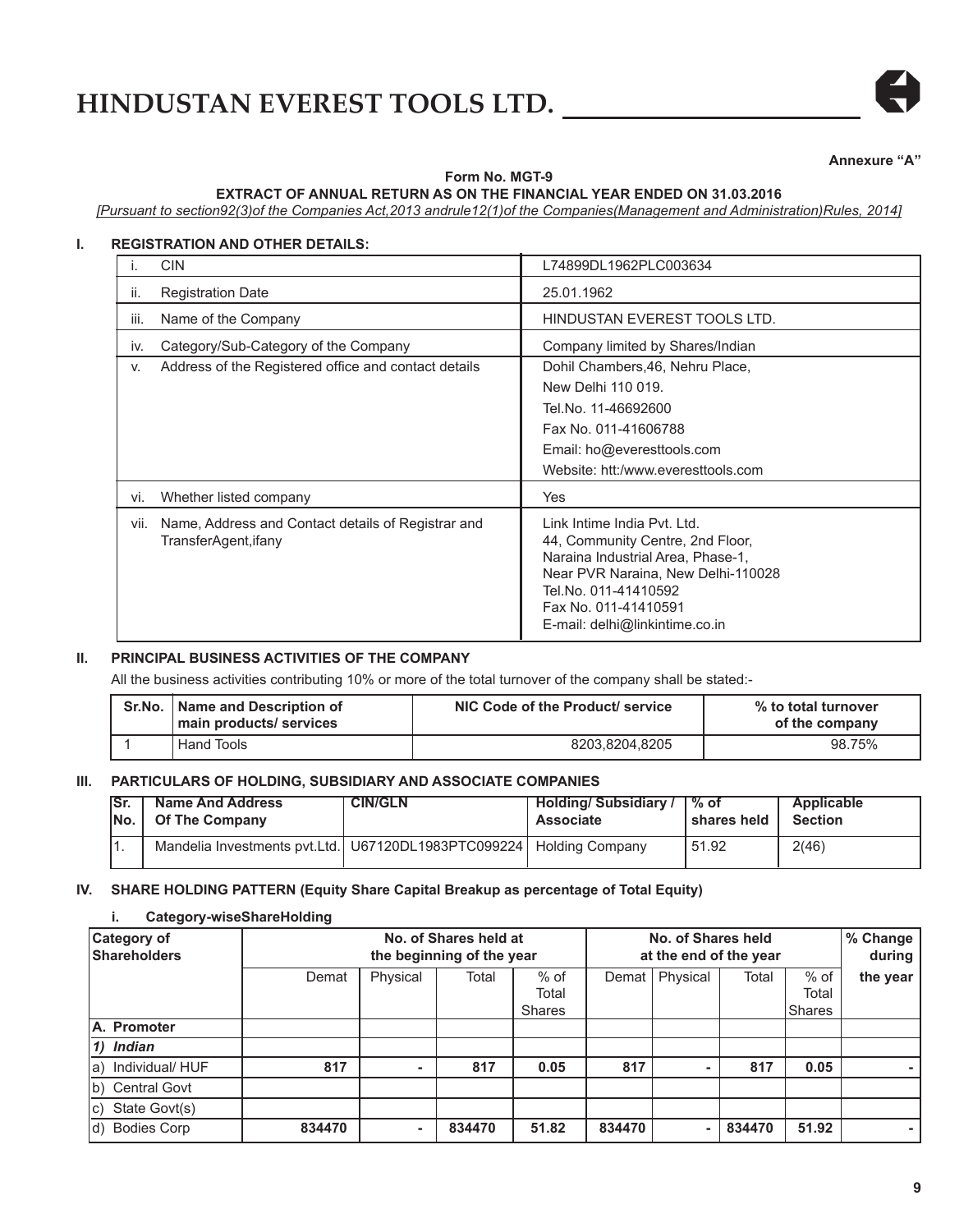Annexure "A"

**Form No. MGT-9**

**EXTRACT OF ANNUAL RETURN AS ON THE FINANCIAL YEAR ENDED ON 31.03.2016**

*[Pursuant to section92(3)of the Companies Act,2013 andrule12(1)of the Companies(Management and Administration)Rules, 2014]*

## I. REGISTRATION AND OTHER DETAILS:

| | | |
|---|---|---|
| i. | CIN | L74899DL1962PLC003634 |
| ii. | Registration Date | 25.01.1962 |
| iii. | Name of the Company | HINDUSTAN EVEREST TOOLS LTD. |
| iv. | Category/Sub-Category of the Company | Company limited by Shares/Indian |
| v. | Address of the Registered office and contact details | Dohil Chambers,46, Nehru Place,<br>New Delhi 110 019.<br>Tel.No. 11-46692600<br>Fax No. 011-41606788<br>Email: ho@everesttools.com<br>Website: htt:/www.everesttools.com |
| vi. | Whether listed company | Yes |
| vii. | Name, Address and Contact details of Registrar and TransferAgent,ifany | Link Intime India Pvt. Ltd.<br>44, Community Centre, 2nd Floor,<br>Naraina Industrial Area, Phase-1,<br>Near PVR Naraina, New Delhi-110028<br>Tel.No. 011-41410592<br>Fax No. 011-41410591<br>E-mail: delhi@linkintime.co.in |

## II. PRINCIPAL BUSINESS ACTIVITIES OF THE COMPANY

All the business activities contributing 10% or more of the total turnover of the company shall be stated:-

| Sr.No. | Name and Description of main products/ services | NIC Code of the Product/ service | % to total turnover of the company |
|---|---|---|---|
| 1 | Hand Tools | 8203,8204,8205 | 98.75% |

## III. PARTICULARS OF HOLDING, SUBSIDIARY AND ASSOCIATE COMPANIES

| Sr. No. | Name And Address Of The Company | CIN/GLN | Holding/ Subsidiary / Associate | % of shares held | Applicable Section |
|---|---|---|---|---|---|
| 1. | Mandelia Investments pvt.Ltd. | U67120DL1983PTC099224 | Holding Company | 51.92 | 2(46) |

## IV. SHARE HOLDING PATTERN (Equity Share Capital Breakup as percentage of Total Equity)

### i. Category-wiseShareHolding

| Category of Shareholders | No. of Shares held at the beginning of the year | | | | No. of Shares held at the end of the year | | | | % Change during the year |
|---|---|---|---|---|---|---|---|---|---|
| | Demat | Physical | Total | % of Total Shares | Demat | Physical | Total | % of Total Shares | |
| **A. Promoter** | | | | | | | | | |
| ***1) Indian*** | | | | | | | | | |
| a) Individual/ HUF | **817** | **-** | **817** | **0.05** | **817** | **-** | **817** | **0.05** | **-** |
| b) Central Govt | | | | | | | | | |
| c) State Govt(s) | | | | | | | | | |
| d) Bodies Corp | **834470** | **-** | **834470** | **51.82** | **834470** | **-** | **834470** | **51.92** | **-** |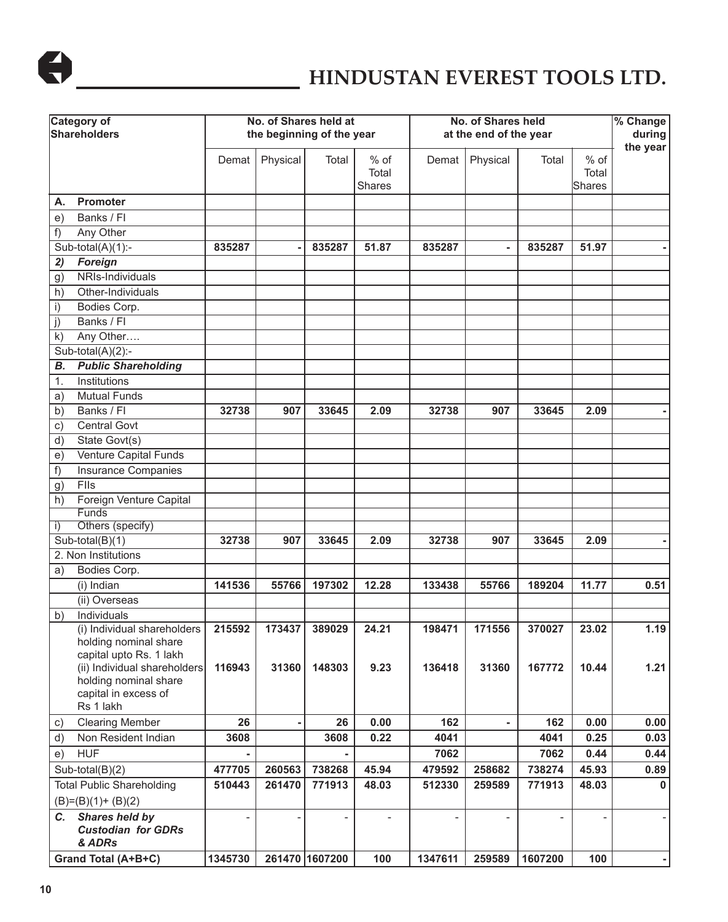| Category of Shareholders | No. of Shares held at the beginning of the year | | | | No. of Shares held at the end of the year | | | | % Change during the year |
|---|---|---|---|---|---|---|---|---|---|
| | Demat | Physical | Total | % of Total Shares | Demat | Physical | Total | % of Total Shares | |
| **A. Promoter** | | | | | | | | | |
| e) Banks / FI | | | | | | | | | |
| f) Any Other | | | | | | | | | |
| Sub-total(A)(1):- | **835287** | **-** | **835287** | **51.87** | **835287** | **-** | **835287** | **51.97** | **-** |
| ***2) Foreign*** | | | | | | | | | |
| g) NRIs-Individuals | | | | | | | | | |
| h) Other-Individuals | | | | | | | | | |
| i) Bodies Corp. | | | | | | | | | |
| j) Banks / FI | | | | | | | | | |
| k) Any Other…. | | | | | | | | | |
| Sub-total(A)(2):- | | | | | | | | | |
| ***B. Public Shareholding*** | | | | | | | | | |
| 1. Institutions | | | | | | | | | |
| a) Mutual Funds | | | | | | | | | |
| b) Banks / FI | **32738** | **907** | **33645** | **2.09** | **32738** | **907** | **33645** | **2.09** | **-** |
| c) Central Govt | | | | | | | | | |
| d) State Govt(s) | | | | | | | | | |
| e) Venture Capital Funds | | | | | | | | | |
| f) Insurance Companies | | | | | | | | | |
| g) FIIs | | | | | | | | | |
| h) Foreign Venture Capital Funds | | | | | | | | | |
| i) Others (specify) | | | | | | | | | |
| Sub-total(B)(1) | **32738** | **907** | **33645** | **2.09** | **32738** | **907** | **33645** | **2.09** | **-** |
| 2. Non Institutions | | | | | | | | | |
| a) Bodies Corp. | | | | | | | | | |
| (i) Indian | **141536** | **55766** | **197302** | **12.28** | **133438** | **55766** | **189204** | **11.77** | **0.51** |
| (ii) Overseas | | | | | | | | | |
| b) Individuals | | | | | | | | | |
| (i) Individual shareholders holding nominal share capital upto Rs. 1 lakh | **215592** | **173437** | **389029** | **24.21** | **198471** | **171556** | **370027** | **23.02** | **1.19** |
| (ii) Individual shareholders holding nominal share capital in excess of Rs 1 lakh | **116943** | **31360** | **148303** | **9.23** | **136418** | **31360** | **167772** | **10.44** | **1.21** |
| c) Clearing Member | **26** | **-** | **26** | **0.00** | **162** | **-** | **162** | **0.00** | **0.00** |
| d) Non Resident Indian | **3608** | | **3608** | **0.22** | **4041** | | **4041** | **0.25** | **0.03** |
| e) HUF | **-** | | **-** | | **7062** | | **7062** | **0.44** | **0.44** |
| Sub-total(B)(2) | **477705** | **260563** | **738268** | **45.94** | **479592** | **258682** | **738274** | **45.93** | **0.89** |
| Total Public Shareholding (B)=(B)(1)+ (B)(2) | **510443** | **261470** | **771913** | **48.03** | **512330** | **259589** | **771913** | **48.03** | **0** |
| ***C. Shares held by Custodian for GDRs & ADRs*** | - | - | - | - | - | - | - | - | - |
| **Grand Total (A+B+C)** | **1345730** | **261470** | **1607200** | **100** | **1347611** | **259589** | **1607200** | **100** | **-** |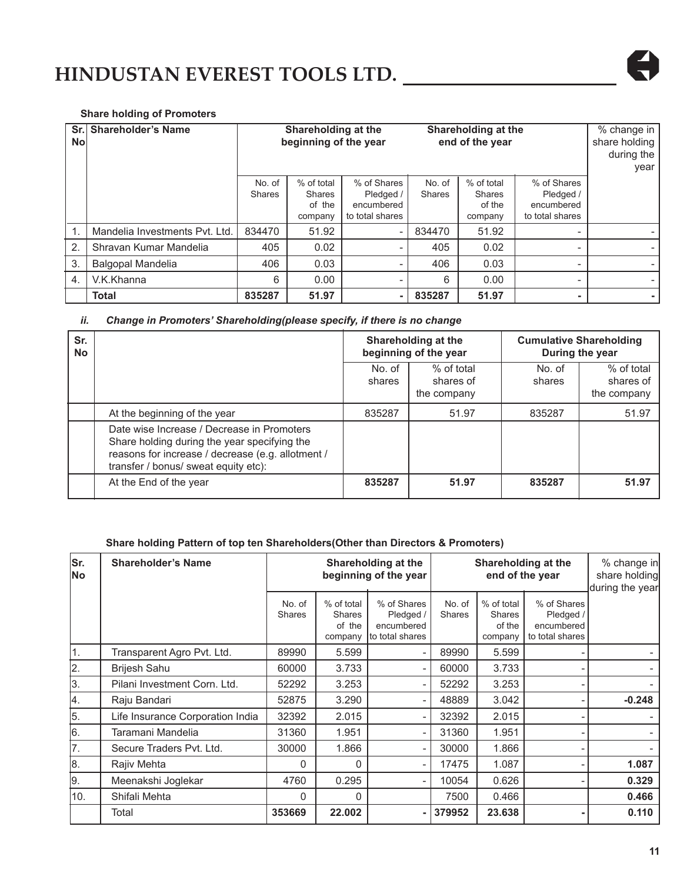**Share holding of Promoters**

| Sr. No | Shareholder's Name | Shareholding at the beginning of the year | | | Shareholding at the end of the year | | | % change in share holding during the year |
|---|---|---|---|---|---|---|---|---|
| | | No. of Shares | % of total Shares of the company | % of Shares Pledged / encumbered to total shares | No. of Shares | % of total Shares of the company | % of Shares Pledged / encumbered to total shares | |
| 1. | Mandelia Investments Pvt. Ltd. | 834470 | 51.92 | - | 834470 | 51.92 | - | - |
| 2. | Shravan Kumar Mandelia | 405 | 0.02 | - | 405 | 0.02 | - | - |
| 3. | Balgopal Mandelia | 406 | 0.03 | - | 406 | 0.03 | - | - |
| 4. | V.K.Khanna | 6 | 0.00 | - | 6 | 0.00 | - | - |
| | **Total** | **835287** | **51.97** | **-** | **835287** | **51.97** | **-** | **-** |

***ii. Change in Promoters' Shareholding(please specify, if there is no change***

| Sr. No | | Shareholding at the beginning of the year | | Cumulative Shareholding During the year | |
|---|---|---|---|---|---|
| | | No. of shares | % of total shares of the company | No. of shares | % of total shares of the company |
| | At the beginning of the year | 835287 | 51.97 | 835287 | 51.97 |
| | Date wise Increase / Decrease in Promoters Share holding during the year specifying the reasons for increase / decrease (e.g. allotment / transfer / bonus/ sweat equity etc): | | | | |
| | At the End of the year | **835287** | **51.97** | **835287** | **51.97** |

**Share holding Pattern of top ten Shareholders(Other than Directors & Promoters)**

| Sr. No | Shareholder's Name | Shareholding at the beginning of the year | | | Shareholding at the end of the year | | | % change in share holding during the year |
|---|---|---|---|---|---|---|---|---|
| | | No. of Shares | % of total Shares of the company | % of Shares Pledged / encumbered to total shares | No. of Shares | % of total Shares of the company | % of Shares Pledged / encumbered to total shares | |
| 1. | Transparent Agro Pvt. Ltd. | 89990 | 5.599 | - | 89990 | 5.599 | - | - |
| 2. | Brijesh Sahu | 60000 | 3.733 | - | 60000 | 3.733 | - | - |
| 3. | Pilani Investment Corn. Ltd. | 52292 | 3.253 | - | 52292 | 3.253 | - | - |
| 4. | Raju Bandari | 52875 | 3.290 | - | 48889 | 3.042 | - | **-0.248** |
| 5. | Life Insurance Corporation India | 32392 | 2.015 | - | 32392 | 2.015 | - | - |
| 6. | Taramani Mandelia | 31360 | 1.951 | - | 31360 | 1.951 | - | - |
| 7. | Secure Traders Pvt. Ltd. | 30000 | 1.866 | - | 30000 | 1.866 | - | - |
| 8. | Rajiv Mehta | 0 | 0 | - | 17475 | 1.087 | - | **1.087** |
| 9. | Meenakshi Joglekar | 4760 | 0.295 | - | 10054 | 0.626 | - | **0.329** |
| 10. | Shifali Mehta | 0 | 0 | | 7500 | 0.466 | | **0.466** |
| | Total | **353669** | **22.002** | **-** | **379952** | **23.638** | **-** | **0.110** |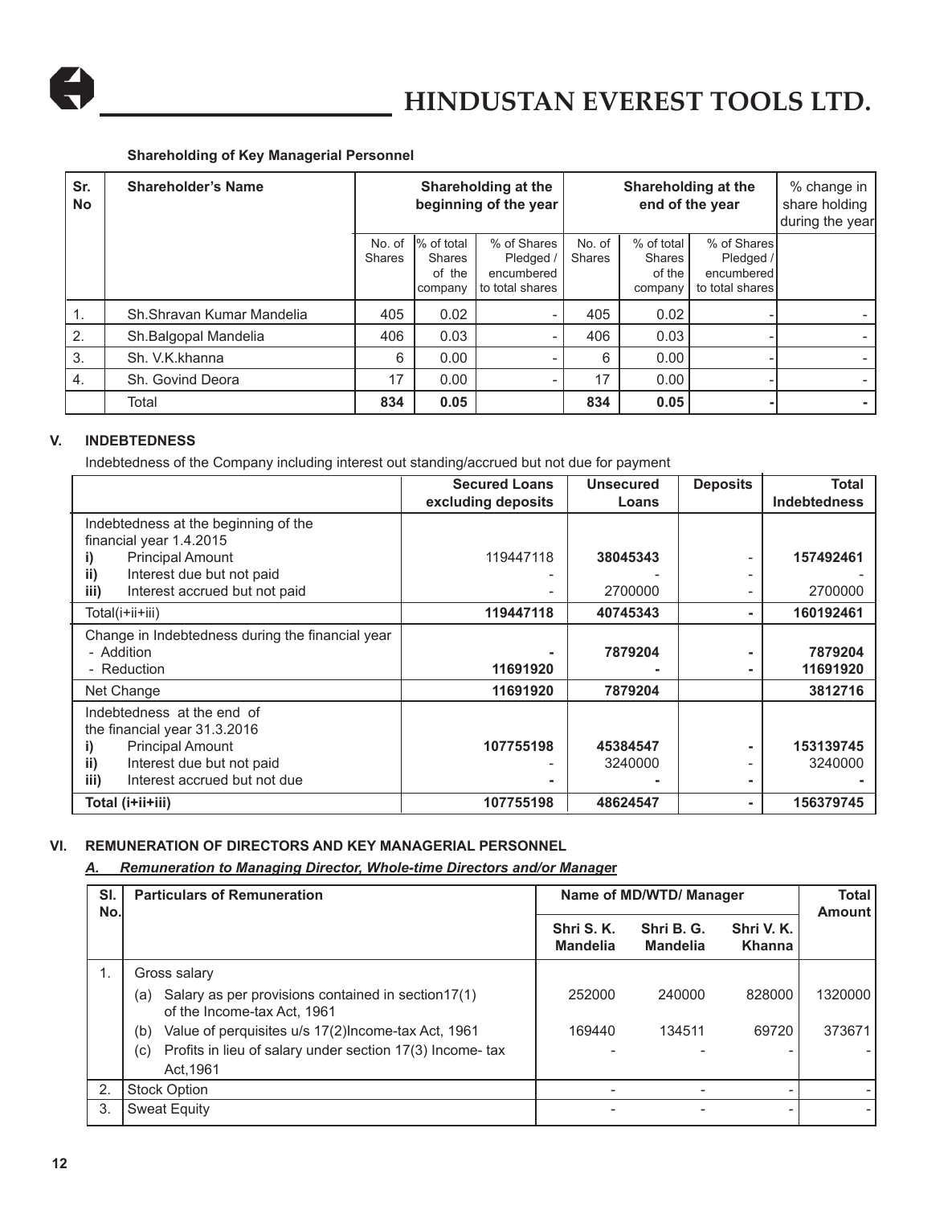**Shareholding of Key Managerial Personnel**

| Sr. No | Shareholder's Name | Shareholding at the beginning of the year | | | Shareholding at the end of the year | | | % change in share holding during the year |
|---|---|---|---|---|---|---|---|---|
| | | No. of Shares | % of total Shares of the company | % of Shares Pledged / encumbered to total shares | No. of Shares | % of total Shares of the company | % of Shares Pledged / encumbered to total shares | |
| 1. | Sh.Shravan Kumar Mandelia | 405 | 0.02 | - | 405 | 0.02 | - | - |
| 2. | Sh.Balgopal Mandelia | 406 | 0.03 | - | 406 | 0.03 | - | - |
| 3. | Sh. V.K.khanna | 6 | 0.00 | - | 6 | 0.00 | - | - |
| 4. | Sh. Govind Deora | 17 | 0.00 | - | 17 | 0.00 | - | - |
| | Total | **834** | **0.05** | | **834** | **0.05** | **-** | **-** |

## V. INDEBTEDNESS

Indebtedness of the Company including interest out standing/accrued but not due for payment

| | Secured Loans excluding deposits | Unsecured Loans | Deposits | Total Indebtedness |
|---|---|---|---|---|
| Indebtedness at the beginning of the financial year 1.4.2015 | | | | |
| **i)** Principal Amount | 119447118 | **38045343** | - | **157492461** |
| **ii)** Interest due but not paid | - | - | - | - |
| **iii)** Interest accrued but not paid | - | 2700000 | - | 2700000 |
| Total(i+ii+iii) | **119447118** | **40745343** | **-** | **160192461** |
| Change in Indebtedness during the financial year | | | | |
| - Addition | **-** | **7879204** | **-** | **7879204** |
| - Reduction | **11691920** | **-** | **-** | **11691920** |
| Net Change | **11691920** | **7879204** | | **3812716** |
| Indebtedness at the end of the financial year 31.3.2016 | | | | |
| **i)** Principal Amount | **107755198** | **45384547** | **-** | **153139745** |
| **ii)** Interest due but not paid | - | 3240000 | - | 3240000 |
| **iii)** Interest accrued but not due | **-** | **-** | **-** | **-** |
| **Total (i+ii+iii)** | **107755198** | **48624547** | **-** | **156379745** |

## VI. REMUNERATION OF DIRECTORS AND KEY MANAGERIAL PERSONNEL

***A. Remuneration to Managing Director, Whole-time Directors and/or Manager***

| Sl. No. | Particulars of Remuneration | Name of MD/WTD/ Manager | | | Total Amount |
|---|---|---|---|---|---|
| | | Shri S. K. Mandelia | Shri B. G. Mandelia | Shri V. K. Khanna | |
| 1. | Gross salary | | | | |
| | (a) Salary as per provisions contained in section17(1) of the Income-tax Act, 1961 | 252000 | 240000 | 828000 | 1320000 |
| | (b) Value of perquisites u/s 17(2)Income-tax Act, 1961 | 169440 | 134511 | 69720 | 373671 |
| | (c) Profits in lieu of salary under section 17(3) Income- tax Act,1961 | - | - | - | - |
| 2. | Stock Option | - | - | - | - |
| 3. | Sweat Equity | - | - | - | - |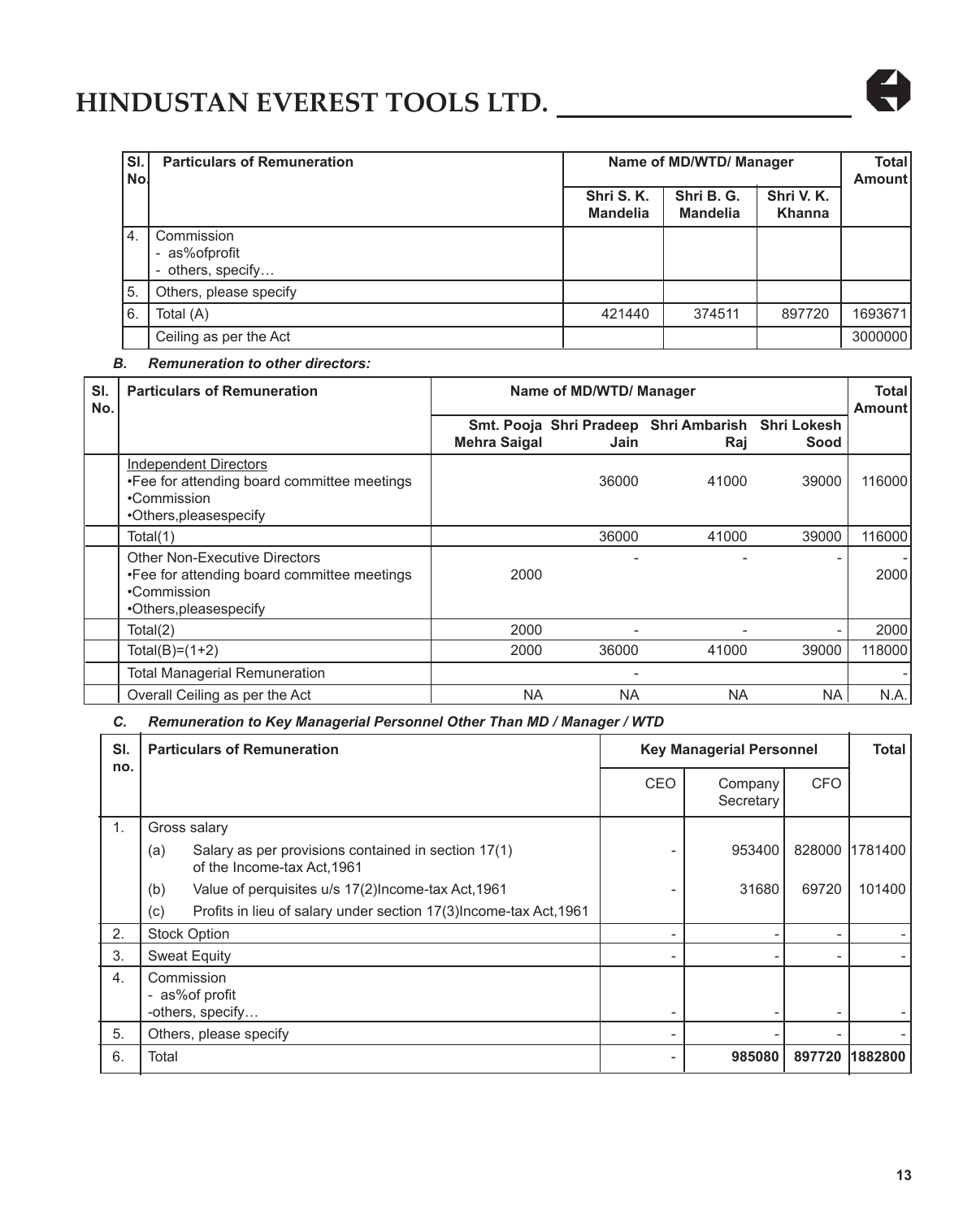| Sl. No. | Particulars of Remuneration | Name of MD/WTD/ Manager | | | Total Amount |
|---|---|---|---|---|---|
| | | Shri S. K. Mandelia | Shri B. G. Mandelia | Shri V. K. Khanna | |
| 4. | Commission<br>- as%ofprofit<br>- others, specify… | | | | |
| 5. | Others, please specify | | | | |
| 6. | Total (A) | 421440 | 374511 | 897720 | 1693671 |
| | Ceiling as per the Act | | | | 3000000 |

***B. Remuneration to other directors:***

| Sl. No. | Particulars of Remuneration | Name of MD/WTD/ Manager | | | | Total Amount |
|---|---|---|---|---|---|---|
| | | Smt. Pooja Mehra Saigal | Shri Pradeep Jain | Shri Ambarish Raj | Shri Lokesh Sood | |
| | Independent Directors<br>•Fee for attending board committee meetings<br>•Commission<br>•Others,pleasespecify | | 36000 | 41000 | 39000 | 116000 |
| | Total(1) | | 36000 | 41000 | 39000 | 116000 |
| | Other Non-Executive Directors<br>•Fee for attending board committee meetings<br>•Commission<br>•Others,pleasespecify | 2000 | - | - | - | -<br>2000 |
| | Total(2) | 2000 | - | - | - | 2000 |
| | Total(B)=(1+2) | 2000 | 36000 | 41000 | 39000 | 118000 |
| | Total Managerial Remuneration | | - | | | - |
| | Overall Ceiling as per the Act | NA | NA | NA | NA | N.A. |

***C. Remuneration to Key Managerial Personnel Other Than MD / Manager / WTD***

| Sl. no. | Particulars of Remuneration | Key Managerial Personnel | | | Total |
|---|---|---|---|---|---|
| | | CEO | Company Secretary | CFO | |
| 1. | Gross salary | | | | |
| | (a) Salary as per provisions contained in section 17(1) of the Income-tax Act,1961 | - | 953400 | 828000 | 1781400 |
| | (b) Value of perquisites u/s 17(2)Income-tax Act,1961 | - | 31680 | 69720 | 101400 |
| | (c) Profits in lieu of salary under section 17(3)Income-tax Act,1961 | | | | |
| 2. | Stock Option | - | - | - | - |
| 3. | Sweat Equity | - | - | - | - |
| 4. | Commission<br>- as%of profit<br>-others, specify… | - | - | - | - |
| 5. | Others, please specify | - | - | - | - |
| 6. | Total | - | **985080** | **897720** | **1882800** |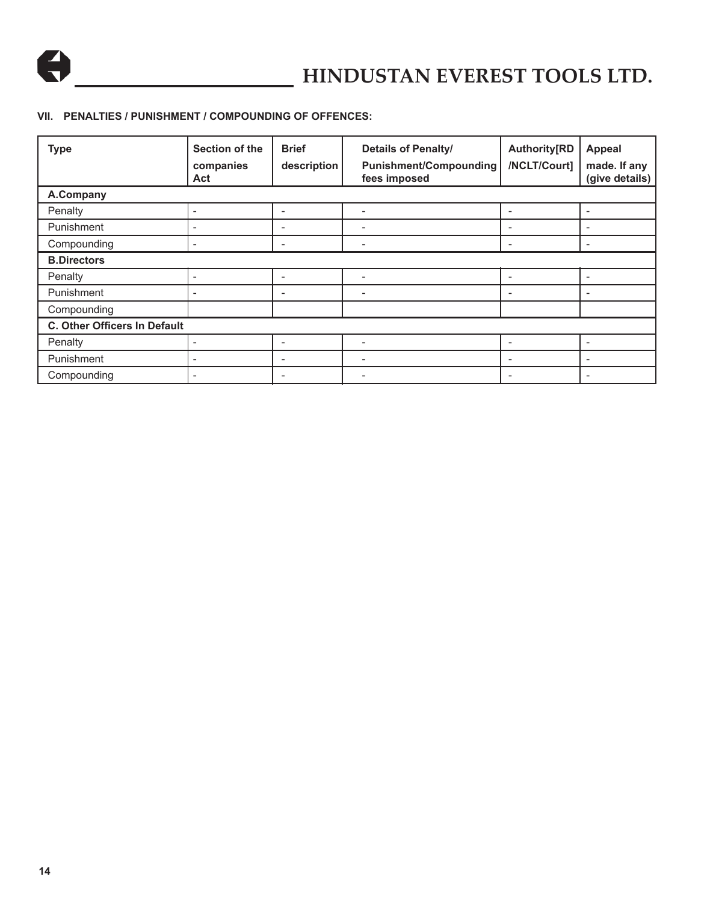### VII. PENALTIES / PUNISHMENT / COMPOUNDING OF OFFENCES:

| Type | Section of the companies Act | Brief description | Details of Penalty/ Punishment/Compounding fees imposed | Authority[RD /NCLT/Court] | Appeal made. If any (give details) |
|---|---|---|---|---|---|
| **A.Company** | | | | | |
| Penalty | - | - | - | - | - |
| Punishment | - | - | - | - | - |
| Compounding | - | - | - | - | - |
| **B.Directors** | | | | | |
| Penalty | - | - | - | - | - |
| Punishment | - | - | - | - | - |
| Compounding | | | | | |
| **C. Other Officers In Default** | | | | | |
| Penalty | - | - | - | - | - |
| Punishment | - | - | - | - | - |
| Compounding | - | - | - | - | - |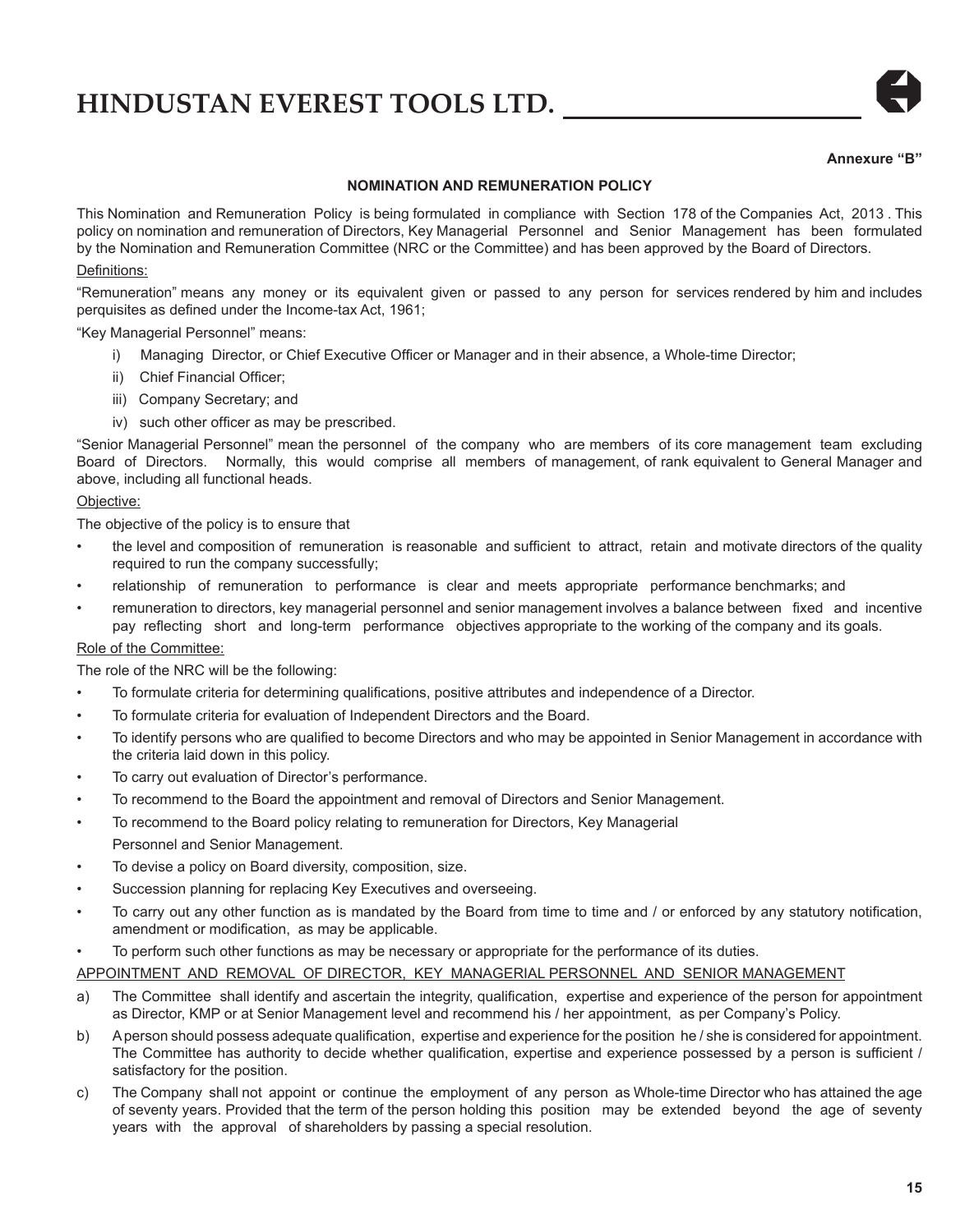Annexure “B”

## NOMINATION AND REMUNERATION POLICY

This Nomination and Remuneration Policy is being formulated in compliance with Section 178 of the Companies Act, 2013 . This policy on nomination and remuneration of Directors, Key Managerial Personnel and Senior Management has been formulated by the Nomination and Remuneration Committee (NRC or the Committee) and has been approved by the Board of Directors.

Definitions:

“Remuneration” means any money or its equivalent given or passed to any person for services rendered by him and includes perquisites as defined under the Income-tax Act, 1961;

“Key Managerial Personnel” means:

i) Managing Director, or Chief Executive Officer or Manager and in their absence, a Whole-time Director;

ii) Chief Financial Officer;

iii) Company Secretary; and

iv) such other officer as may be prescribed.

“Senior Managerial Personnel” mean the personnel of the company who are members of its core management team excluding Board of Directors. Normally, this would comprise all members of management, of rank equivalent to General Manager and above, including all functional heads.

Objective:

The objective of the policy is to ensure that

- the level and composition of remuneration is reasonable and sufficient to attract, retain and motivate directors of the quality required to run the company successfully;
- relationship of remuneration to performance is clear and meets appropriate performance benchmarks; and
- remuneration to directors, key managerial personnel and senior management involves a balance between fixed and incentive pay reflecting short and long-term performance objectives appropriate to the working of the company and its goals.

Role of the Committee:

The role of the NRC will be the following:

- To formulate criteria for determining qualifications, positive attributes and independence of a Director.
- To formulate criteria for evaluation of Independent Directors and the Board.
- To identify persons who are qualified to become Directors and who may be appointed in Senior Management in accordance with the criteria laid down in this policy.
- To carry out evaluation of Director’s performance.
- To recommend to the Board the appointment and removal of Directors and Senior Management.
- To recommend to the Board policy relating to remuneration for Directors, Key Managerial Personnel and Senior Management.
- To devise a policy on Board diversity, composition, size.
- Succession planning for replacing Key Executives and overseeing.
- To carry out any other function as is mandated by the Board from time to time and / or enforced by any statutory notification, amendment or modification, as may be applicable.
- To perform such other functions as may be necessary or appropriate for the performance of its duties.

APPOINTMENT AND REMOVAL OF DIRECTOR, KEY MANAGERIAL PERSONNEL AND SENIOR MANAGEMENT

a) The Committee shall identify and ascertain the integrity, qualification, expertise and experience of the person for appointment as Director, KMP or at Senior Management level and recommend his / her appointment, as per Company’s Policy.

b) A person should possess adequate qualification, expertise and experience for the position he / she is considered for appointment. The Committee has authority to decide whether qualification, expertise and experience possessed by a person is sufficient / satisfactory for the position.

c) The Company shall not appoint or continue the employment of any person as Whole-time Director who has attained the age of seventy years. Provided that the term of the person holding this position may be extended beyond the age of seventy years with the approval of shareholders by passing a special resolution.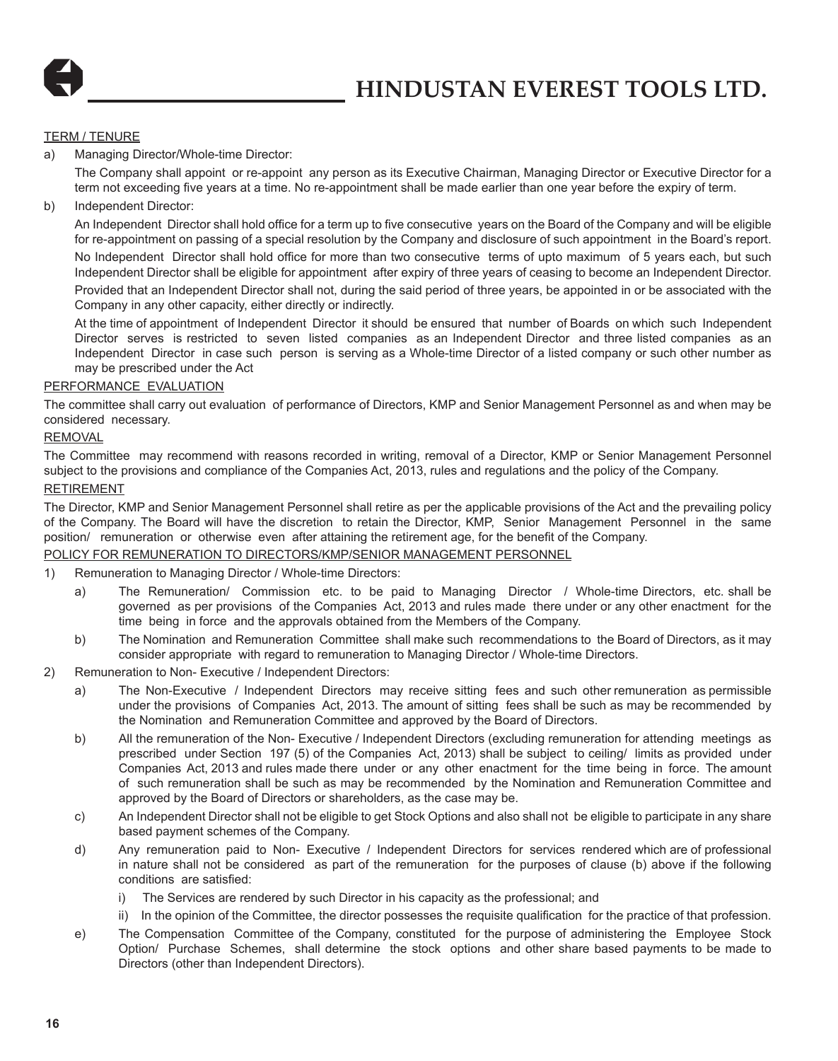#### TERM / TENURE

a) Managing Director/Whole-time Director:

The Company shall appoint or re-appoint any person as its Executive Chairman, Managing Director or Executive Director for a term not exceeding five years at a time. No re-appointment shall be made earlier than one year before the expiry of term.

b) Independent Director:

An Independent Director shall hold office for a term up to five consecutive years on the Board of the Company and will be eligible for re-appointment on passing of a special resolution by the Company and disclosure of such appointment in the Board's report.

No Independent Director shall hold office for more than two consecutive terms of upto maximum of 5 years each, but such Independent Director shall be eligible for appointment after expiry of three years of ceasing to become an Independent Director.

Provided that an Independent Director shall not, during the said period of three years, be appointed in or be associated with the Company in any other capacity, either directly or indirectly.

At the time of appointment of Independent Director it should be ensured that number of Boards on which such Independent Director serves is restricted to seven listed companies as an Independent Director and three listed companies as an Independent Director in case such person is serving as a Whole-time Director of a listed company or such other number as may be prescribed under the Act

#### PERFORMANCE EVALUATION

The committee shall carry out evaluation of performance of Directors, KMP and Senior Management Personnel as and when may be considered necessary.

#### REMOVAL

The Committee may recommend with reasons recorded in writing, removal of a Director, KMP or Senior Management Personnel subject to the provisions and compliance of the Companies Act, 2013, rules and regulations and the policy of the Company.

#### RETIREMENT

The Director, KMP and Senior Management Personnel shall retire as per the applicable provisions of the Act and the prevailing policy of the Company. The Board will have the discretion to retain the Director, KMP, Senior Management Personnel in the same position/ remuneration or otherwise even after attaining the retirement age, for the benefit of the Company.

#### POLICY FOR REMUNERATION TO DIRECTORS/KMP/SENIOR MANAGEMENT PERSONNEL

1) Remuneration to Managing Director / Whole-time Directors:

   a) The Remuneration/ Commission etc. to be paid to Managing Director / Whole-time Directors, etc. shall be governed as per provisions of the Companies Act, 2013 and rules made there under or any other enactment for the time being in force and the approvals obtained from the Members of the Company.

   b) The Nomination and Remuneration Committee shall make such recommendations to the Board of Directors, as it may consider appropriate with regard to remuneration to Managing Director / Whole-time Directors.

2) Remuneration to Non- Executive / Independent Directors:

   a) The Non-Executive / Independent Directors may receive sitting fees and such other remuneration as permissible under the provisions of Companies Act, 2013. The amount of sitting fees shall be such as may be recommended by the Nomination and Remuneration Committee and approved by the Board of Directors.

   b) All the remuneration of the Non- Executive / Independent Directors (excluding remuneration for attending meetings as prescribed under Section 197 (5) of the Companies Act, 2013) shall be subject to ceiling/ limits as provided under Companies Act, 2013 and rules made there under or any other enactment for the time being in force. The amount of such remuneration shall be such as may be recommended by the Nomination and Remuneration Committee and approved by the Board of Directors or shareholders, as the case may be.

   c) An Independent Director shall not be eligible to get Stock Options and also shall not be eligible to participate in any share based payment schemes of the Company.

   d) Any remuneration paid to Non- Executive / Independent Directors for services rendered which are of professional in nature shall not be considered as part of the remuneration for the purposes of clause (b) above if the following conditions are satisfied:

      i) The Services are rendered by such Director in his capacity as the professional; and

      ii) In the opinion of the Committee, the director possesses the requisite qualification for the practice of that profession.

   e) The Compensation Committee of the Company, constituted for the purpose of administering the Employee Stock Option/ Purchase Schemes, shall determine the stock options and other share based payments to be made to Directors (other than Independent Directors).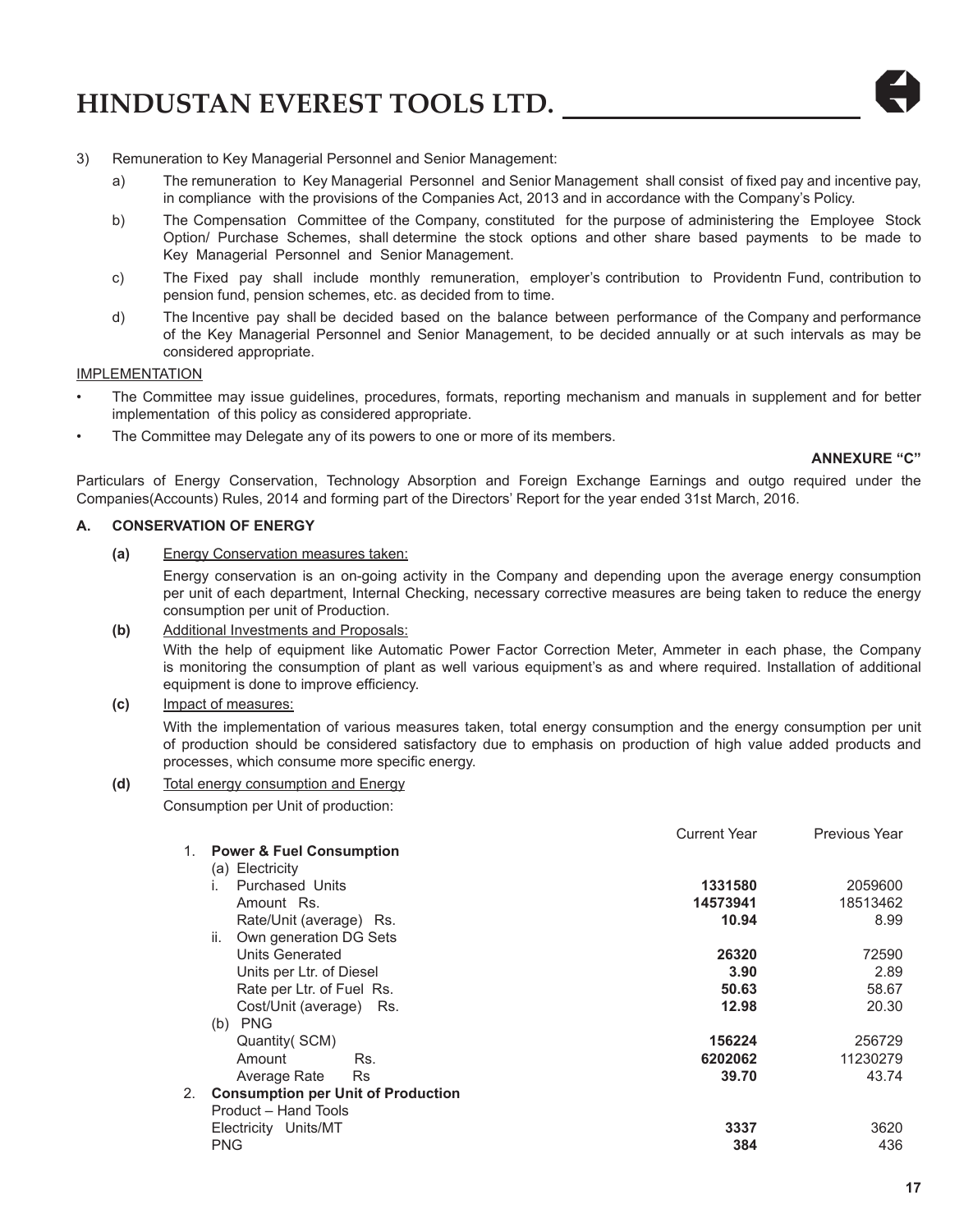3) Remuneration to Key Managerial Personnel and Senior Management:

   a) The remuneration to Key Managerial Personnel and Senior Management shall consist of fixed pay and incentive pay, in compliance with the provisions of the Companies Act, 2013 and in accordance with the Company's Policy.

   b) The Compensation Committee of the Company, constituted for the purpose of administering the Employee Stock Option/ Purchase Schemes, shall determine the stock options and other share based payments to be made to Key Managerial Personnel and Senior Management.

   c) The Fixed pay shall include monthly remuneration, employer's contribution to Providentn Fund, contribution to pension fund, pension schemes, etc. as decided from to time.

   d) The Incentive pay shall be decided based on the balance between performance of the Company and performance of the Key Managerial Personnel and Senior Management, to be decided annually or at such intervals as may be considered appropriate.

<u>IMPLEMENTATION</u>

- The Committee may issue guidelines, procedures, formats, reporting mechanism and manuals in supplement and for better implementation of this policy as considered appropriate.
- The Committee may Delegate any of its powers to one or more of its members.

**ANNEXURE "C"**

Particulars of Energy Conservation, Technology Absorption and Foreign Exchange Earnings and outgo required under the Companies(Accounts) Rules, 2014 and forming part of the Directors' Report for the year ended 31st March, 2016.

**A. CONSERVATION OF ENERGY**

**(a)** <u>Energy Conservation measures taken:</u>

Energy conservation is an on-going activity in the Company and depending upon the average energy consumption per unit of each department, Internal Checking, necessary corrective measures are being taken to reduce the energy consumption per unit of Production.

**(b)** <u>Additional Investments and Proposals:</u>

With the help of equipment like Automatic Power Factor Correction Meter, Ammeter in each phase, the Company is monitoring the consumption of plant as well various equipment's as and where required. Installation of additional equipment is done to improve efficiency.

**(c)** <u>Impact of measures:</u>

With the implementation of various measures taken, total energy consumption and the energy consumption per unit of production should be considered satisfactory due to emphasis on production of high value added products and processes, which consume more specific energy.

**(d)** <u>Total energy consumption and Energy</u>

Consumption per Unit of production:

| | Current Year | Previous Year |
|---|---|---|
| **1. Power & Fuel Consumption** | | |
| (a) Electricity | | |
| i. Purchased Units | **1331580** | 2059600 |
| Amount Rs. | **14573941** | 18513462 |
| Rate/Unit (average) Rs. | **10.94** | 8.99 |
| ii. Own generation DG Sets | | |
| Units Generated | **26320** | 72590 |
| Units per Ltr. of Diesel | **3.90** | 2.89 |
| Rate per Ltr. of Fuel Rs. | **50.63** | 58.67 |
| Cost/Unit (average) Rs. | **12.98** | 20.30 |
| (b) PNG | | |
| Quantity( SCM) | **156224** | 256729 |
| Amount Rs. | **6202062** | 11230279 |
| Average Rate Rs | **39.70** | 43.74 |
| **2. Consumption per Unit of Production** | | |
| Product – Hand Tools | | |
| Electricity Units/MT | **3337** | 3620 |
| PNG | **384** | 436 |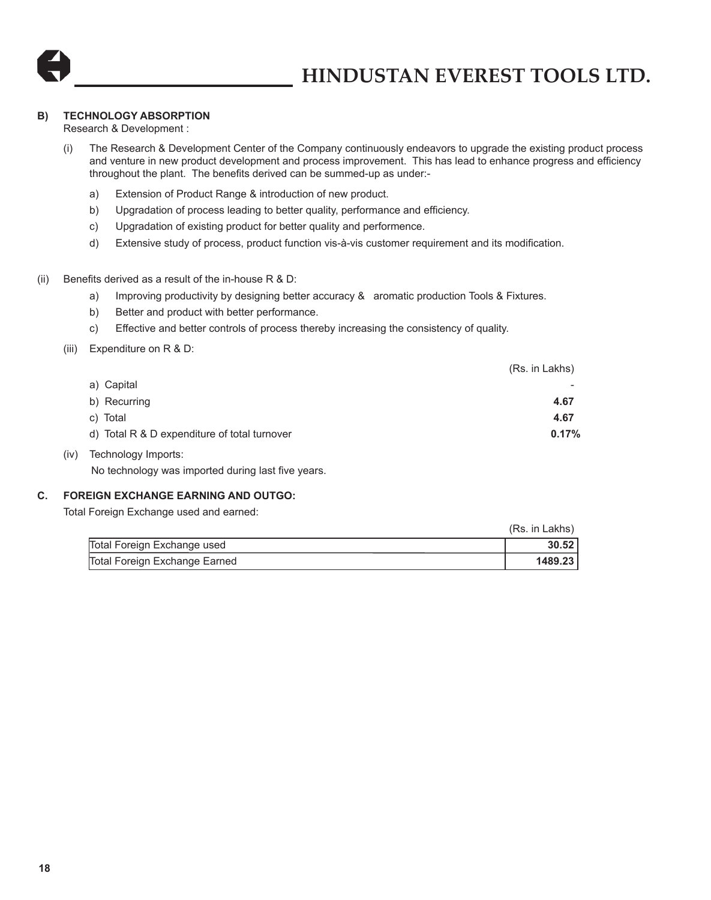## B) TECHNOLOGY ABSORPTION

Research & Development :

(i) The Research & Development Center of the Company continuously endeavors to upgrade the existing product process and venture in new product development and process improvement. This has lead to enhance progress and efficiency throughout the plant. The benefits derived can be summed-up as under:-

a) Extension of Product Range & introduction of new product.

b) Upgradation of process leading to better quality, performance and efficiency.

c) Upgradation of existing product for better quality and performence.

d) Extensive study of process, product function vis-à-vis customer requirement and its modification.

(ii) Benefits derived as a result of the in-house R & D:

a) Improving productivity by designing better accuracy & aromatic production Tools & Fixtures.

b) Better and product with better performance.

c) Effective and better controls of process thereby increasing the consistency of quality.

(iii) Expenditure on R & D:

| | (Rs. in Lakhs) |
|---|---|
| a) Capital | - |
| b) Recurring | **4.67** |
| c) Total | **4.67** |
| d) Total R & D expenditure of total turnover | **0.17%** |

(iv) Technology Imports:

No technology was imported during last five years.

## C. FOREIGN EXCHANGE EARNING AND OUTGO:

Total Foreign Exchange used and earned:

| | (Rs. in Lakhs) |
|---|---|
| Total Foreign Exchange used | **30.52** |
| Total Foreign Exchange Earned | **1489.23** |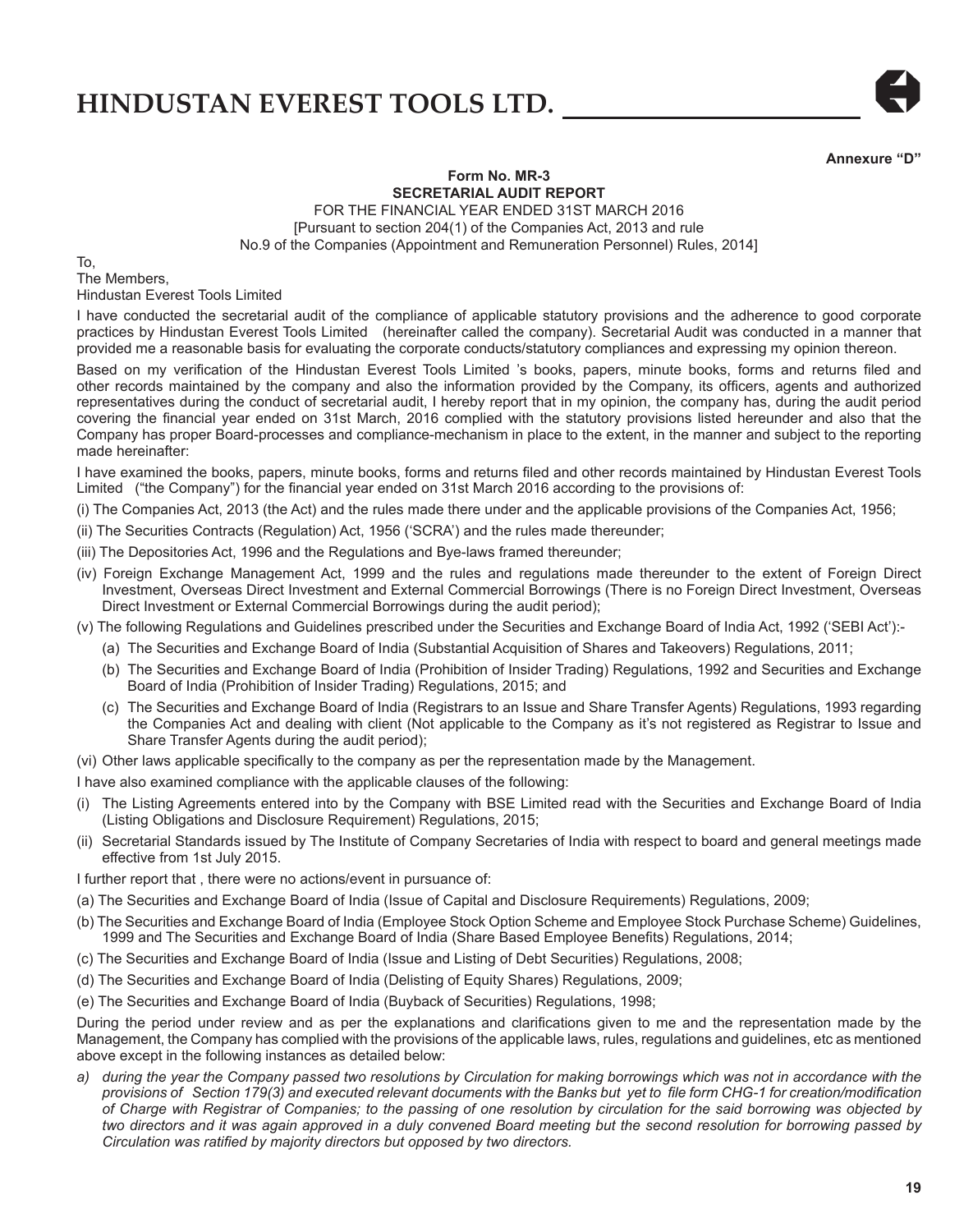Annexure "D"

**Form No. MR-3**
**SECRETARIAL AUDIT REPORT**
FOR THE FINANCIAL YEAR ENDED 31ST MARCH 2016
[Pursuant to section 204(1) of the Companies Act, 2013 and rule
No.9 of the Companies (Appointment and Remuneration Personnel) Rules, 2014]

To,
The Members,
Hindustan Everest Tools Limited

I have conducted the secretarial audit of the compliance of applicable statutory provisions and the adherence to good corporate practices by Hindustan Everest Tools Limited (hereinafter called the company). Secretarial Audit was conducted in a manner that provided me a reasonable basis for evaluating the corporate conducts/statutory compliances and expressing my opinion thereon.

Based on my verification of the Hindustan Everest Tools Limited 's books, papers, minute books, forms and returns filed and other records maintained by the company and also the information provided by the Company, its officers, agents and authorized representatives during the conduct of secretarial audit, I hereby report that in my opinion, the company has, during the audit period covering the financial year ended on 31st March, 2016 complied with the statutory provisions listed hereunder and also that the Company has proper Board-processes and compliance-mechanism in place to the extent, in the manner and subject to the reporting made hereinafter:

I have examined the books, papers, minute books, forms and returns filed and other records maintained by Hindustan Everest Tools Limited ("the Company") for the financial year ended on 31st March 2016 according to the provisions of:

(i) The Companies Act, 2013 (the Act) and the rules made there under and the applicable provisions of the Companies Act, 1956;

(ii) The Securities Contracts (Regulation) Act, 1956 ('SCRA') and the rules made thereunder;

(iii) The Depositories Act, 1996 and the Regulations and Bye-laws framed thereunder;

(iv) Foreign Exchange Management Act, 1999 and the rules and regulations made thereunder to the extent of Foreign Direct Investment, Overseas Direct Investment and External Commercial Borrowings (There is no Foreign Direct Investment, Overseas Direct Investment or External Commercial Borrowings during the audit period);

(v) The following Regulations and Guidelines prescribed under the Securities and Exchange Board of India Act, 1992 ('SEBI Act'):-

- (a) The Securities and Exchange Board of India (Substantial Acquisition of Shares and Takeovers) Regulations, 2011;
- (b) The Securities and Exchange Board of India (Prohibition of Insider Trading) Regulations, 1992 and Securities and Exchange Board of India (Prohibition of Insider Trading) Regulations, 2015; and
- (c) The Securities and Exchange Board of India (Registrars to an Issue and Share Transfer Agents) Regulations, 1993 regarding the Companies Act and dealing with client (Not applicable to the Company as it's not registered as Registrar to Issue and Share Transfer Agents during the audit period);

(vi) Other laws applicable specifically to the company as per the representation made by the Management.

I have also examined compliance with the applicable clauses of the following:

(i) The Listing Agreements entered into by the Company with BSE Limited read with the Securities and Exchange Board of India (Listing Obligations and Disclosure Requirement) Regulations, 2015;

(ii) Secretarial Standards issued by The Institute of Company Secretaries of India with respect to board and general meetings made effective from 1st July 2015.

I further report that , there were no actions/event in pursuance of:

(a) The Securities and Exchange Board of India (Issue of Capital and Disclosure Requirements) Regulations, 2009;

(b) The Securities and Exchange Board of India (Employee Stock Option Scheme and Employee Stock Purchase Scheme) Guidelines, 1999 and The Securities and Exchange Board of India (Share Based Employee Benefits) Regulations, 2014;

(c) The Securities and Exchange Board of India (Issue and Listing of Debt Securities) Regulations, 2008;

(d) The Securities and Exchange Board of India (Delisting of Equity Shares) Regulations, 2009;

(e) The Securities and Exchange Board of India (Buyback of Securities) Regulations, 1998;

During the period under review and as per the explanations and clarifications given to me and the representation made by the Management, the Company has complied with the provisions of the applicable laws, rules, regulations and guidelines, etc as mentioned above except in the following instances as detailed below:

a) *during the year the Company passed two resolutions by Circulation for making borrowings which was not in accordance with the provisions of Section 179(3) and executed relevant documents with the Banks but yet to file form CHG-1 for creation/modification of Charge with Registrar of Companies; to the passing of one resolution by circulation for the said borrowing was objected by two directors and it was again approved in a duly convened Board meeting but the second resolution for borrowing passed by Circulation was ratified by majority directors but opposed by two directors.*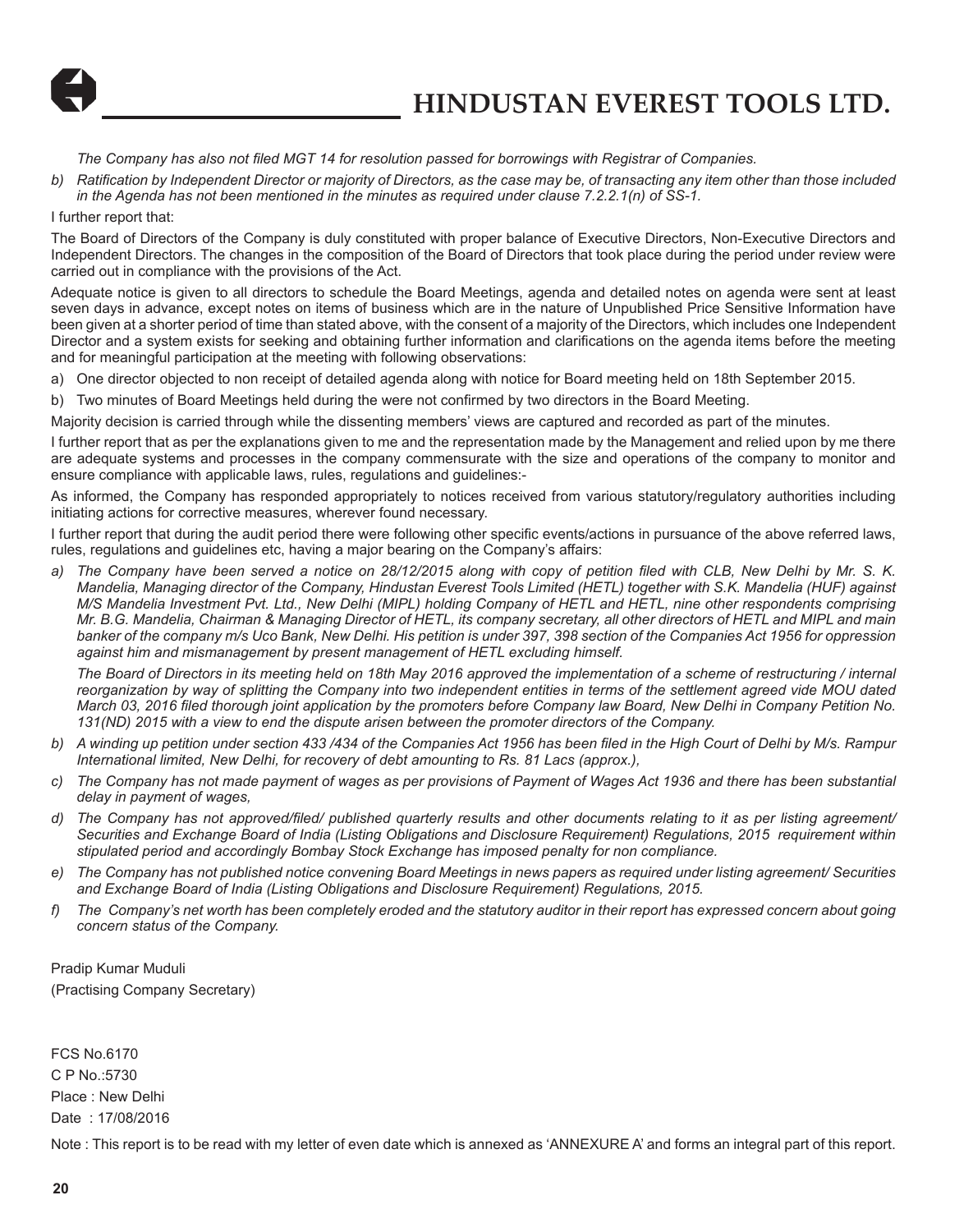*The Company has also not filed MGT 14 for resolution passed for borrowings with Registrar of Companies.*

b) *Ratification by Independent Director or majority of Directors, as the case may be, of transacting any item other than those included in the Agenda has not been mentioned in the minutes as required under clause 7.2.2.1(n) of SS-1.*

I further report that:

The Board of Directors of the Company is duly constituted with proper balance of Executive Directors, Non-Executive Directors and Independent Directors. The changes in the composition of the Board of Directors that took place during the period under review were carried out in compliance with the provisions of the Act.

Adequate notice is given to all directors to schedule the Board Meetings, agenda and detailed notes on agenda were sent at least seven days in advance, except notes on items of business which are in the nature of Unpublished Price Sensitive Information have been given at a shorter period of time than stated above, with the consent of a majority of the Directors, which includes one Independent Director and a system exists for seeking and obtaining further information and clarifications on the agenda items before the meeting and for meaningful participation at the meeting with following observations:

a) One director objected to non receipt of detailed agenda along with notice for Board meeting held on 18th September 2015.

b) Two minutes of Board Meetings held during the were not confirmed by two directors in the Board Meeting.

Majority decision is carried through while the dissenting members' views are captured and recorded as part of the minutes.

I further report that as per the explanations given to me and the representation made by the Management and relied upon by me there are adequate systems and processes in the company commensurate with the size and operations of the company to monitor and ensure compliance with applicable laws, rules, regulations and guidelines:-

As informed, the Company has responded appropriately to notices received from various statutory/regulatory authorities including initiating actions for corrective measures, wherever found necessary.

I further report that during the audit period there were following other specific events/actions in pursuance of the above referred laws, rules, regulations and guidelines etc, having a major bearing on the Company's affairs:

a) *The Company have been served a notice on 28/12/2015 along with copy of petition filed with CLB, New Delhi by Mr. S. K. Mandelia, Managing director of the Company, Hindustan Everest Tools Limited (HETL) together with S.K. Mandelia (HUF) against M/S Mandelia Investment Pvt. Ltd., New Delhi (MIPL) holding Company of HETL and HETL, nine other respondents comprising Mr. B.G. Mandelia, Chairman & Managing Director of HETL, its company secretary, all other directors of HETL and MIPL and main banker of the company m/s Uco Bank, New Delhi. His petition is under 397, 398 section of the Companies Act 1956 for oppression against him and mismanagement by present management of HETL excluding himself.*

   *The Board of Directors in its meeting held on 18th May 2016 approved the implementation of a scheme of restructuring / internal reorganization by way of splitting the Company into two independent entities in terms of the settlement agreed vide MOU dated March 03, 2016 filed thorough joint application by the promoters before Company law Board, New Delhi in Company Petition No. 131(ND) 2015 with a view to end the dispute arisen between the promoter directors of the Company.*

b) *A winding up petition under section 433 /434 of the Companies Act 1956 has been filed in the High Court of Delhi by M/s. Rampur International limited, New Delhi, for recovery of debt amounting to Rs. 81 Lacs (approx.),*

c) *The Company has not made payment of wages as per provisions of Payment of Wages Act 1936 and there has been substantial delay in payment of wages,*

d) *The Company has not approved/filed/ published quarterly results and other documents relating to it as per listing agreement/ Securities and Exchange Board of India (Listing Obligations and Disclosure Requirement) Regulations, 2015 requirement within stipulated period and accordingly Bombay Stock Exchange has imposed penalty for non compliance.*

e) *The Company has not published notice convening Board Meetings in news papers as required under listing agreement/ Securities and Exchange Board of India (Listing Obligations and Disclosure Requirement) Regulations, 2015.*

f) *The Company's net worth has been completely eroded and the statutory auditor in their report has expressed concern about going concern status of the Company.*

Pradip Kumar Muduli
(Practising Company Secretary)

FCS No.6170
C P No.:5730
Place : New Delhi
Date : 17/08/2016

Note : This report is to be read with my letter of even date which is annexed as 'ANNEXURE A' and forms an integral part of this report.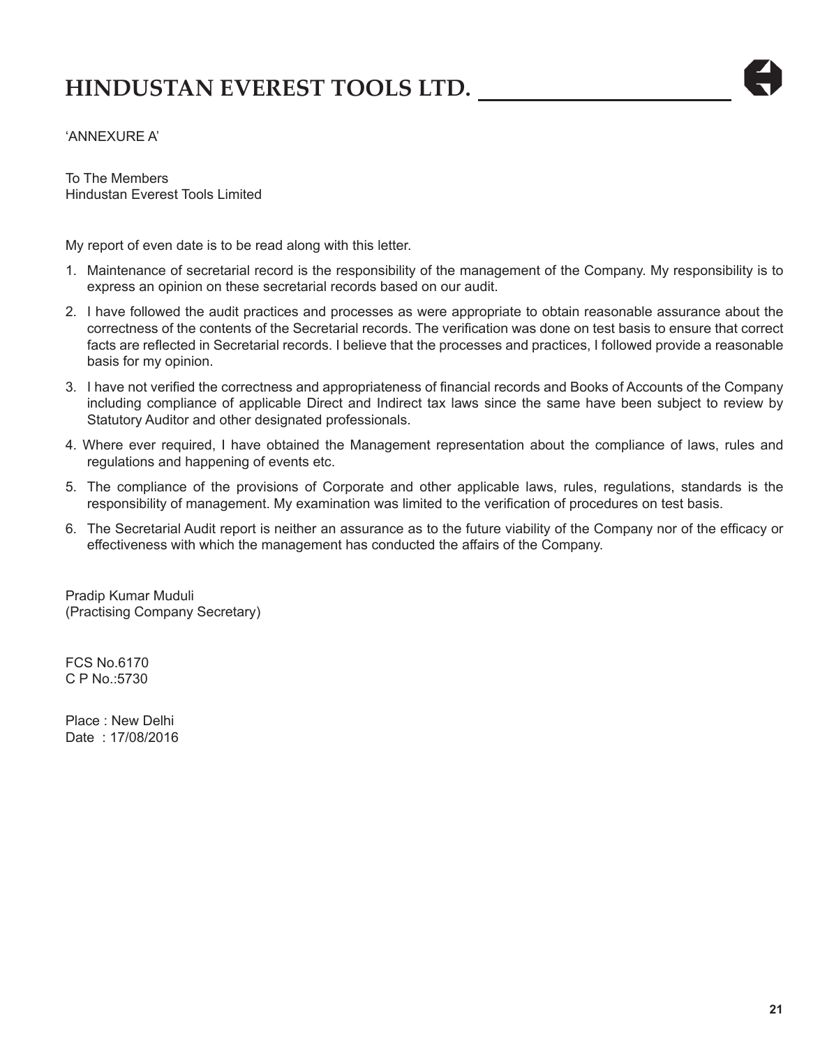'ANNEXURE A'

To The Members
Hindustan Everest Tools Limited

My report of even date is to be read along with this letter.

1. Maintenance of secretarial record is the responsibility of the management of the Company. My responsibility is to express an opinion on these secretarial records based on our audit.
2. I have followed the audit practices and processes as were appropriate to obtain reasonable assurance about the correctness of the contents of the Secretarial records. The verification was done on test basis to ensure that correct facts are reflected in Secretarial records. I believe that the processes and practices, I followed provide a reasonable basis for my opinion.
3. I have not verified the correctness and appropriateness of financial records and Books of Accounts of the Company including compliance of applicable Direct and Indirect tax laws since the same have been subject to review by Statutory Auditor and other designated professionals.
4. Where ever required, I have obtained the Management representation about the compliance of laws, rules and regulations and happening of events etc.
5. The compliance of the provisions of Corporate and other applicable laws, rules, regulations, standards is the responsibility of management. My examination was limited to the verification of procedures on test basis.
6. The Secretarial Audit report is neither an assurance as to the future viability of the Company nor of the efficacy or effectiveness with which the management has conducted the affairs of the Company.

Pradip Kumar Muduli
(Practising Company Secretary)

FCS No.6170
C P No.:5730

Place : New Delhi
Date : 17/08/2016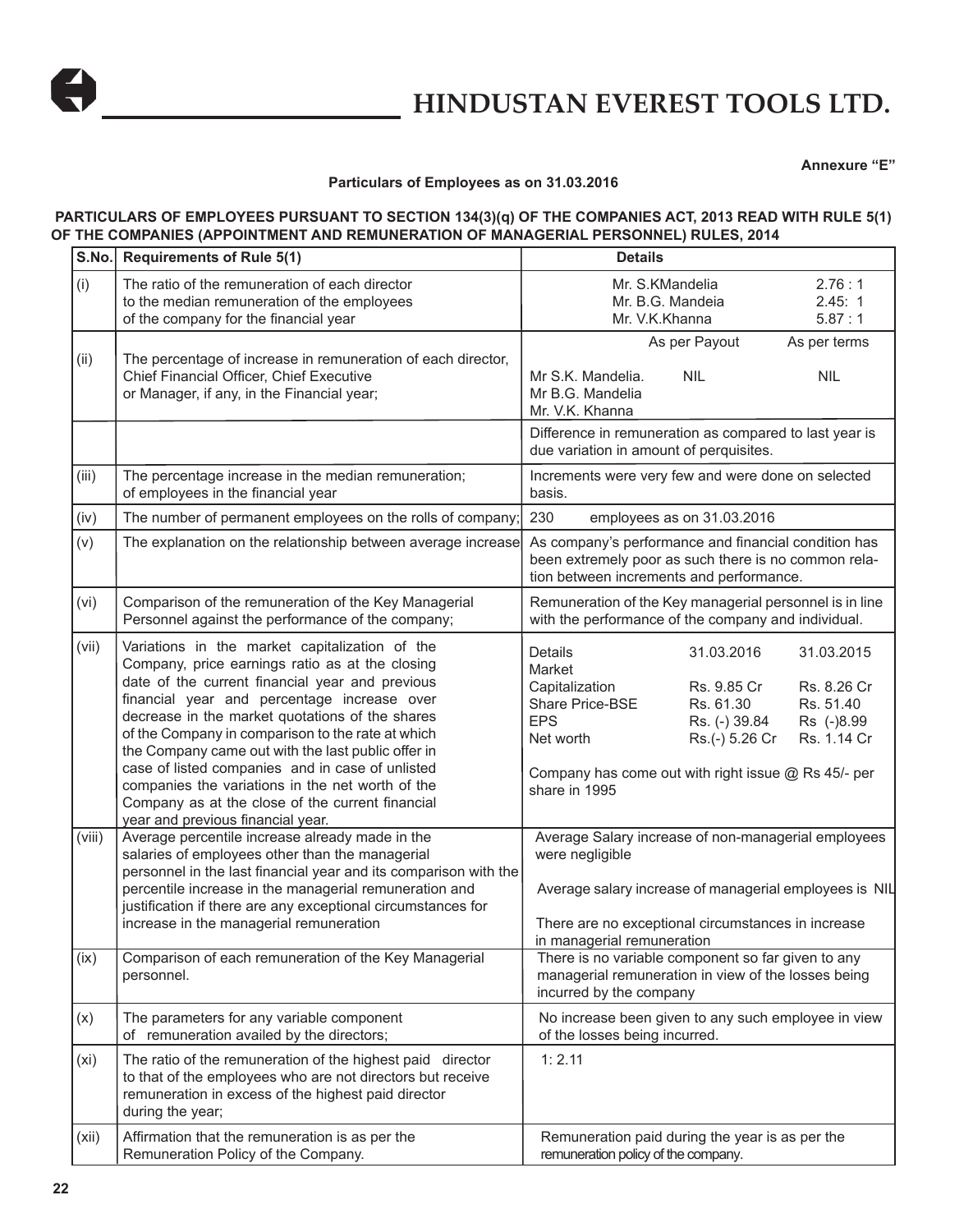Annexure "E"

**Particulars of Employees as on 31.03.2016**

**PARTICULARS OF EMPLOYEES PURSUANT TO SECTION 134(3)(q) OF THE COMPANIES ACT, 2013 READ WITH RULE 5(1) OF THE COMPANIES (APPOINTMENT AND REMUNERATION OF MANAGERIAL PERSONNEL) RULES, 2014**

| S.No. | Requirements of Rule 5(1) | Details |
|---|---|---|
| (i) | The ratio of the remuneration of each director to the median remuneration of the employees of the company for the financial year | Mr. S.KMandelia 2.76 : 1<br>Mr. B.G. Mandeia 2.45: 1<br>Mr. V.K.Khanna 5.87 : 1 |
| (ii) | The percentage of increase in remuneration of each director, Chief Financial Officer, Chief Executive or Manager, if any, in the Financial year; | As per Payout / As per terms<br>Mr S.K. Mandelia. NIL NIL<br>Mr B.G. Mandelia<br>Mr. V.K. Khanna |
| | | Difference in remuneration as compared to last year is due variation in amount of perquisites. |
| (iii) | The percentage increase in the median remuneration; of employees in the financial year | Increments were very few and were done on selected basis. |
| (iv) | The number of permanent employees on the rolls of company; | 230 employees as on 31.03.2016 |
| (v) | The explanation on the relationship between average increase | As company's performance and financial condition has been extremely poor as such there is no common relation between increments and performance. |
| (vi) | Comparison of the remuneration of the Key Managerial Personnel against the performance of the company; | Remuneration of the Key managerial personnel is in line with the performance of the company and individual. |
| (vii) | Variations in the market capitalization of the Company, price earnings ratio as at the closing date of the current financial year and previous financial year and percentage increase over decrease in the market quotations of the shares of the Company in comparison to the rate at which the Company came out with the last public offer in case of listed companies and in case of unlisted companies the variations in the net worth of the Company as at the close of the current financial year and previous financial year. | Details / 31.03.2016 / 31.03.2015<br>Market Capitalization: Rs. 9.85 Cr / Rs. 8.26 Cr<br>Share Price-BSE: Rs. 61.30 / Rs. 51.40<br>EPS: Rs. (-) 39.84 / Rs (-)8.99<br>Net worth: Rs.(-) 5.26 Cr / Rs. 1.14 Cr<br>Company has come out with right issue @ Rs 45/- per share in 1995 |
| (viii) | Average percentile increase already made in the salaries of employees other than the managerial personnel in the last financial year and its comparison with the percentile increase in the managerial remuneration and justification if there are any exceptional circumstances for increase in the managerial remuneration | Average Salary increase of non-managerial employees were negligible<br>Average salary increase of managerial employees is NIL<br>There are no exceptional circumstances in increase in managerial remuneration |
| (ix) | Comparison of each remuneration of the Key Managerial personnel. | There is no variable component so far given to any managerial remuneration in view of the losses being incurred by the company |
| (x) | The parameters for any variable component of remuneration availed by the directors; | No increase been given to any such employee in view of the losses being incurred. |
| (xi) | The ratio of the remuneration of the highest paid director to that of the employees who are not directors but receive remuneration in excess of the highest paid director during the year; | 1: 2.11 |
| (xii) | Affirmation that the remuneration is as per the Remuneration Policy of the Company. | Remuneration paid during the year is as per the remuneration policy of the company. |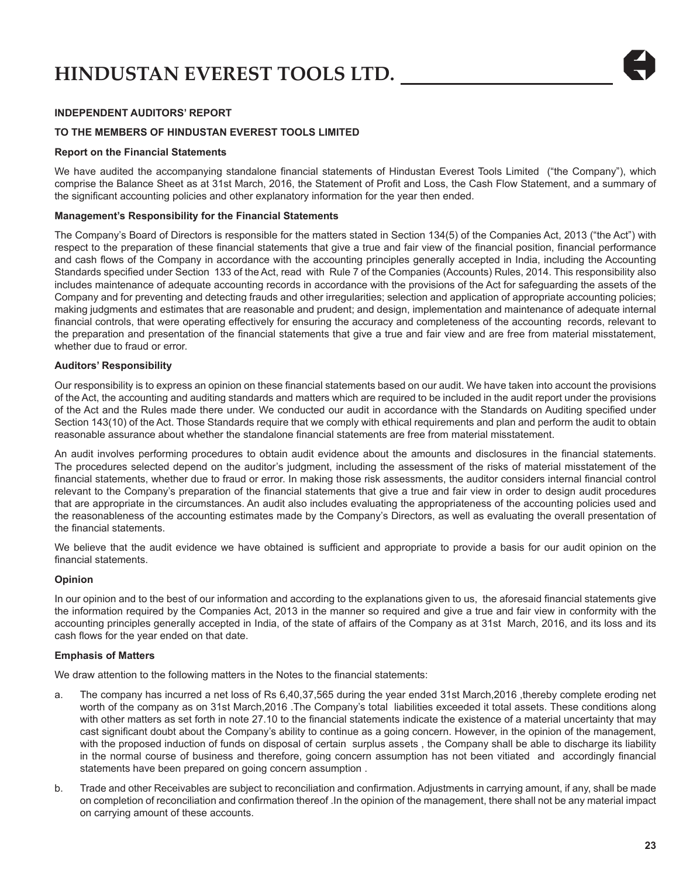# HINDUSTAN EVEREST TOOLS LTD.

## INDEPENDENT AUDITORS' REPORT

### TO THE MEMBERS OF HINDUSTAN EVEREST TOOLS LIMITED

#### Report on the Financial Statements

We have audited the accompanying standalone financial statements of Hindustan Everest Tools Limited ("the Company"), which comprise the Balance Sheet as at 31st March, 2016, the Statement of Profit and Loss, the Cash Flow Statement, and a summary of the significant accounting policies and other explanatory information for the year then ended.

#### Management's Responsibility for the Financial Statements

The Company's Board of Directors is responsible for the matters stated in Section 134(5) of the Companies Act, 2013 ("the Act") with respect to the preparation of these financial statements that give a true and fair view of the financial position, financial performance and cash flows of the Company in accordance with the accounting principles generally accepted in India, including the Accounting Standards specified under Section 133 of the Act, read with Rule 7 of the Companies (Accounts) Rules, 2014. This responsibility also includes maintenance of adequate accounting records in accordance with the provisions of the Act for safeguarding the assets of the Company and for preventing and detecting frauds and other irregularities; selection and application of appropriate accounting policies; making judgments and estimates that are reasonable and prudent; and design, implementation and maintenance of adequate internal financial controls, that were operating effectively for ensuring the accuracy and completeness of the accounting records, relevant to the preparation and presentation of the financial statements that give a true and fair view and are free from material misstatement, whether due to fraud or error.

#### Auditors' Responsibility

Our responsibility is to express an opinion on these financial statements based on our audit. We have taken into account the provisions of the Act, the accounting and auditing standards and matters which are required to be included in the audit report under the provisions of the Act and the Rules made there under. We conducted our audit in accordance with the Standards on Auditing specified under Section 143(10) of the Act. Those Standards require that we comply with ethical requirements and plan and perform the audit to obtain reasonable assurance about whether the standalone financial statements are free from material misstatement.

An audit involves performing procedures to obtain audit evidence about the amounts and disclosures in the financial statements. The procedures selected depend on the auditor's judgment, including the assessment of the risks of material misstatement of the financial statements, whether due to fraud or error. In making those risk assessments, the auditor considers internal financial control relevant to the Company's preparation of the financial statements that give a true and fair view in order to design audit procedures that are appropriate in the circumstances. An audit also includes evaluating the appropriateness of the accounting policies used and the reasonableness of the accounting estimates made by the Company's Directors, as well as evaluating the overall presentation of the financial statements.

We believe that the audit evidence we have obtained is sufficient and appropriate to provide a basis for our audit opinion on the financial statements.

#### Opinion

In our opinion and to the best of our information and according to the explanations given to us, the aforesaid financial statements give the information required by the Companies Act, 2013 in the manner so required and give a true and fair view in conformity with the accounting principles generally accepted in India, of the state of affairs of the Company as at 31st March, 2016, and its loss and its cash flows for the year ended on that date.

#### Emphasis of Matters

We draw attention to the following matters in the Notes to the financial statements:

a. The company has incurred a net loss of Rs 6,40,37,565 during the year ended 31st March,2016 ,thereby complete eroding net worth of the company as on 31st March,2016 .The Company's total liabilities exceeded it total assets. These conditions along with other matters as set forth in note 27.10 to the financial statements indicate the existence of a material uncertainty that may cast significant doubt about the Company's ability to continue as a going concern. However, in the opinion of the management, with the proposed induction of funds on disposal of certain surplus assets , the Company shall be able to discharge its liability in the normal course of business and therefore, going concern assumption has not been vitiated and accordingly financial statements have been prepared on going concern assumption .

b. Trade and other Receivables are subject to reconciliation and confirmation. Adjustments in carrying amount, if any, shall be made on completion of reconciliation and confirmation thereof .In the opinion of the management, there shall not be any material impact on carrying amount of these accounts.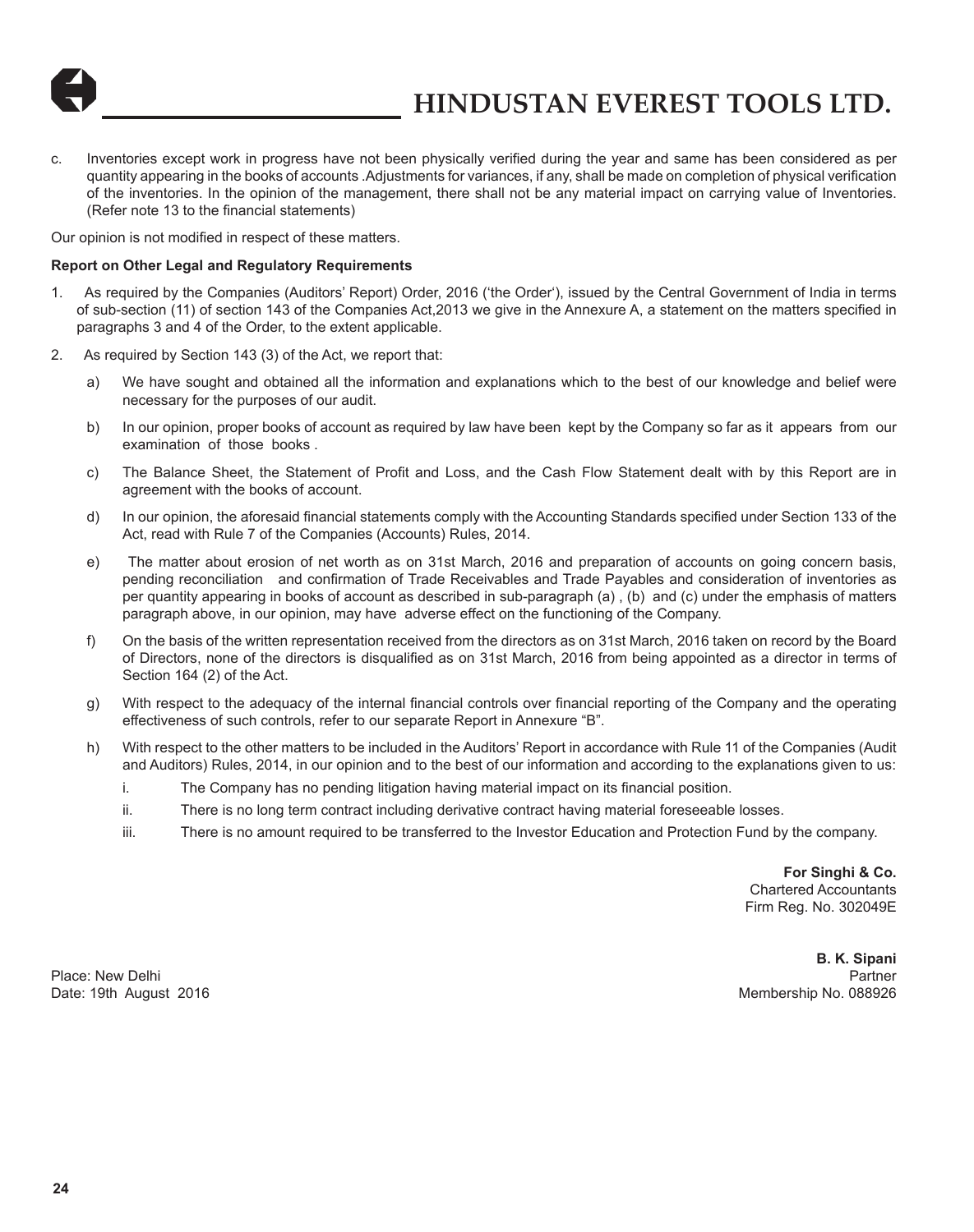c. Inventories except work in progress have not been physically verified during the year and same has been considered as per quantity appearing in the books of accounts .Adjustments for variances, if any, shall be made on completion of physical verification of the inventories. In the opinion of the management, there shall not be any material impact on carrying value of Inventories. (Refer note 13 to the financial statements)

Our opinion is not modified in respect of these matters.

**Report on Other Legal and Regulatory Requirements**

1. As required by the Companies (Auditors' Report) Order, 2016 ('the Order'), issued by the Central Government of India in terms of sub-section (11) of section 143 of the Companies Act,2013 we give in the Annexure A, a statement on the matters specified in paragraphs 3 and 4 of the Order, to the extent applicable.

2. As required by Section 143 (3) of the Act, we report that:

   a) We have sought and obtained all the information and explanations which to the best of our knowledge and belief were necessary for the purposes of our audit.

   b) In our opinion, proper books of account as required by law have been kept by the Company so far as it appears from our examination of those books .

   c) The Balance Sheet, the Statement of Profit and Loss, and the Cash Flow Statement dealt with by this Report are in agreement with the books of account.

   d) In our opinion, the aforesaid financial statements comply with the Accounting Standards specified under Section 133 of the Act, read with Rule 7 of the Companies (Accounts) Rules, 2014.

   e) The matter about erosion of net worth as on 31st March, 2016 and preparation of accounts on going concern basis, pending reconciliation and confirmation of Trade Receivables and Trade Payables and consideration of inventories as per quantity appearing in books of account as described in sub-paragraph (a) , (b) and (c) under the emphasis of matters paragraph above, in our opinion, may have adverse effect on the functioning of the Company.

   f) On the basis of the written representation received from the directors as on 31st March, 2016 taken on record by the Board of Directors, none of the directors is disqualified as on 31st March, 2016 from being appointed as a director in terms of Section 164 (2) of the Act.

   g) With respect to the adequacy of the internal financial controls over financial reporting of the Company and the operating effectiveness of such controls, refer to our separate Report in Annexure "B".

   h) With respect to the other matters to be included in the Auditors' Report in accordance with Rule 11 of the Companies (Audit and Auditors) Rules, 2014, in our opinion and to the best of our information and according to the explanations given to us:

      i. The Company has no pending litigation having material impact on its financial position.

      ii. There is no long term contract including derivative contract having material foreseeable losses.

      iii. There is no amount required to be transferred to the Investor Education and Protection Fund by the company.

**For Singhi & Co.**
Chartered Accountants
Firm Reg. No. 302049E

**B. K. Sipani**
Partner
Membership No. 088926

Place: New Delhi
Date: 19th August 2016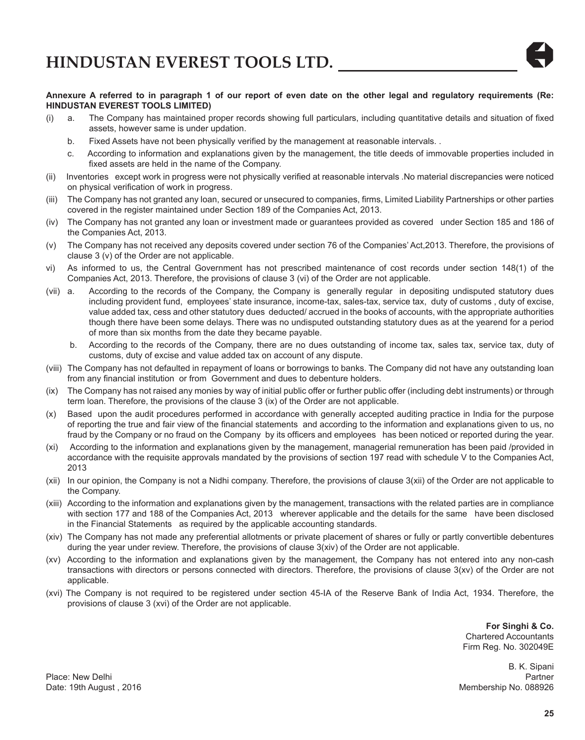**Annexure A referred to in paragraph 1 of our report of even date on the other legal and regulatory requirements (Re: HINDUSTAN EVEREST TOOLS LIMITED)**

(i) a. The Company has maintained proper records showing full particulars, including quantitative details and situation of fixed assets, however same is under updation.

b. Fixed Assets have not been physically verified by the management at reasonable intervals. .

c. According to information and explanations given by the management, the title deeds of immovable properties included in fixed assets are held in the name of the Company.

(ii) Inventories except work in progress were not physically verified at reasonable intervals .No material discrepancies were noticed on physical verification of work in progress.

(iii) The Company has not granted any loan, secured or unsecured to companies, firms, Limited Liability Partnerships or other parties covered in the register maintained under Section 189 of the Companies Act, 2013.

(iv) The Company has not granted any loan or investment made or guarantees provided as covered under Section 185 and 186 of the Companies Act, 2013.

(v) The Company has not received any deposits covered under section 76 of the Companies' Act,2013. Therefore, the provisions of clause 3 (v) of the Order are not applicable.

vi) As informed to us, the Central Government has not prescribed maintenance of cost records under section 148(1) of the Companies Act, 2013. Therefore, the provisions of clause 3 (vi) of the Order are not applicable.

(vii) a. According to the records of the Company, the Company is generally regular in depositing undisputed statutory dues including provident fund, employees' state insurance, income-tax, sales-tax, service tax, duty of customs , duty of excise, value added tax, cess and other statutory dues deducted/ accrued in the books of accounts, with the appropriate authorities though there have been some delays. There was no undisputed outstanding statutory dues as at the yearend for a period of more than six months from the date they became payable.

b. According to the records of the Company, there are no dues outstanding of income tax, sales tax, service tax, duty of customs, duty of excise and value added tax on account of any dispute.

(viii) The Company has not defaulted in repayment of loans or borrowings to banks. The Company did not have any outstanding loan from any financial institution or from Government and dues to debenture holders.

(ix) The Company has not raised any monies by way of initial public offer or further public offer (including debt instruments) or through term loan. Therefore, the provisions of the clause 3 (ix) of the Order are not applicable.

(x) Based upon the audit procedures performed in accordance with generally accepted auditing practice in India for the purpose of reporting the true and fair view of the financial statements and according to the information and explanations given to us, no fraud by the Company or no fraud on the Company by its officers and employees has been noticed or reported during the year.

(xi) According to the information and explanations given by the management, managerial remuneration has been paid /provided in accordance with the requisite approvals mandated by the provisions of section 197 read with schedule V to the Companies Act, 2013

(xii) In our opinion, the Company is not a Nidhi company. Therefore, the provisions of clause 3(xii) of the Order are not applicable to the Company.

(xiii) According to the information and explanations given by the management, transactions with the related parties are in compliance with section 177 and 188 of the Companies Act, 2013 wherever applicable and the details for the same have been disclosed in the Financial Statements as required by the applicable accounting standards.

(xiv) The Company has not made any preferential allotments or private placement of shares or fully or partly convertible debentures during the year under review. Therefore, the provisions of clause 3(xiv) of the Order are not applicable.

(xv) According to the information and explanations given by the management, the Company has not entered into any non-cash transactions with directors or persons connected with directors. Therefore, the provisions of clause 3(xv) of the Order are not applicable.

(xvi) The Company is not required to be registered under section 45-IA of the Reserve Bank of India Act, 1934. Therefore, the provisions of clause 3 (xvi) of the Order are not applicable.

**For Singhi & Co.**
Chartered Accountants
Firm Reg. No. 302049E

B. K. Sipani
Partner
Membership No. 088926

Place: New Delhi
Date: 19th August , 2016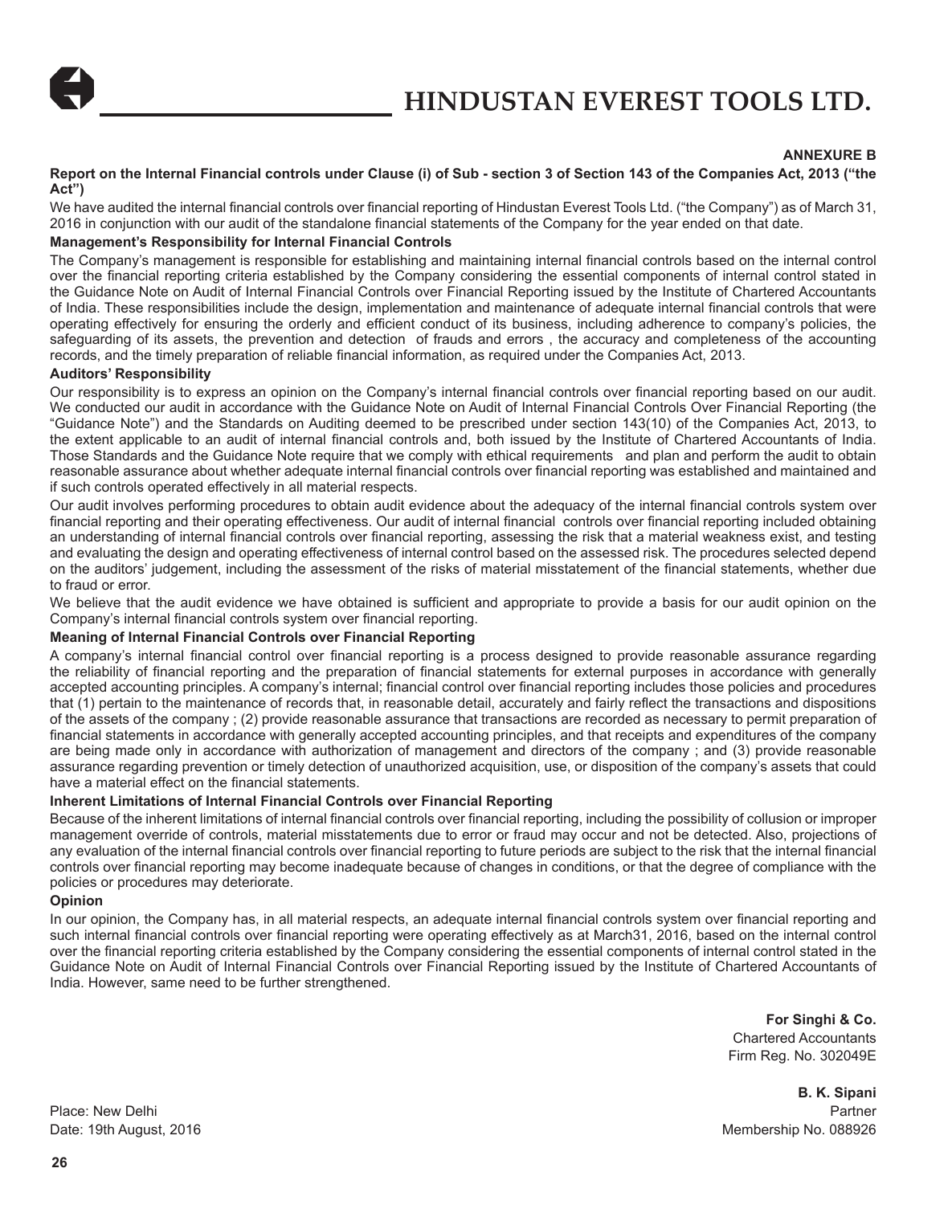## ANNEXURE B

**Report on the Internal Financial controls under Clause (i) of Sub - section 3 of Section 143 of the Companies Act, 2013 ("the Act")**

We have audited the internal financial controls over financial reporting of Hindustan Everest Tools Ltd. ("the Company") as of March 31, 2016 in conjunction with our audit of the standalone financial statements of the Company for the year ended on that date.

### Management's Responsibility for Internal Financial Controls

The Company's management is responsible for establishing and maintaining internal financial controls based on the internal control over the financial reporting criteria established by the Company considering the essential components of internal control stated in the Guidance Note on Audit of Internal Financial Controls over Financial Reporting issued by the Institute of Chartered Accountants of India. These responsibilities include the design, implementation and maintenance of adequate internal financial controls that were operating effectively for ensuring the orderly and efficient conduct of its business, including adherence to company's policies, the safeguarding of its assets, the prevention and detection of frauds and errors , the accuracy and completeness of the accounting records, and the timely preparation of reliable financial information, as required under the Companies Act, 2013.

### Auditors' Responsibility

Our responsibility is to express an opinion on the Company's internal financial controls over financial reporting based on our audit. We conducted our audit in accordance with the Guidance Note on Audit of Internal Financial Controls Over Financial Reporting (the "Guidance Note") and the Standards on Auditing deemed to be prescribed under section 143(10) of the Companies Act, 2013, to the extent applicable to an audit of internal financial controls and, both issued by the Institute of Chartered Accountants of India. Those Standards and the Guidance Note require that we comply with ethical requirements and plan and perform the audit to obtain reasonable assurance about whether adequate internal financial controls over financial reporting was established and maintained and if such controls operated effectively in all material respects.

Our audit involves performing procedures to obtain audit evidence about the adequacy of the internal financial controls system over financial reporting and their operating effectiveness. Our audit of internal financial controls over financial reporting included obtaining an understanding of internal financial controls over financial reporting, assessing the risk that a material weakness exist, and testing and evaluating the design and operating effectiveness of internal control based on the assessed risk. The procedures selected depend on the auditors' judgement, including the assessment of the risks of material misstatement of the financial statements, whether due to fraud or error.

We believe that the audit evidence we have obtained is sufficient and appropriate to provide a basis for our audit opinion on the Company's internal financial controls system over financial reporting.

### Meaning of Internal Financial Controls over Financial Reporting

A company's internal financial control over financial reporting is a process designed to provide reasonable assurance regarding the reliability of financial reporting and the preparation of financial statements for external purposes in accordance with generally accepted accounting principles. A company's internal; financial control over financial reporting includes those policies and procedures that (1) pertain to the maintenance of records that, in reasonable detail, accurately and fairly reflect the transactions and dispositions of the assets of the company ; (2) provide reasonable assurance that transactions are recorded as necessary to permit preparation of financial statements in accordance with generally accepted accounting principles, and that receipts and expenditures of the company are being made only in accordance with authorization of management and directors of the company ; and (3) provide reasonable assurance regarding prevention or timely detection of unauthorized acquisition, use, or disposition of the company's assets that could have a material effect on the financial statements.

### Inherent Limitations of Internal Financial Controls over Financial Reporting

Because of the inherent limitations of internal financial controls over financial reporting, including the possibility of collusion or improper management override of controls, material misstatements due to error or fraud may occur and not be detected. Also, projections of any evaluation of the internal financial controls over financial reporting to future periods are subject to the risk that the internal financial controls over financial reporting may become inadequate because of changes in conditions, or that the degree of compliance with the policies or procedures may deteriorate.

### Opinion

In our opinion, the Company has, in all material respects, an adequate internal financial controls system over financial reporting and such internal financial controls over financial reporting were operating effectively as at March31, 2016, based on the internal control over the financial reporting criteria established by the Company considering the essential components of internal control stated in the Guidance Note on Audit of Internal Financial Controls over Financial Reporting issued by the Institute of Chartered Accountants of India. However, same need to be further strengthened.

**For Singhi & Co.**
Chartered Accountants
Firm Reg. No. 302049E

**B. K. Sipani**
Partner
Membership No. 088926

Place: New Delhi
Date: 19th August, 2016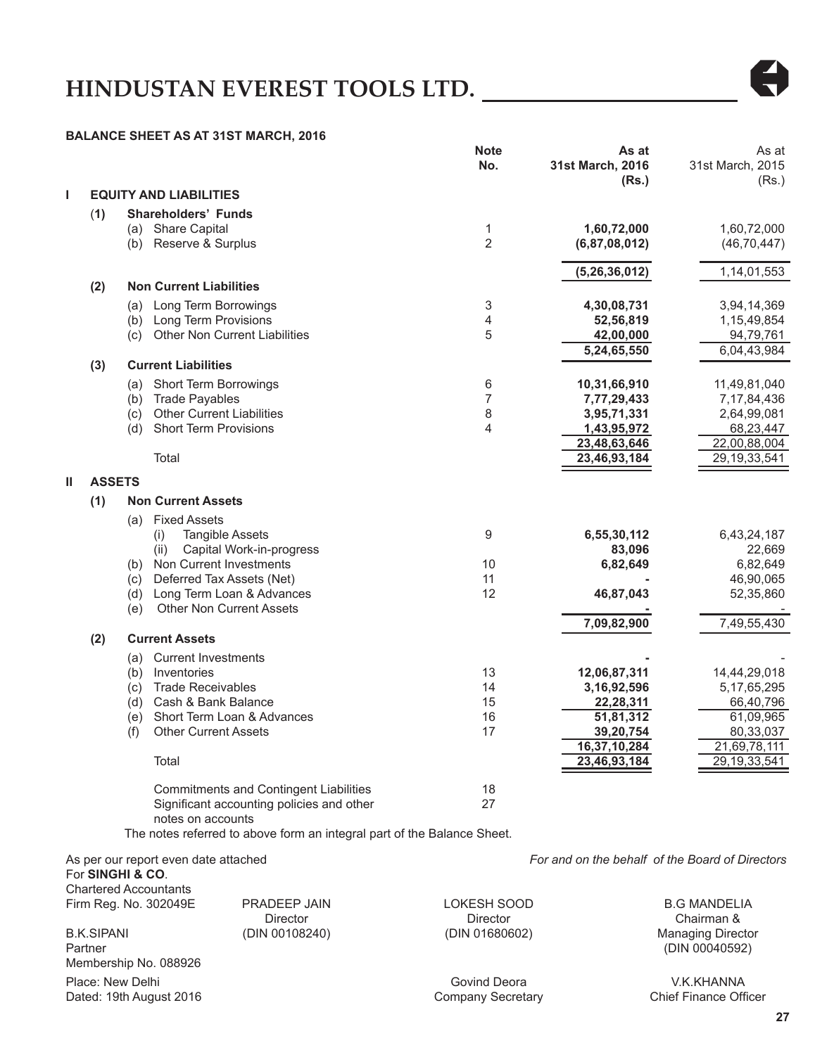# HINDUSTAN EVEREST TOOLS LTD.

**BALANCE SHEET AS AT 31ST MARCH, 2016**

| | | | Note No. | As at 31st March, 2016 (Rs.) | As at 31st March, 2015 (Rs.) |
|---|---|---|---|---|---|
| **I** | **EQUITY AND LIABILITIES** | | | | |
| | (1) | **Shareholders' Funds** | | | |
| | | (a) Share Capital | 1 | **1,60,72,000** | 1,60,72,000 |
| | | (b) Reserve & Surplus | 2 | **(6,87,08,012)** | (46,70,447) |
| | | | | **(5,26,36,012)** | 1,14,01,553 |
| | (2) | **Non Current Liabilities** | | | |
| | | (a) Long Term Borrowings | 3 | **4,30,08,731** | 3,94,14,369 |
| | | (b) Long Term Provisions | 4 | **52,56,819** | 1,15,49,854 |
| | | (c) Other Non Current Liabilities | 5 | **42,00,000** | 94,79,761 |
| | | | | **5,24,65,550** | 6,04,43,984 |
| | (3) | **Current Liabilities** | | | |
| | | (a) Short Term Borrowings | 6 | **10,31,66,910** | 11,49,81,040 |
| | | (b) Trade Payables | 7 | **7,77,29,433** | 7,17,84,436 |
| | | (c) Other Current Liabilities | 8 | **3,95,71,331** | 2,64,99,081 |
| | | (d) Short Term Provisions | 4 | **1,43,95,972** | 68,23,447 |
| | | | | **23,48,63,646** | 22,00,88,004 |
| | | Total | | **23,46,93,184** | 29,19,33,541 |
| **II** | **ASSETS** | | | | |
| | (1) | **Non Current Assets** | | | |
| | | (a) Fixed Assets | | | |
| | | (i) Tangible Assets | 9 | **6,55,30,112** | 6,43,24,187 |
| | | (ii) Capital Work-in-progress | | **83,096** | 22,669 |
| | | (b) Non Current Investments | 10 | **6,82,649** | 6,82,649 |
| | | (c) Deferred Tax Assets (Net) | 11 | **-** | 46,90,065 |
| | | (d) Long Term Loan & Advances | 12 | **46,87,043** | 52,35,860 |
| | | (e) Other Non Current Assets | | **-** | - |
| | | | | **7,09,82,900** | 7,49,55,430 |
| | (2) | **Current Assets** | | | |
| | | (a) Current Investments | | **-** | - |
| | | (b) Inventories | 13 | **12,06,87,311** | 14,44,29,018 |
| | | (c) Trade Receivables | 14 | **3,16,92,596** | 5,17,65,295 |
| | | (d) Cash & Bank Balance | 15 | **22,28,311** | 66,40,796 |
| | | (e) Short Term Loan & Advances | 16 | **51,81,312** | 61,09,965 |
| | | (f) Other Current Assets | 17 | **39,20,754** | 80,33,037 |
| | | | | **16,37,10,284** | 21,69,78,111 |
| | | Total | | **23,46,93,184** | 29,19,33,541 |
| | | Commitments and Contingent Liabilities | 18 | | |
| | | Significant accounting policies and other notes on accounts | 27 | | |

The notes referred to above form an integral part of the Balance Sheet.

As per our report even date attached
For **SINGHI & CO**.
Chartered Accountants
Firm Reg. No. 302049E

B.K.SIPANI
Partner
Membership No. 088926

Place: New Delhi
Dated: 19th August 2016

*For and on the behalf of the Board of Directors*

PRADEEP JAIN
Director
(DIN 00108240)

LOKESH SOOD
Director
(DIN 01680602)

B.G MANDELIA
Chairman & Managing Director
(DIN 00040592)

Govind Deora
Company Secretary

V.K.KHANNA
Chief Finance Officer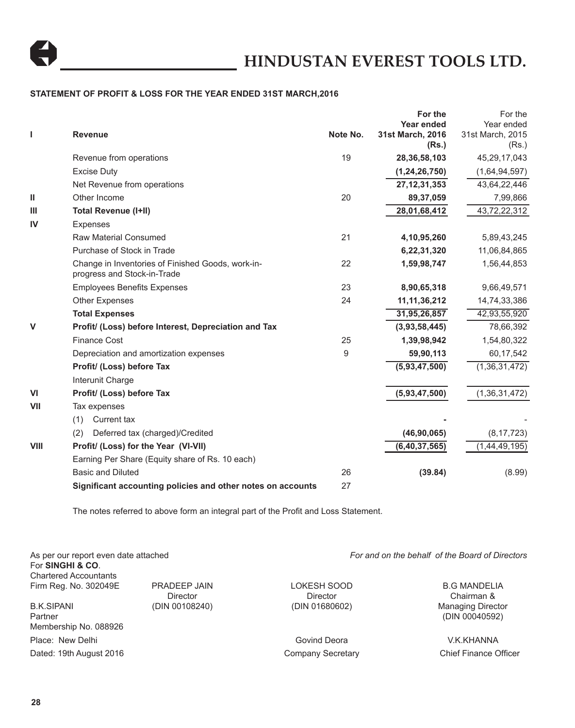# HINDUSTAN EVEREST TOOLS LTD.

**STATEMENT OF PROFIT & LOSS FOR THE YEAR ENDED 31ST MARCH,2016**

| | | Note No. | For the Year ended 31st March, 2016 (Rs.) | For the Year ended 31st March, 2015 (Rs.) |
|---|---|---|---|---|
| **I** | **Revenue** | | | |
| | Revenue from operations | 19 | **28,36,58,103** | 45,29,17,043 |
| | Excise Duty | | **(1,24,26,750)** | (1,64,94,597) |
| | Net Revenue from operations | | **27,12,31,353** | 43,64,22,446 |
| **II** | Other Income | 20 | **89,37,059** | 7,99,866 |
| **III** | **Total Revenue (I+II)** | | **28,01,68,412** | 43,72,22,312 |
| **IV** | Expenses | | | |
| | Raw Material Consumed | 21 | **4,10,95,260** | 5,89,43,245 |
| | Purchase of Stock in Trade | | **6,22,31,320** | 11,06,84,865 |
| | Change in Inventories of Finished Goods, work-in-progress and Stock-in-Trade | 22 | **1,59,98,747** | 1,56,44,853 |
| | Employees Benefits Expenses | 23 | **8,90,65,318** | 9,66,49,571 |
| | Other Expenses | 24 | **11,11,36,212** | 14,74,33,386 |
| | **Total Expenses** | | **31,95,26,857** | 42,93,55,920 |
| **V** | **Profit/ (Loss) before Interest, Depreciation and Tax** | | **(3,93,58,445)** | 78,66,392 |
| | Finance Cost | 25 | **1,39,98,942** | 1,54,80,322 |
| | Depreciation and amortization expenses | 9 | **59,90,113** | 60,17,542 |
| | **Profit/ (Loss) before Tax** | | **(5,93,47,500)** | (1,36,31,472) |
| | Interunit Charge | | | |
| **VI** | **Profit/ (Loss) before Tax** | | **(5,93,47,500)** | (1,36,31,472) |
| **VII** | Tax expenses | | | |
| | (1) Current tax | | **-** | - |
| | (2) Deferred tax (charged)/Credited | | **(46,90,065)** | (8,17,723) |
| **VIII** | **Profit/ (Loss) for the Year (VI-VII)** | | **(6,40,37,565)** | (1,44,49,195) |
| | Earning Per Share (Equity share of Rs. 10 each) | | | |
| | Basic and Diluted | 26 | **(39.84)** | (8.99) |
| | **Significant accounting policies and other notes on accounts** | 27 | | |

The notes referred to above form an integral part of the Profit and Loss Statement.

As per our report even date attached
For **SINGHI & CO**.
Chartered Accountants
Firm Reg. No. 302049E

B.K.SIPANI
Partner
Membership No. 088926

Place: New Delhi
Dated: 19th August 2016

*For and on the behalf of the Board of Directors*

PRADEEP JAIN
Director
(DIN 00108240)

LOKESH SOOD
Director
(DIN 01680602)

B.G MANDELIA
Chairman & Managing Director
(DIN 00040592)

Govind Deora
Company Secretary

V.K.KHANNA
Chief Finance Officer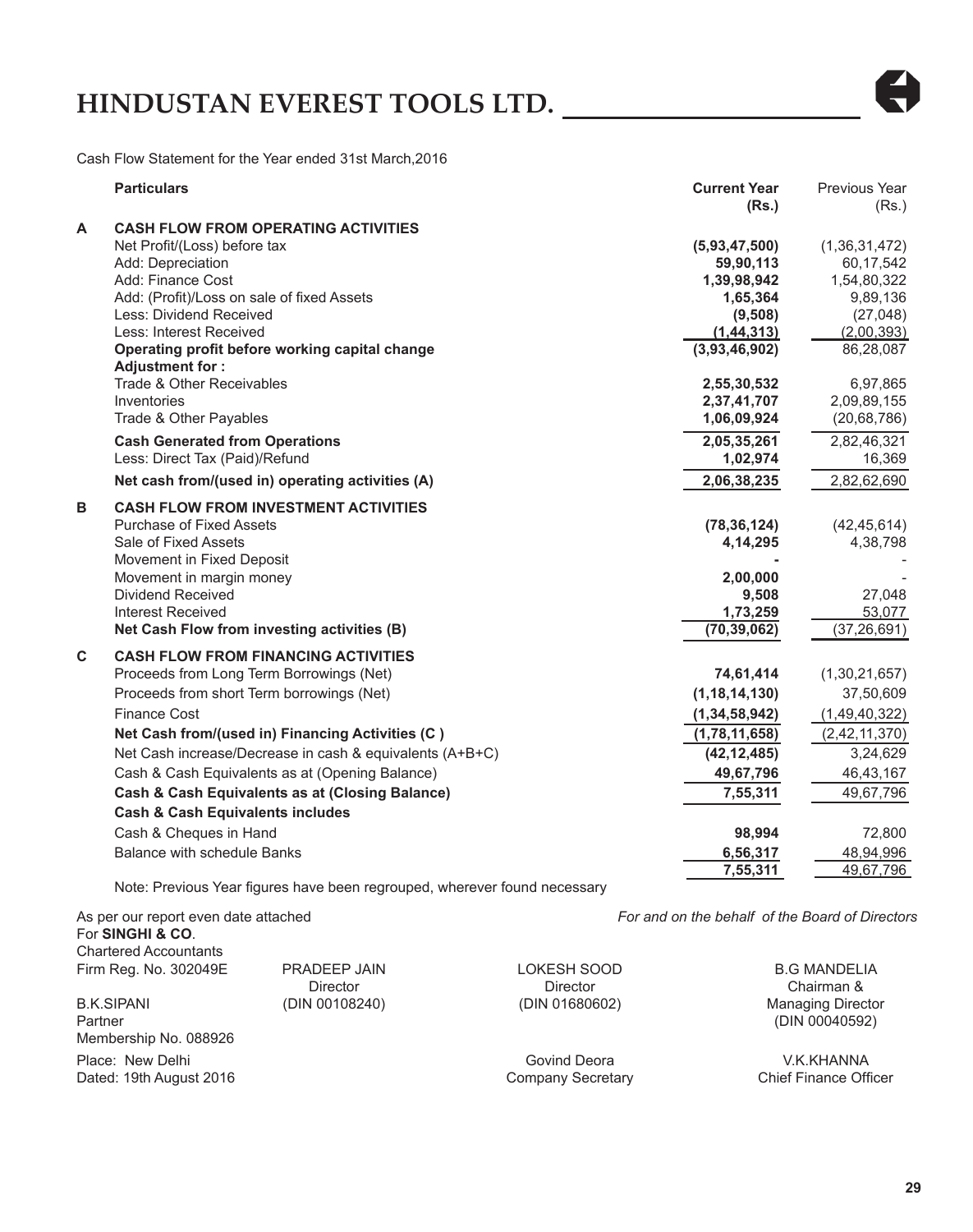Cash Flow Statement for the Year ended 31st March,2016

| | Particulars | Current Year (Rs.) | Previous Year (Rs.) |
|---|---|---|---|
| **A** | **CASH FLOW FROM OPERATING ACTIVITIES** | | |
| | Net Profit/(Loss) before tax | **(5,93,47,500)** | (1,36,31,472) |
| | Add: Depreciation | **59,90,113** | 60,17,542 |
| | Add: Finance Cost | **1,39,98,942** | 1,54,80,322 |
| | Add: (Profit)/Loss on sale of fixed Assets | **1,65,364** | 9,89,136 |
| | Less: Dividend Received | **(9,508)** | (27,048) |
| | Less: Interest Received | **(1,44,313)** | (2,00,393) |
| | **Operating profit before working capital change** | **(3,93,46,902)** | 86,28,087 |
| | **Adjustment for :** | | |
| | Trade & Other Receivables | **2,55,30,532** | 6,97,865 |
| | Inventories | **2,37,41,707** | 2,09,89,155 |
| | Trade & Other Payables | **1,06,09,924** | (20,68,786) |
| | **Cash Generated from Operations** | **2,05,35,261** | 2,82,46,321 |
| | Less: Direct Tax (Paid)/Refund | **1,02,974** | 16,369 |
| | **Net cash from/(used in) operating activities (A)** | **2,06,38,235** | 2,82,62,690 |
| **B** | **CASH FLOW FROM INVESTMENT ACTIVITIES** | | |
| | Purchase of Fixed Assets | **(78,36,124)** | (42,45,614) |
| | Sale of Fixed Assets | **4,14,295** | 4,38,798 |
| | Movement in Fixed Deposit | **-** | - |
| | Movement in margin money | **2,00,000** | - |
| | Dividend Received | **9,508** | 27,048 |
| | Interest Received | **1,73,259** | 53,077 |
| | **Net Cash Flow from investing activities (B)** | **(70,39,062)** | (37,26,691) |
| **C** | **CASH FLOW FROM FINANCING ACTIVITIES** | | |
| | Proceeds from Long Term Borrowings (Net) | **74,61,414** | (1,30,21,657) |
| | Proceeds from short Term borrowings (Net) | **(1,18,14,130)** | 37,50,609 |
| | Finance Cost | **(1,34,58,942)** | (1,49,40,322) |
| | **Net Cash from/(used in) Financing Activities (C )** | **(1,78,11,658)** | (2,42,11,370) |
| | Net Cash increase/Decrease in cash & equivalents (A+B+C) | **(42,12,485)** | 3,24,629 |
| | Cash & Cash Equivalents as at (Opening Balance) | **49,67,796** | 46,43,167 |
| | **Cash & Cash Equivalents as at (Closing Balance)** | **7,55,311** | 49,67,796 |
| | **Cash & Cash Equivalents includes** | | |
| | Cash & Cheques in Hand | **98,994** | 72,800 |
| | Balance with schedule Banks | **6,56,317** | 48,94,996 |
| | | **7,55,311** | 49,67,796 |

Note: Previous Year figures have been regrouped, wherever found necessary

As per our report even date attached
For **SINGHI & CO**.
Chartered Accountants
Firm Reg. No. 302049E

B.K.SIPANI
Partner
Membership No. 088926

Place: New Delhi
Dated: 19th August 2016

*For and on the behalf of the Board of Directors*

PRADEEP JAIN
Director
(DIN 00108240)

LOKESH SOOD
Director
(DIN 01680602)

B.G MANDELIA
Chairman &
Managing Director
(DIN 00040592)

Govind Deora
Company Secretary

V.K.KHANNA
Chief Finance Officer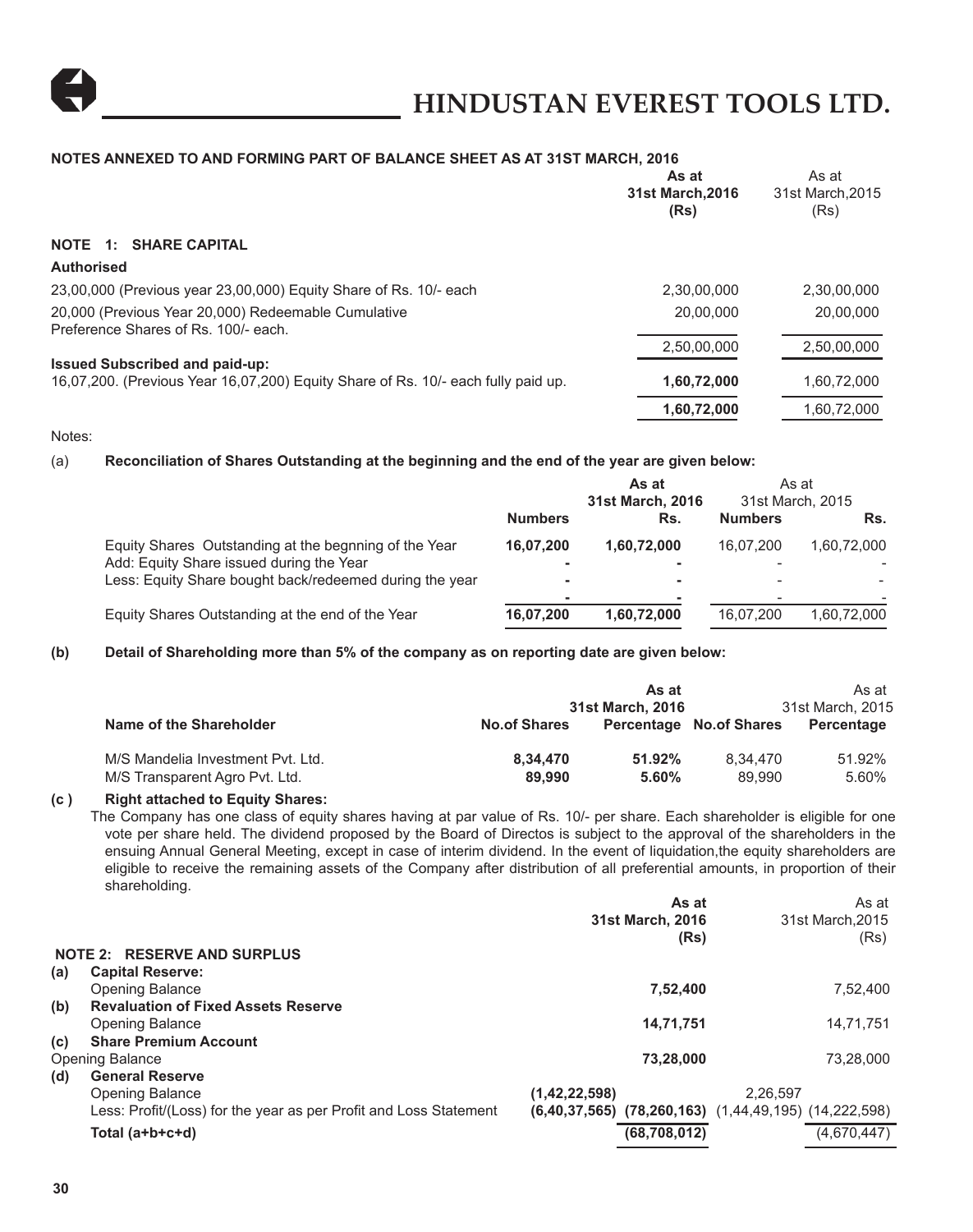## NOTES ANNEXED TO AND FORMING PART OF BALANCE SHEET AS AT 31ST MARCH, 2016

| | As at 31st March,2016 (Rs) | As at 31st March,2015 (Rs) |
|---|---|---|
| **NOTE 1: SHARE CAPITAL** | | |
| **Authorised** | | |
| 23,00,000 (Previous year 23,00,000) Equity Share of Rs. 10/- each | 2,30,00,000 | 2,30,00,000 |
| 20,000 (Previous Year 20,000) Redeemable Cumulative Preference Shares of Rs. 100/- each. | 20,00,000 | 20,00,000 |
| | 2,50,00,000 | 2,50,00,000 |
| **Issued Subscribed and paid-up:** | | |
| 16,07,200. (Previous Year 16,07,200) Equity Share of Rs. 10/- each fully paid up. | **1,60,72,000** | 1,60,72,000 |
| | **1,60,72,000** | 1,60,72,000 |

Notes:

(a) **Reconciliation of Shares Outstanding at the beginning and the end of the year are given below:**

| | As at 31st March, 2016 | | As at 31st March, 2015 | |
|---|---|---|---|---|
| | **Numbers** | **Rs.** | **Numbers** | **Rs.** |
| Equity Shares Outstanding at the begning of the Year | **16,07,200** | **1,60,72,000** | 16,07,200 | 1,60,72,000 |
| Add: Equity Share issued during the Year | - | - | - | - |
| Less: Equity Share bought back/redeemed during the year | - | - | - | - |
| | - | - | - | - |
| Equity Shares Outstanding at the end of the Year | **16,07,200** | **1,60,72,000** | 16,07,200 | 1,60,72,000 |

**(b) Detail of Shareholding more than 5% of the company as on reporting date are given below:**

| | As at 31st March, 2016 | | As at 31st March, 2015 | |
|---|---|---|---|---|
| **Name of the Shareholder** | **No.of Shares** | **Percentage** | **No.of Shares** | **Percentage** |
| M/S Mandelia Investment Pvt. Ltd. | **8,34,470** | **51.92%** | 8,34,470 | 51.92% |
| M/S Transparent Agro Pvt. Ltd. | **89,990** | **5.60%** | 89,990 | 5.60% |

**(c) Right attached to Equity Shares:**

The Company has one class of equity shares having at par value of Rs. 10/- per share. Each shareholder is eligible for one vote per share held. The dividend proposed by the Board of Directos is subject to the approval of the shareholders in the ensuing Annual General Meeting, except in case of interim dividend. In the event of liquidation,the equity shareholders are eligible to receive the remaining assets of the Company after distribution of all preferential amounts, in proportion of their shareholding.

| | | | As at 31st March, 2016 (Rs) | | As at 31st March,2015 (Rs) |
|---|---|---|---|---|---|
| **NOTE 2: RESERVE AND SURPLUS** | | | | | |
| (a) | **Capital Reserve:** | | | | |
| | Opening Balance | | **7,52,400** | | 7,52,400 |
| (b) | **Revaluation of Fixed Assets Reserve** | | | | |
| | Opening Balance | | **14,71,751** | | 14,71,751 |
| (c) | **Share Premium Account** | | | | |
| | Opening Balance | | **73,28,000** | | 73,28,000 |
| (d) | **General Reserve** | | | | |
| | Opening Balance | **(1,42,22,598)** | | 2,26,597 | |
| | Less: Profit/(Loss) for the year as per Profit and Loss Statement | **(6,40,37,565)** | **(78,260,163)** | (1,44,49,195) | (14,222,598) |
| | **Total (a+b+c+d)** | | **(68,708,012)** | | (4,670,447) |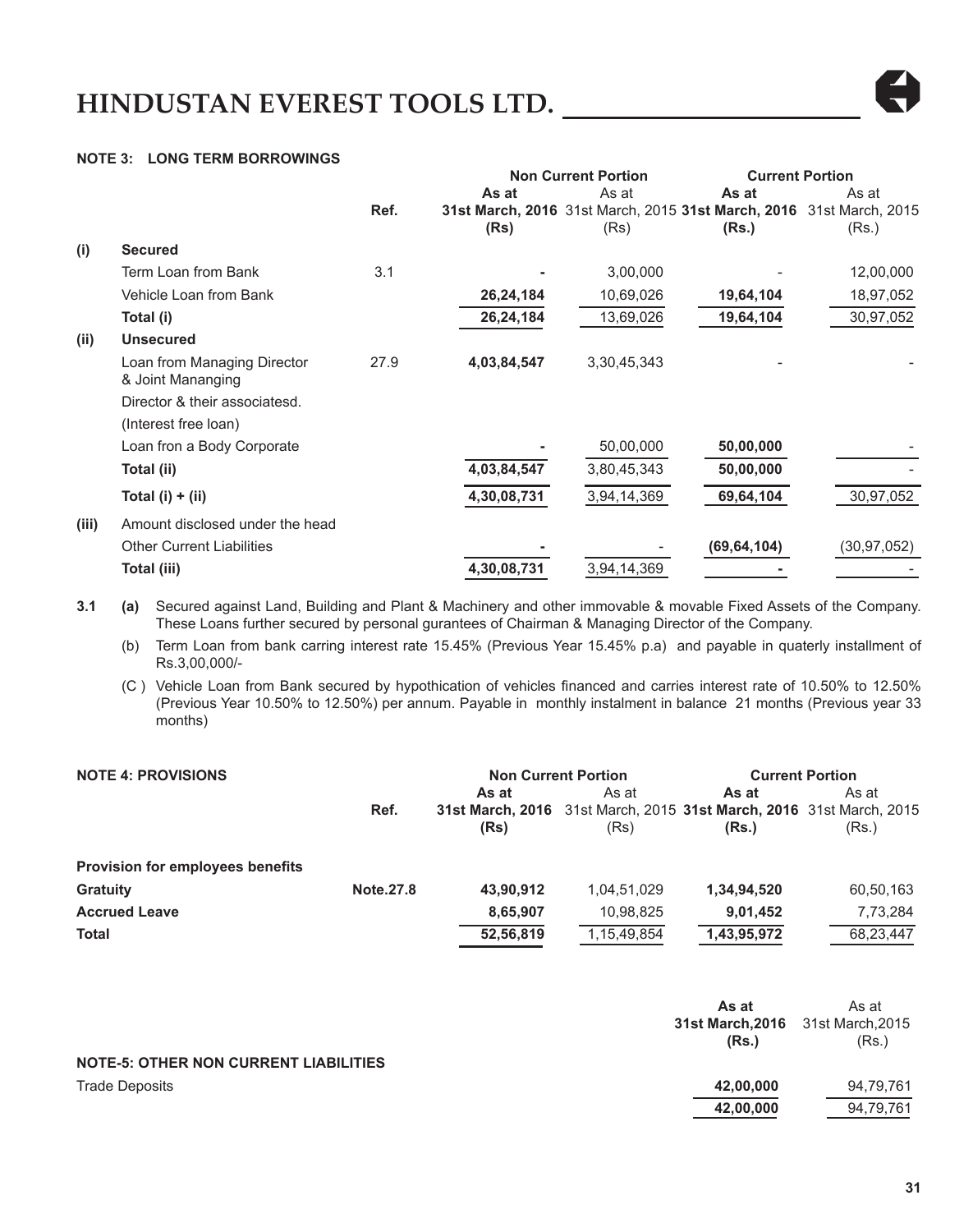### NOTE 3: LONG TERM BORROWINGS

| | | Ref. | Non Current Portion | | Current Portion | |
|---|---|---|---|---|---|---|
| | | | **As at 31st March, 2016 (Rs)** | As at 31st March, 2015 (Rs) | **As at 31st March, 2016 (Rs.)** | As at 31st March, 2015 (Rs.) |
| **(i)** | **Secured** | | | | | |
| | Term Loan from Bank | 3.1 | **-** | 3,00,000 | - | 12,00,000 |
| | Vehicle Loan from Bank | | **26,24,184** | 10,69,026 | **19,64,104** | 18,97,052 |
| | **Total (i)** | | **26,24,184** | 13,69,026 | **19,64,104** | 30,97,052 |
| **(ii)** | **Unsecured** | | | | | |
| | Loan from Managing Director & Joint Mananging Director & their associatesd. (Interest free loan) | 27.9 | **4,03,84,547** | 3,30,45,343 | - | - |
| | Loan fron a Body Corporate | | **-** | 50,00,000 | **50,00,000** | - |
| | **Total (ii)** | | **4,03,84,547** | 3,80,45,343 | **50,00,000** | - |
| | **Total (i) + (ii)** | | **4,30,08,731** | 3,94,14,369 | **69,64,104** | 30,97,052 |
| **(iii)** | Amount disclosed under the head Other Current Liabilities | | **-** | - | **(69,64,104)** | (30,97,052) |
| | **Total (iii)** | | **4,30,08,731** | 3,94,14,369 | **-** | - |

**3.1** **(a)** Secured against Land, Building and Plant & Machinery and other immovable & movable Fixed Assets of the Company. These Loans further secured by personal gurantees of Chairman & Managing Director of the Company.

(b) Term Loan from bank carring interest rate 15.45% (Previous Year 15.45% p.a) and payable in quaterly installment of Rs.3,00,000/-

(C ) Vehicle Loan from Bank secured by hypothication of vehicles financed and carries interest rate of 10.50% to 12.50% (Previous Year 10.50% to 12.50%) per annum. Payable in monthly instalment in balance 21 months (Previous year 33 months)

### NOTE 4: PROVISIONS

| | Ref. | Non Current Portion | | Current Portion | |
|---|---|---|---|---|---|
| | | **As at 31st March, 2016 (Rs)** | As at 31st March, 2015 (Rs) | **As at 31st March, 2016 (Rs.)** | As at 31st March, 2015 (Rs.) |
| **Provision for employees benefits** | | | | | |
| **Gratuity** | **Note.27.8** | **43,90,912** | 1,04,51,029 | **1,34,94,520** | 60,50,163 |
| **Accrued Leave** | | **8,65,907** | 10,98,825 | **9,01,452** | 7,73,284 |
| **Total** | | **52,56,819** | 1,15,49,854 | **1,43,95,972** | 68,23,447 |

| | **As at 31st March,2016 (Rs.)** | As at 31st March,2015 (Rs.) |
|---|---|---|
| **NOTE-5: OTHER NON CURRENT LIABILITIES** | | |
| Trade Deposits | **42,00,000** | 94,79,761 |
| | **42,00,000** | 94,79,761 |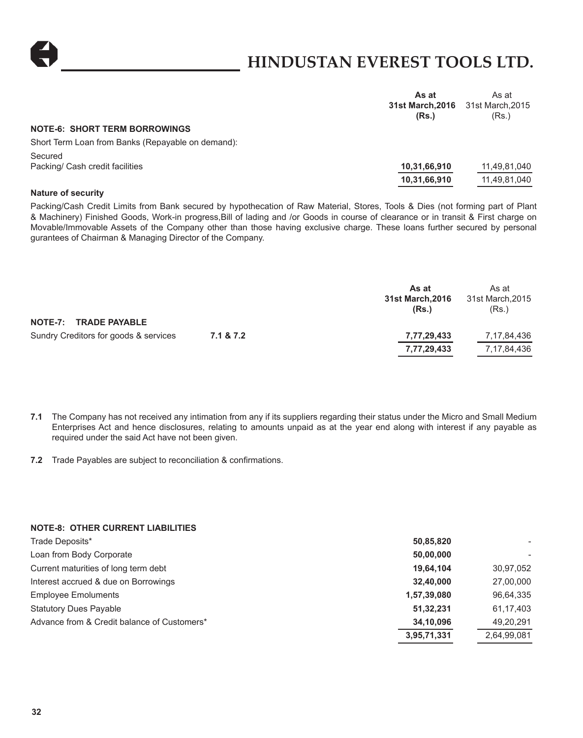# HINDUSTAN EVEREST TOOLS LTD.

| | As at 31st March,2016 (Rs.) | As at 31st March,2015 (Rs.) |
|---|---|---|
| **NOTE-6: SHORT TERM BORROWINGS** | | |
| Short Term Loan from Banks (Repayable on demand): | | |
| Secured | | |
| Packing/ Cash credit facilities | **10,31,66,910** | 11,49,81,040 |
| | **10,31,66,910** | 11,49,81,040 |

**Nature of security**

Packing/Cash Credit Limits from Bank secured by hypothecation of Raw Material, Stores, Tools & Dies (not forming part of Plant & Machinery) Finished Goods, Work-in progress,Bill of lading and /or Goods in course of clearance or in transit & First charge on Movable/Immovable Assets of the Company other than those having exclusive charge. These loans further secured by personal gurantees of Chairman & Managing Director of the Company.

| | | As at 31st March,2016 (Rs.) | As at 31st March,2015 (Rs.) |
|---|---|---|---|
| **NOTE-7: TRADE PAYABLE** | | | |
| Sundry Creditors for goods & services | **7.1 & 7.2** | **7,77,29,433** | 7,17,84,436 |
| | | **7,77,29,433** | 7,17,84,436 |

**7.1** The Company has not received any intimation from any if its suppliers regarding their status under the Micro and Small Medium Enterprises Act and hence disclosures, relating to amounts unpaid as at the year end along with interest if any payable as required under the said Act have not been given.

**7.2** Trade Payables are subject to reconciliation & confirmations.

| | | |
|---|---|---|
| **NOTE-8: OTHER CURRENT LIABILITIES** | | |
| Trade Deposits* | **50,85,820** | - |
| Loan from Body Corporate | **50,00,000** | - |
| Current maturities of long term debt | **19,64,104** | 30,97,052 |
| Interest accrued & due on Borrowings | **32,40,000** | 27,00,000 |
| Employee Emoluments | **1,57,39,080** | 96,64,335 |
| Statutory Dues Payable | **51,32,231** | 61,17,403 |
| Advance from & Credit balance of Customers* | **34,10,096** | 49,20,291 |
| | **3,95,71,331** | 2,64,99,081 |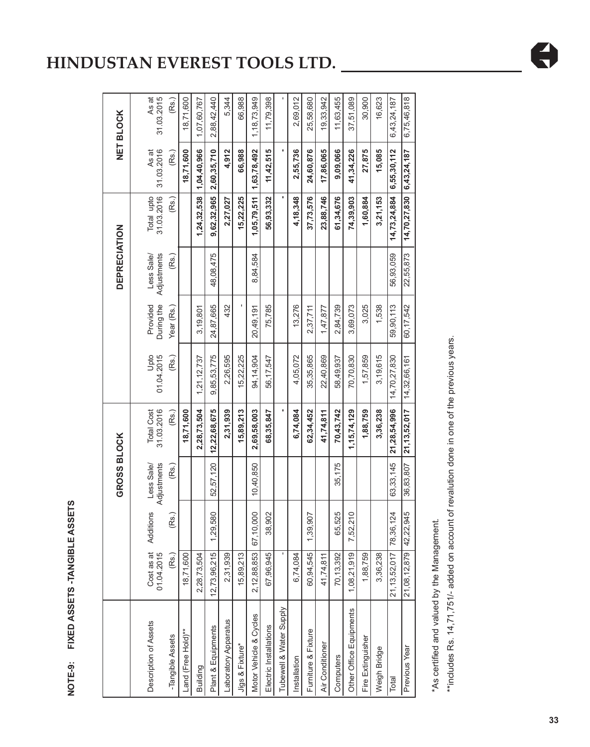## NOTE-9: FIXED ASSETS -TANGIBLE ASSETS

| Description of Assets | GROSS BLOCK | | | | DEPRECIATION | | | | NET BLOCK | |
|---|---|---|---|---|---|---|---|---|---|---|
| | Cost as at 01.04.2015 | Additions | Less Sale/ Adjustments | Total Cost 31.03.2016 | Upto 01.04.2015 | Provided During the Year (Rs.) | Less Sale/ Adjustments | Total upto 31.03.2016 | As at 31.03.2016 | As at 31.03.2015 |
| -Tangible Assets | (Rs.) | (Rs.) | (Rs.) | (Rs.) | (Rs.) | | (Rs.) | (Rs.) | (Rs.) | (Rs.) |
| Land (Free Hold)** | 18,71,600 | | | **18,71,600** | | | | | **18,71,600** | 18,71,600 |
| Building | 2,28,73,504 | | | **2,28,73,504** | 1,21,12,737 | 3,19,801 | | **1,24,32,538** | **1,04,40,966** | 1,07,60,767 |
| Plant & Equipments | 12,73,96,215 | 1,29,580 | 52,57,120 | **12,22,68,675** | 9,85,53,775 | 24,87,665 | 48,08,475 | **9,62,32,965** | **2,60,35,710** | 2,88,42,440 |
| Laboratory Apparatus | 2,31,939 | | | **2,31,939** | 2,26,595 | 432 | | **2,27,027** | **4,912** | 5,344 |
| Jigs & Fixture* | 15,89,213 | | | **15,89,213** | 15,22,225 | - | | **15,22,225** | **66,988** | 66,988 |
| Motor Vehicle & Cycles | 2,12,88,853 | 67,10,000 | 10,40,850 | **2,69,58,003** | 94,14,904 | 20,49,191 | 8,84,584 | **1,05,79,511** | **1,63,78,492** | 1,18,73,949 |
| Electric Installations | 67,96,945 | 38,902 | | **68,35,847** | 56,17,547 | 75,785 | | **56,93,332** | **11,42,515** | 11,79,398 |
| Tubewell & Water Supply | - | | | **-** | | | | **-** | **-** | - |
| Installation | 6,74,084 | | | **6,74,084** | 4,05,072 | 13,276 | | **4,18,348** | **2,55,736** | 2,69,012 |
| Furniture & Fixture | 60,94,545 | 1,39,907 | | **62,34,452** | 35,35,865 | 2,37,711 | | **37,73,576** | **24,60,876** | 25,58,680 |
| Air Conditioner | 41,74,811 | | | **41,74,811** | 22,40,869 | 1,47,877 | | **23,88,746** | **17,86,065** | 19,33,942 |
| Computers | 70,13,392 | 65,525 | 35,175 | **70,43,742** | 58,49,937 | 2,84,739 | | **61,34,676** | **9,09,066** | 11,63,455 |
| Other Office Equipments | 1,08,21,919 | 7,52,210 | | **1,15,74,129** | 70,70,830 | 3,69,073 | | **74,39,903** | **41,34,226** | 37,51,089 |
| Fire Extinguisher | 1,88,759 | | | **1,88,759** | 1,57,859 | 3,025 | | **1,60,884** | **27,875** | 30,900 |
| Weigh Bridge | 3,36,238 | | | **3,36,238** | 3,19,615 | 1,538 | | **3,21,153** | **15,085** | 16,623 |
| Total | 21,13,52,017 | 78,36,124 | 63,33,145 | **21,28,54,996** | 14,70,27,830 | 59,90,113 | 56,93,059 | **14,73,24,884** | **6,55,30,112** | 6,43,24,187 |
| Previous Year | 21,08,12,879 | 42,22,945 | 36,83,807 | **21,13,52,017** | 14,32,66,161 | 60,17,542 | 22,55,873 | **14,70,27,830** | **6,43,24,187** | 6,75,46,818 |

*As certified and valued by the Management.

**includes Rs. 14,71,751/- added on account of revalution done in one of the previous years.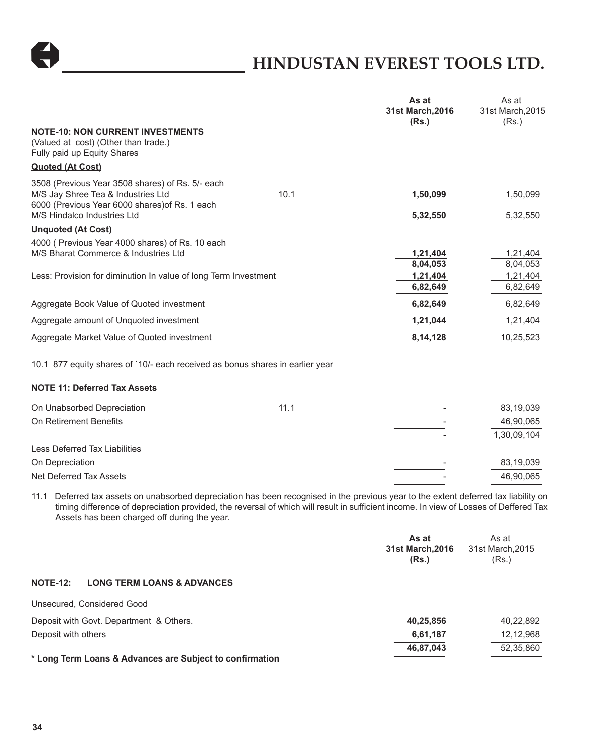| | | As at 31st March,2016 (Rs.) | As at 31st March,2015 (Rs.) |
|---|---|---|---|
| **NOTE-10: NON CURRENT INVESTMENTS** | | | |
| (Valued at cost) (Other than trade.) | | | |
| Fully paid up Equity Shares | | | |
| **Quoted (At Cost)** | | | |
| 3508 (Previous Year 3508 shares) of Rs. 5/- each M/S Jay Shree Tea & Industries Ltd | 10.1 | **1,50,099** | 1,50,099 |
| 6000 (Previous Year 6000 shares)of Rs. 1 each M/S Hindalco Industries Ltd | | **5,32,550** | 5,32,550 |
| **Unquoted (At Cost)** | | | |
| 4000 ( Previous Year 4000 shares) of Rs. 10 each M/S Bharat Commerce & Industries Ltd | | **1,21,404** | 1,21,404 |
| | | **8,04,053** | 8,04,053 |
| Less: Provision for diminution In value of long Term Investment | | **1,21,404** | 1,21,404 |
| | | **6,82,649** | 6,82,649 |
| Aggregate Book Value of Quoted investment | | **6,82,649** | 6,82,649 |
| Aggregate amount of Unquoted investment | | **1,21,044** | 1,21,404 |
| Aggregate Market Value of Quoted investment | | **8,14,128** | 10,25,523 |

10.1 877 equity shares of `10/- each received as bonus shares in earlier year

**NOTE 11: Deferred Tax Assets**

| | | As at 31st March,2016 (Rs.) | As at 31st March,2015 (Rs.) |
|---|---|---|---|
| On Unabsorbed Depreciation | 11.1 | - | 83,19,039 |
| On Retirement Benefits | | - | 46,90,065 |
| | | - | 1,30,09,104 |
| Less Deferred Tax Liabilities | | | |
| On Depreciation | | - | 83,19,039 |
| Net Deferred Tax Assets | | - | 46,90,065 |

11.1 Deferred tax assets on unabsorbed depreciation has been recognised in the previous year to the extent deferred tax liability on timing difference of depreciation provided, the reversal of which will result in sufficient income. In view of Losses of Deffered Tax Assets has been charged off during the year.

| | As at 31st March,2016 (Rs.) | As at 31st March,2015 (Rs.) |
|---|---|---|
| **NOTE-12: LONG TERM LOANS & ADVANCES** | | |
| Unsecured, Considered Good | | |
| Deposit with Govt. Department & Others. | **40,25,856** | 40,22,892 |
| Deposit with others | **6,61,187** | 12,12,968 |
| | **46,87,043** | 52,35,860 |

**\* Long Term Loans & Advances are Subject to confirmation**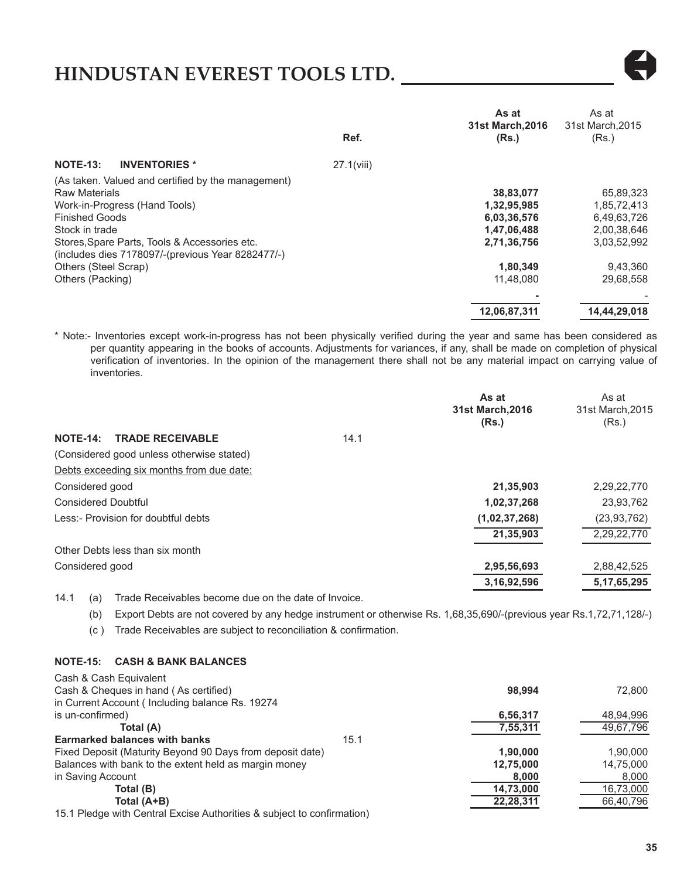| | Ref. | As at 31st March,2016 (Rs.) | As at 31st March,2015 (Rs.) |
|---|---|---|---|
| **NOTE-13: INVENTORIES *** | 27.1(viii) | | |
| (As taken. Valued and certified by the management) | | | |
| Raw Materials | | **38,83,077** | 65,89,323 |
| Work-in-Progress (Hand Tools) | | **1,32,95,985** | 1,85,72,413 |
| Finished Goods | | **6,03,36,576** | 6,49,63,726 |
| Stock in trade | | **1,47,06,488** | 2,00,38,646 |
| Stores,Spare Parts, Tools & Accessories etc. (includes dies 7178097/-(previous Year 8282477/-) | | **2,71,36,756** | 3,03,52,992 |
| Others (Steel Scrap) | | **1,80,349** | 9,43,360 |
| Others (Packing) | | 11,48,080 | 29,68,558 |
| | | **-** | - |
| | | **12,06,87,311** | **14,44,29,018** |

* Note:- Inventories except work-in-progress has not been physically verified during the year and same has been considered as per quantity appearing in the books of accounts. Adjustments for variances, if any, shall be made on completion of physical verification of inventories. In the opinion of the management there shall not be any material impact on carrying value of inventories.

| | Ref. | As at 31st March,2016 (Rs.) | As at 31st March,2015 (Rs.) |
|---|---|---|---|
| **NOTE-14: TRADE RECEIVABLE** | 14.1 | | |
| (Considered good unless otherwise stated) | | | |
| Debts exceeding six months from due date: | | | |
| Considered good | | **21,35,903** | 2,29,22,770 |
| Considered Doubtful | | **1,02,37,268** | 23,93,762 |
| Less:- Provision for doubtful debts | | **(1,02,37,268)** | (23,93,762) |
| | | **21,35,903** | 2,29,22,770 |
| Other Debts less than six month | | | |
| Considered good | | **2,95,56,693** | 2,88,42,525 |
| | | **3,16,92,596** | **5,17,65,295** |

14.1 (a) Trade Receivables become due on the date of Invoice.

(b) Export Debts are not covered by any hedge instrument or otherwise Rs. 1,68,35,690/-(previous year Rs.1,72,71,128/-)

(c ) Trade Receivables are subject to reconciliation & confirmation.

| | Ref. | As at 31st March,2016 (Rs.) | As at 31st March,2015 (Rs.) |
|---|---|---|---|
| **NOTE-15: CASH & BANK BALANCES** | | | |
| Cash & Cash Equivalent | | | |
| Cash & Cheques in hand ( As certified) | | **98,994** | 72,800 |
| in Current Account ( Including balance Rs. 19274 is un-confirmed) | | **6,56,317** | 48,94,996 |
| Total (A) | | **7,55,311** | 49,67,796 |
| **Earmarked balances with banks** | 15.1 | | |
| Fixed Deposit (Maturity Beyond 90 Days from deposit date) | | **1,90,000** | 1,90,000 |
| Balances with bank to the extent held as margin money | | **12,75,000** | 14,75,000 |
| in Saving Account | | **8,000** | 8,000 |
| Total (B) | | **14,73,000** | 16,73,000 |
| Total (A+B) | | **22,28,311** | 66,40,796 |

15.1 Pledge with Central Excise Authorities & subject to confirmation)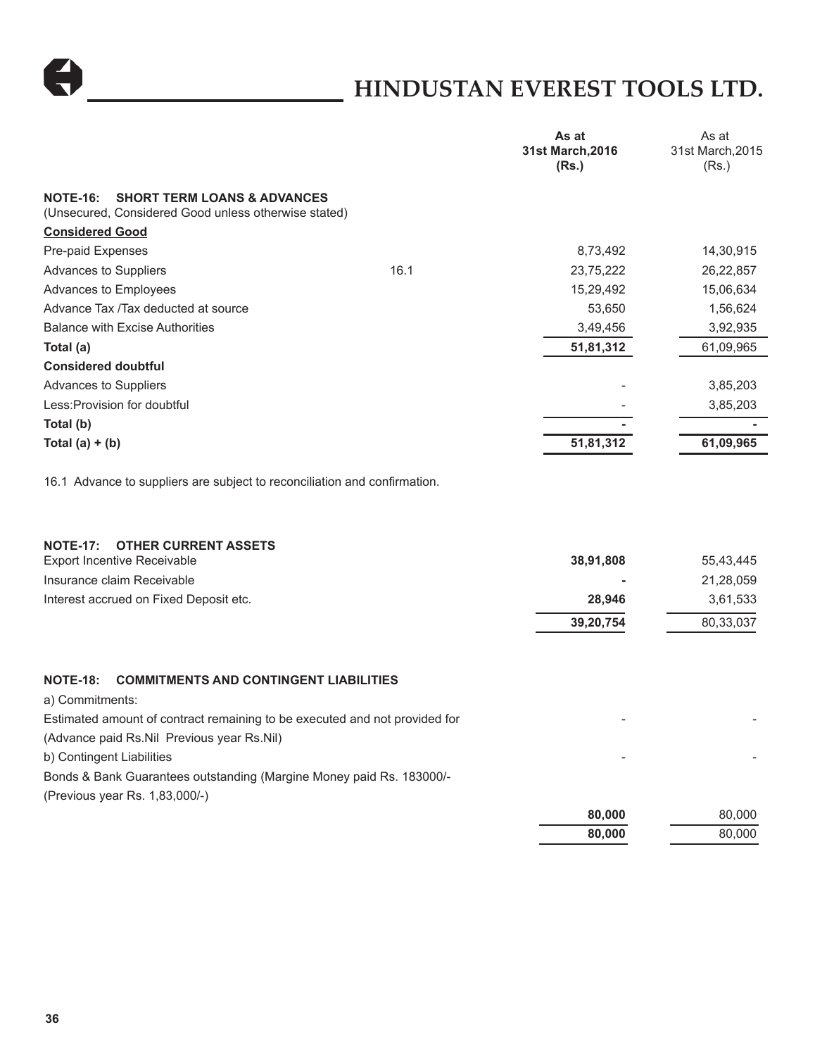# HINDUSTAN EVEREST TOOLS LTD.

| | | As at 31st March,2016 (Rs.) | As at 31st March,2015 (Rs.) |
|---|---|---|---|
| **NOTE-16: SHORT TERM LOANS & ADVANCES** | | | |
| (Unsecured, Considered Good unless otherwise stated) | | | |
| **Considered Good** | | | |
| Pre-paid Expenses | | 8,73,492 | 14,30,915 |
| Advances to Suppliers | 16.1 | 23,75,222 | 26,22,857 |
| Advances to Employees | | 15,29,492 | 15,06,634 |
| Advance Tax /Tax deducted at source | | 53,650 | 1,56,624 |
| Balance with Excise Authorities | | 3,49,456 | 3,92,935 |
| **Total (a)** | | **51,81,312** | 61,09,965 |
| **Considered doubtful** | | | |
| Advances to Suppliers | | - | 3,85,203 |
| Less:Provision for doubtful | | - | 3,85,203 |
| **Total (b)** | | **-** | **-** |
| **Total (a) + (b)** | | **51,81,312** | **61,09,965** |

16.1 Advance to suppliers are subject to reconciliation and confirmation.

| **NOTE-17: OTHER CURRENT ASSETS** | | |
|---|---|---|
| Export Incentive Receivable | **38,91,808** | 55,43,445 |
| Insurance claim Receivable | **-** | 21,28,059 |
| Interest accrued on Fixed Deposit etc. | **28,946** | 3,61,533 |
| | **39,20,754** | 80,33,037 |

| **NOTE-18: COMMITMENTS AND CONTINGENT LIABILITIES** | | |
|---|---|---|
| a) Commitments: | | |
| Estimated amount of contract remaining to be executed and not provided for (Advance paid Rs.Nil Previous year Rs.Nil) | - | - |
| b) Contingent Liabilities | - | - |
| Bonds & Bank Guarantees outstanding (Margine Money paid Rs. 183000/- (Previous year Rs. 1,83,000/-) | **80,000** | 80,000 |
| | **80,000** | 80,000 |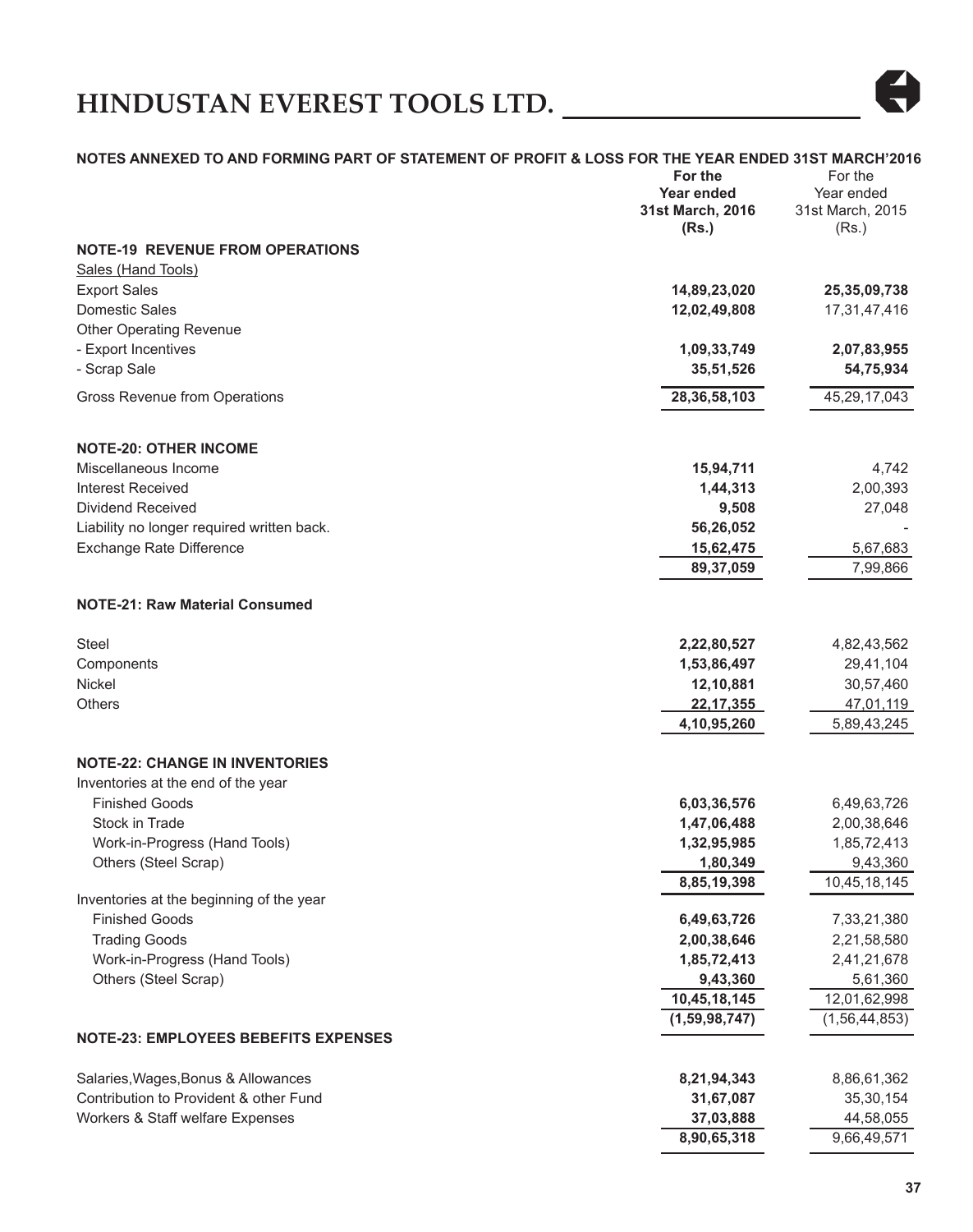# HINDUSTAN EVEREST TOOLS LTD.

**NOTES ANNEXED TO AND FORMING PART OF STATEMENT OF PROFIT & LOSS FOR THE YEAR ENDED 31ST MARCH'2016**

| | **For the Year ended 31st March, 2016 (Rs.)** | For the Year ended 31st March, 2015 (Rs.) |
|---|---|---|
| **NOTE-19 REVENUE FROM OPERATIONS** | | |
| Sales (Hand Tools) | | |
| Export Sales | **14,89,23,020** | **25,35,09,738** |
| Domestic Sales | **12,02,49,808** | 17,31,47,416 |
| Other Operating Revenue | | |
| - Export Incentives | **1,09,33,749** | **2,07,83,955** |
| - Scrap Sale | **35,51,526** | **54,75,934** |
| Gross Revenue from Operations | **28,36,58,103** | 45,29,17,043 |
| **NOTE-20: OTHER INCOME** | | |
| Miscellaneous Income | **15,94,711** | 4,742 |
| Interest Received | **1,44,313** | 2,00,393 |
| Dividend Received | **9,508** | 27,048 |
| Liability no longer required written back. | **56,26,052** | - |
| Exchange Rate Difference | **15,62,475** | 5,67,683 |
| | **89,37,059** | 7,99,866 |
| **NOTE-21: Raw Material Consumed** | | |
| Steel | **2,22,80,527** | 4,82,43,562 |
| Components | **1,53,86,497** | 29,41,104 |
| Nickel | **12,10,881** | 30,57,460 |
| Others | **22,17,355** | 47,01,119 |
| | **4,10,95,260** | 5,89,43,245 |
| **NOTE-22: CHANGE IN INVENTORIES** | | |
| Inventories at the end of the year | | |
| Finished Goods | **6,03,36,576** | 6,49,63,726 |
| Stock in Trade | **1,47,06,488** | 2,00,38,646 |
| Work-in-Progress (Hand Tools) | **1,32,95,985** | 1,85,72,413 |
| Others (Steel Scrap) | **1,80,349** | 9,43,360 |
| | **8,85,19,398** | 10,45,18,145 |
| Inventories at the beginning of the year | | |
| Finished Goods | **6,49,63,726** | 7,33,21,380 |
| Trading Goods | **2,00,38,646** | 2,21,58,580 |
| Work-in-Progress (Hand Tools) | **1,85,72,413** | 2,41,21,678 |
| Others (Steel Scrap) | **9,43,360** | 5,61,360 |
| | **10,45,18,145** | 12,01,62,998 |
| | **(1,59,98,747)** | (1,56,44,853) |
| **NOTE-23: EMPLOYEES BEBEFITS EXPENSES** | | |
| Salaries,Wages,Bonus & Allowances | **8,21,94,343** | 8,86,61,362 |
| Contribution to Provident & other Fund | **31,67,087** | 35,30,154 |
| Workers & Staff welfare Expenses | **37,03,888** | 44,58,055 |
| | **8,90,65,318** | 9,66,49,571 |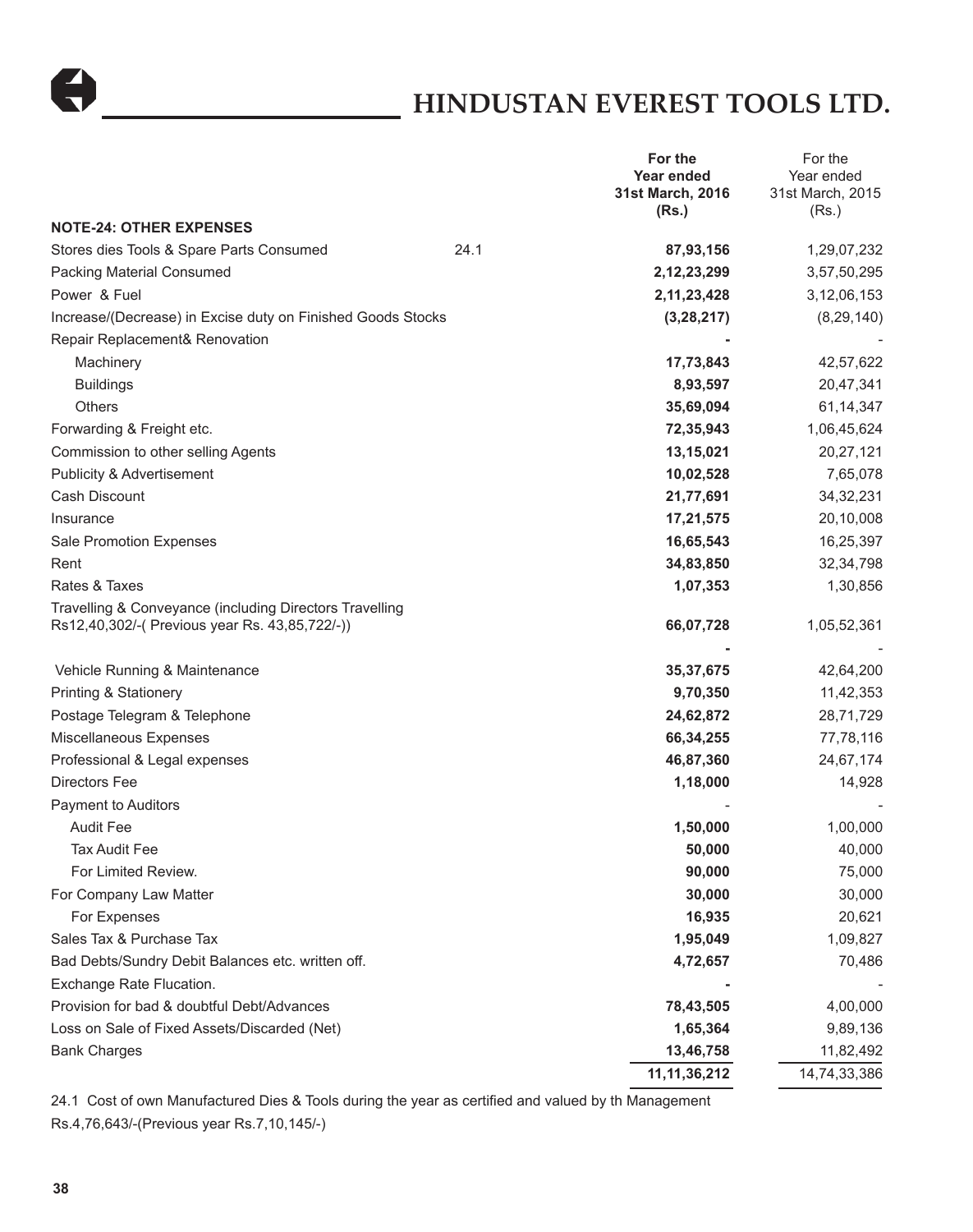| | | For the Year ended 31st March, 2016 (Rs.) | For the Year ended 31st March, 2015 (Rs.) |
|---|---|---|---|
| **NOTE-24: OTHER EXPENSES** | | | |
| Stores dies Tools & Spare Parts Consumed | 24.1 | **87,93,156** | 1,29,07,232 |
| Packing Material Consumed | | **2,12,23,299** | 3,57,50,295 |
| Power & Fuel | | **2,11,23,428** | 3,12,06,153 |
| Increase/(Decrease) in Excise duty on Finished Goods Stocks | | **(3,28,217)** | (8,29,140) |
| Repair Replacement& Renovation | | **-** | - |
| Machinery | | **17,73,843** | 42,57,622 |
| Buildings | | **8,93,597** | 20,47,341 |
| Others | | **35,69,094** | 61,14,347 |
| Forwarding & Freight etc. | | **72,35,943** | 1,06,45,624 |
| Commission to other selling Agents | | **13,15,021** | 20,27,121 |
| Publicity & Advertisement | | **10,02,528** | 7,65,078 |
| Cash Discount | | **21,77,691** | 34,32,231 |
| Insurance | | **17,21,575** | 20,10,008 |
| Sale Promotion Expenses | | **16,65,543** | 16,25,397 |
| Rent | | **34,83,850** | 32,34,798 |
| Rates & Taxes | | **1,07,353** | 1,30,856 |
| Travelling & Conveyance (including Directors Travelling Rs12,40,302/-( Previous year Rs. 43,85,722/-)) | | **66,07,728** | 1,05,52,361 |
| | | **-** | - |
| Vehicle Running & Maintenance | | **35,37,675** | 42,64,200 |
| Printing & Stationery | | **9,70,350** | 11,42,353 |
| Postage Telegram & Telephone | | **24,62,872** | 28,71,729 |
| Miscellaneous Expenses | | **66,34,255** | 77,78,116 |
| Professional & Legal expenses | | **46,87,360** | 24,67,174 |
| Directors Fee | | **1,18,000** | 14,928 |
| Payment to Auditors | | - | - |
| Audit Fee | | **1,50,000** | 1,00,000 |
| Tax Audit Fee | | **50,000** | 40,000 |
| For Limited Review. | | **90,000** | 75,000 |
| For Company Law Matter | | **30,000** | 30,000 |
| For Expenses | | **16,935** | 20,621 |
| Sales Tax & Purchase Tax | | **1,95,049** | 1,09,827 |
| Bad Debts/Sundry Debit Balances etc. written off. | | **4,72,657** | 70,486 |
| Exchange Rate Flucation. | | **-** | - |
| Provision for bad & doubtful Debt/Advances | | **78,43,505** | 4,00,000 |
| Loss on Sale of Fixed Assets/Discarded (Net) | | **1,65,364** | 9,89,136 |
| Bank Charges | | **13,46,758** | 11,82,492 |
| | | **11,11,36,212** | 14,74,33,386 |

24.1 Cost of own Manufactured Dies & Tools during the year as certified and valued by th Management Rs.4,76,643/-(Previous year Rs.7,10,145/-)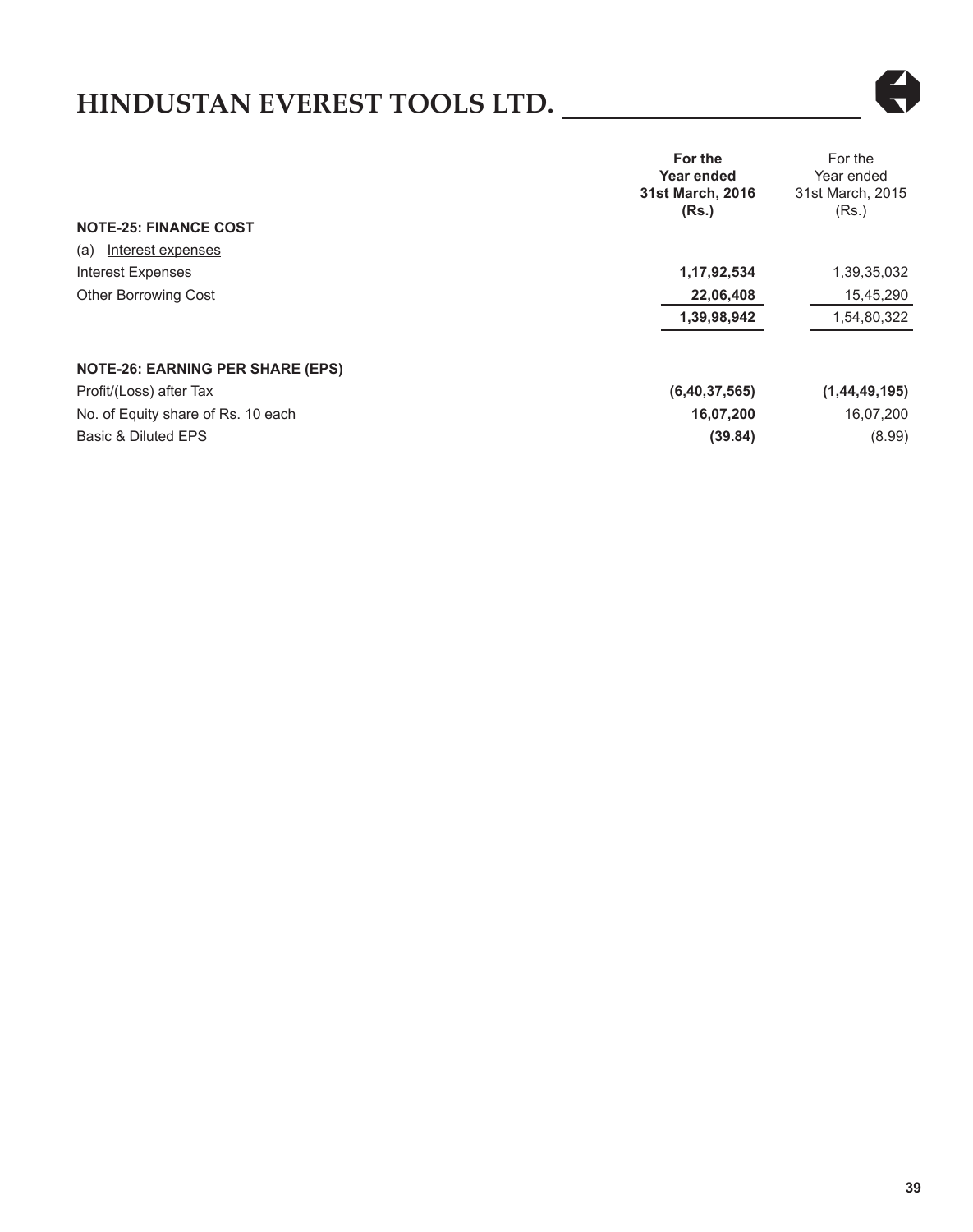| | For the Year ended 31st March, 2016 (Rs.) | For the Year ended 31st March, 2015 (Rs.) |
|---|---|---|
| **NOTE-25: FINANCE COST** | | |
| (a) Interest expenses | | |
| Interest Expenses | **1,17,92,534** | 1,39,35,032 |
| Other Borrowing Cost | **22,06,408** | 15,45,290 |
| | **1,39,98,942** | 1,54,80,322 |
| **NOTE-26: EARNING PER SHARE (EPS)** | | |
| Profit/(Loss) after Tax | **(6,40,37,565)** | **(1,44,49,195)** |
| No. of Equity share of Rs. 10 each | **16,07,200** | 16,07,200 |
| Basic & Diluted EPS | **(39.84)** | (8.99) |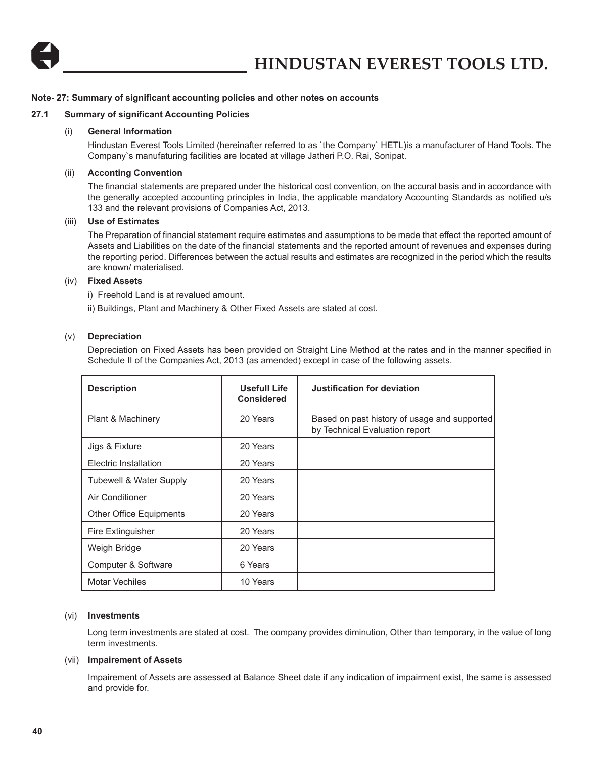**Note- 27: Summary of significant accounting policies and other notes on accounts**

**27.1 Summary of significant Accounting Policies**

(i) **General Information**

Hindustan Everest Tools Limited (hereinafter referred to as `the Company` HETL)is a manufacturer of Hand Tools. The Company`s manufaturing facilities are located at village Jatheri P.O. Rai, Sonipat.

(ii) **Acconting Convention**

The financial statements are prepared under the historical cost convention, on the accural basis and in accordance with the generally accepted accounting principles in India, the applicable mandatory Accounting Standards as notified u/s 133 and the relevant provisions of Companies Act, 2013.

(iii) **Use of Estimates**

The Preparation of financial statement require estimates and assumptions to be made that effect the reported amount of Assets and Liabilities on the date of the financial statements and the reported amount of revenues and expenses during the reporting period. Differences between the actual results and estimates are recognized in the period which the results are known/ materialised.

(iv) **Fixed Assets**

i) Freehold Land is at revalued amount.

ii) Buildings, Plant and Machinery & Other Fixed Assets are stated at cost.

(v) **Depreciation**

Depreciation on Fixed Assets has been provided on Straight Line Method at the rates and in the manner specified in Schedule II of the Companies Act, 2013 (as amended) except in case of the following assets.

| Description | Usefull Life Considered | Justification for deviation |
|---|---|---|
| Plant & Machinery | 20 Years | Based on past history of usage and supported by Technical Evaluation report |
| Jigs & Fixture | 20 Years | |
| Electric Installation | 20 Years | |
| Tubewell & Water Supply | 20 Years | |
| Air Conditioner | 20 Years | |
| Other Office Equipments | 20 Years | |
| Fire Extinguisher | 20 Years | |
| Weigh Bridge | 20 Years | |
| Computer & Software | 6 Years | |
| Motar Vechiles | 10 Years | |

(vi) **Investments**

Long term investments are stated at cost. The company provides diminution, Other than temporary, in the value of long term investments.

(vii) **Impairement of Assets**

Impairement of Assets are assessed at Balance Sheet date if any indication of impairment exist, the same is assessed and provide for.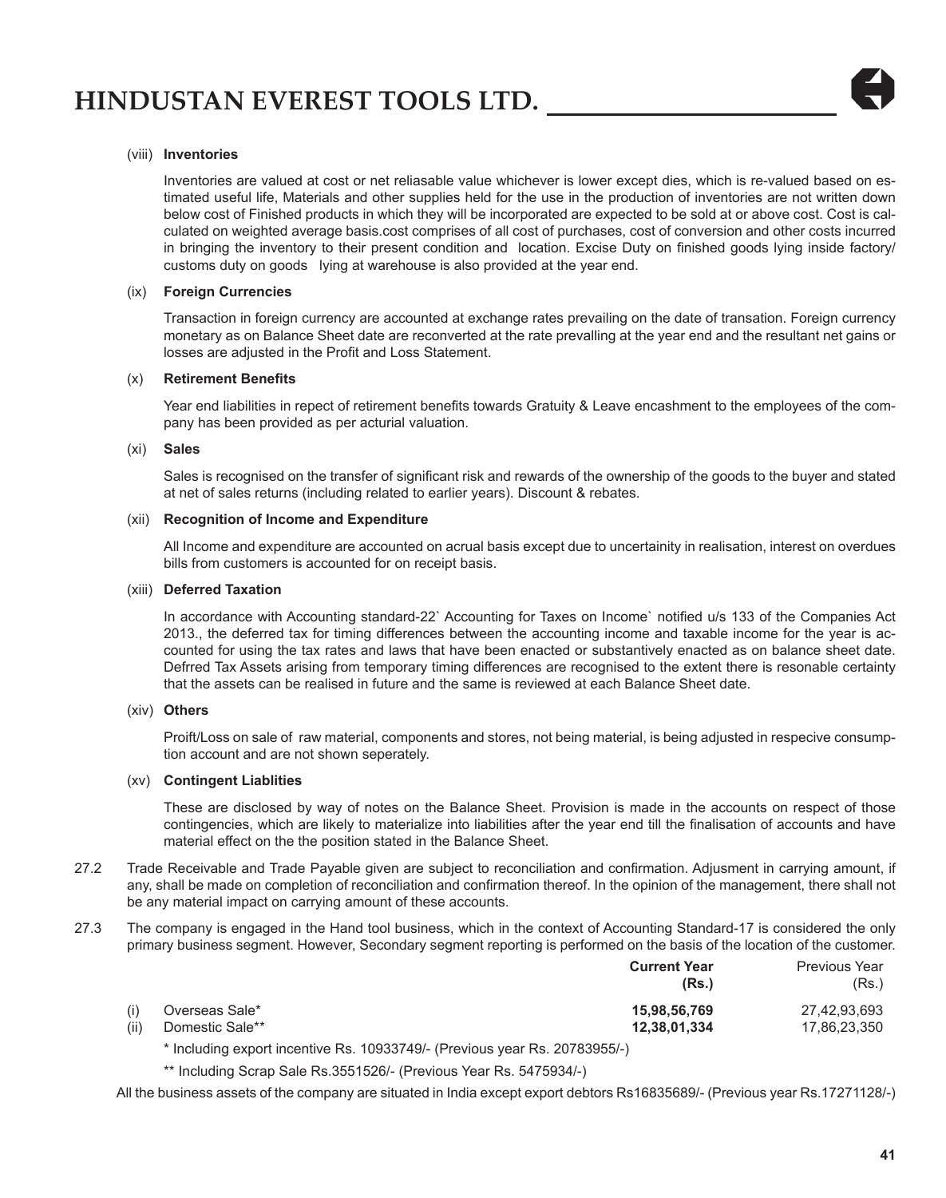(viii) **Inventories**

Inventories are valued at cost or net reliasable value whichever is lower except dies, which is re-valued based on estimated useful life, Materials and other supplies held for the use in the production of inventories are not written down below cost of Finished products in which they will be incorporated are expected to be sold at or above cost. Cost is calculated on weighted average basis.cost comprises of all cost of purchases, cost of conversion and other costs incurred in bringing the inventory to their present condition and location. Excise Duty on finished goods lying inside factory/ customs duty on goods lying at warehouse is also provided at the year end.

(ix) **Foreign Currencies**

Transaction in foreign currency are accounted at exchange rates prevailing on the date of transation. Foreign currency monetary as on Balance Sheet date are reconverted at the rate prevalling at the year end and the resultant net gains or losses are adjusted in the Profit and Loss Statement.

(x) **Retirement Benefits**

Year end liabilities in repect of retirement benefits towards Gratuity & Leave encashment to the employees of the company has been provided as per acturial valuation.

(xi) **Sales**

Sales is recognised on the transfer of significant risk and rewards of the ownership of the goods to the buyer and stated at net of sales returns (including related to earlier years). Discount & rebates.

(xii) **Recognition of Income and Expenditure**

All Income and expenditure are accounted on acrual basis except due to uncertainity in realisation, interest on overdues bills from customers is accounted for on receipt basis.

(xiii) **Deferred Taxation**

In accordance with Accounting standard-22` Accounting for Taxes on Income` notified u/s 133 of the Companies Act 2013., the deferred tax for timing differences between the accounting income and taxable income for the year is accounted for using the tax rates and laws that have been enacted or substantively enacted as on balance sheet date. Defrred Tax Assets arising from temporary timing differences are recognised to the extent there is resonable certainty that the assets can be realised in future and the same is reviewed at each Balance Sheet date.

(xiv) **Others**

Proift/Loss on sale of raw material, components and stores, not being material, is being adjusted in respecive consumption account and are not shown seperately.

(xv) **Contingent Liablities**

These are disclosed by way of notes on the Balance Sheet. Provision is made in the accounts on respect of those contingencies, which are likely to materialize into liabilities after the year end till the finalisation of accounts and have material effect on the the position stated in the Balance Sheet.

27.2 Trade Receivable and Trade Payable given are subject to reconciliation and confirmation. Adjusment in carrying amount, if any, shall be made on completion of reconciliation and confirmation thereof. In the opinion of the management, there shall not be any material impact on carrying amount of these accounts.

27.3 The company is engaged in the Hand tool business, which in the context of Accounting Standard-17 is considered the only primary business segment. However, Secondary segment reporting is performed on the basis of the location of the customer.

| | | **Current Year (Rs.)** | Previous Year (Rs.) |
|---|---|---|---|
| (i) | Overseas Sale* | **15,98,56,769** | 27,42,93,693 |
| (ii) | Domestic Sale** | **12,38,01,334** | 17,86,23,350 |

\* Including export incentive Rs. 10933749/- (Previous year Rs. 20783955/-)

\** Including Scrap Sale Rs.3551526/- (Previous Year Rs. 5475934/-)

All the business assets of the company are situated in India except export debtors Rs16835689/- (Previous year Rs.17271128/-)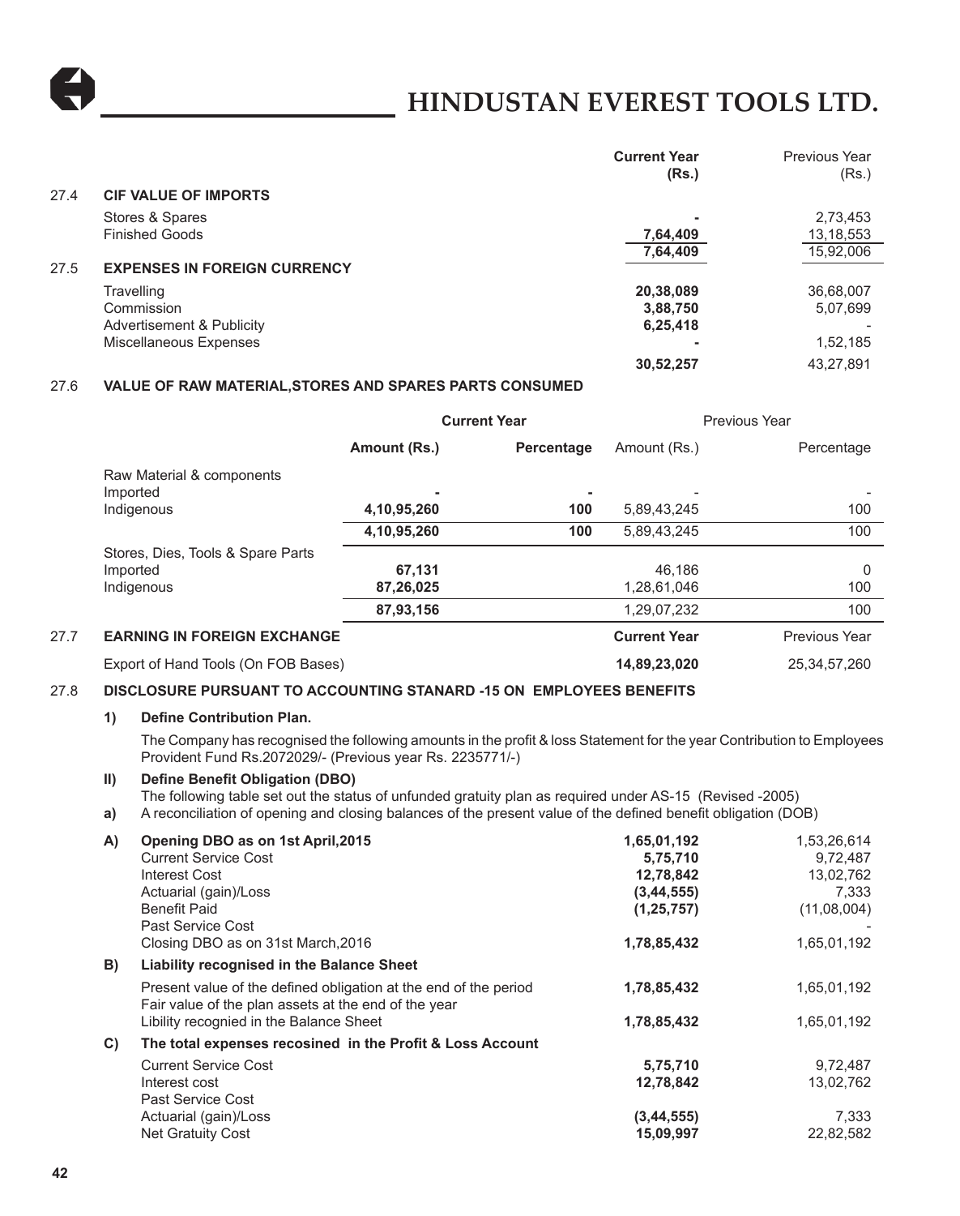| | | Current Year (Rs.) | Previous Year (Rs.) |
|---|---|---|---|
| 27.4 | **CIF VALUE OF IMPORTS** | | |
| | Stores & Spares | - | 2,73,453 |
| | Finished Goods | 7,64,409 | 13,18,553 |
| | | 7,64,409 | 15,92,006 |
| 27.5 | **EXPENSES IN FOREIGN CURRENCY** | | |
| | Travelling | 20,38,089 | 36,68,007 |
| | Commission | 3,88,750 | 5,07,699 |
| | Advertisement & Publicity | 6,25,418 | - |
| | Miscellaneous Expenses | - | 1,52,185 |
| | | 30,52,257 | 43,27,891 |

## 27.6 VALUE OF RAW MATERIAL,STORES AND SPARES PARTS CONSUMED

| | Current Year | | Previous Year | |
|---|---|---|---|---|
| | Amount (Rs.) | Percentage | Amount (Rs.) | Percentage |
| Raw Material & components | | | | |
| Imported | - | - | - | - |
| Indigenous | 4,10,95,260 | 100 | 5,89,43,245 | 100 |
| | 4,10,95,260 | 100 | 5,89,43,245 | 100 |
| Stores, Dies, Tools & Spare Parts | | | | |
| Imported | 67,131 | | 46,186 | 0 |
| Indigenous | 87,26,025 | | 1,28,61,046 | 100 |
| | 87,93,156 | | 1,29,07,232 | 100 |

## 27.7 EARNING IN FOREIGN EXCHANGE

| | Current Year | Previous Year |
|---|---|---|
| Export of Hand Tools (On FOB Bases) | 14,89,23,020 | 25,34,57,260 |

## 27.8 DISCLOSURE PURSUANT TO ACCOUNTING STANARD -15 ON EMPLOYEES BENEFITS

**1) Define Contribution Plan.**

The Company has recognised the following amounts in the profit & loss Statement for the year Contribution to Employees Provident Fund Rs.2072029/- (Previous year Rs. 2235771/-)

**II) Define Benefit Obligation (DBO)**

The following table set out the status of unfunded gratuity plan as required under AS-15 (Revised -2005)

a) A reconciliation of opening and closing balances of the present value of the defined benefit obligation (DOB)

| | | Current Year | Previous Year |
|---|---|---|---|
| A) | **Opening DBO as on 1st April,2015** | 1,65,01,192 | 1,53,26,614 |
| | Current Service Cost | 5,75,710 | 9,72,487 |
| | Interest Cost | 12,78,842 | 13,02,762 |
| | Actuarial (gain)/Loss | (3,44,555) | 7,333 |
| | Benefit Paid | (1,25,757) | (11,08,004) |
| | Past Service Cost | | - |
| | Closing DBO as on 31st March,2016 | 1,78,85,432 | 1,65,01,192 |
| B) | **Liability recognised in the Balance Sheet** | | |
| | Present value of the defined obligation at the end of the period | 1,78,85,432 | 1,65,01,192 |
| | Fair value of the plan assets at the end of the year | | |
| | Lility recognied in the Balance Sheet | 1,78,85,432 | 1,65,01,192 |
| C) | **The total expenses recosined in the Profit & Loss Account** | | |
| | Current Service Cost | 5,75,710 | 9,72,487 |
| | Interest cost | 12,78,842 | 13,02,762 |
| | Past Service Cost | | |
| | Actuarial (gain)/Loss | (3,44,555) | 7,333 |
| | Net Gratuity Cost | 15,09,997 | 22,82,582 |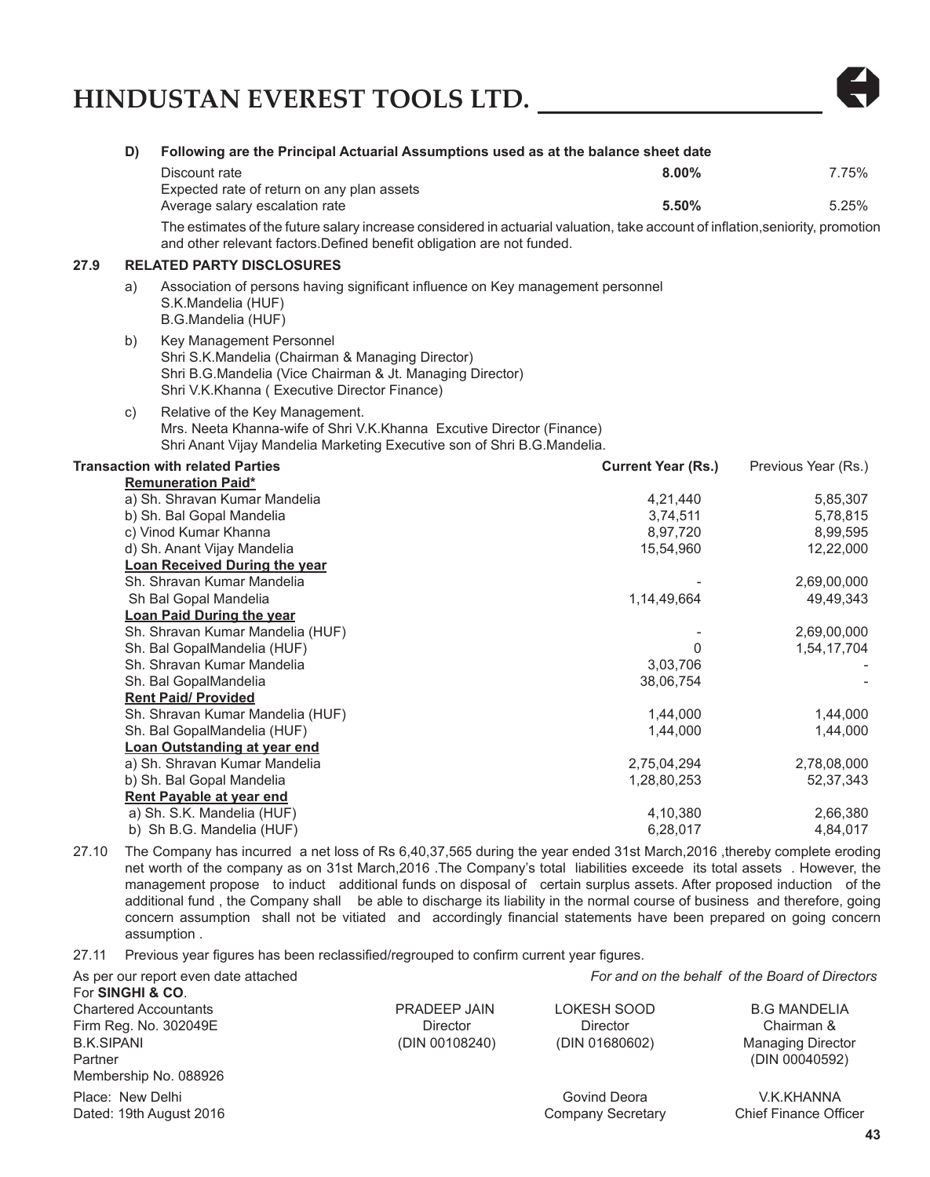**D) Following are the Principal Actuarial Assumptions used as at the balance sheet date**

| | | |
|---|---|---|
| Discount rate | **8.00%** | 7.75% |
| Expected rate of return on any plan assets | | |
| Average salary escalation rate | **5.50%** | 5.25% |

The estimates of the future salary increase considered in actuarial valuation, take account of inflation,seniority, promotion and other relevant factors.Defined benefit obligation are not funded.

## 27.9 RELATED PARTY DISCLOSURES

a) Association of persons having significant influence on Key management personnel
S.K.Mandelia (HUF)
B.G.Mandelia (HUF)

b) Key Management Personnel
Shri S.K.Mandelia (Chairman & Managing Director)
Shri B.G.Mandelia (Vice Chairman & Jt. Managing Director)
Shri V.K.Khanna ( Executive Director Finance)

c) Relative of the Key Management.
Mrs. Neeta Khanna-wife of Shri V.K.Khanna Excutive Director (Finance)
Shri Anant Vijay Mandelia Marketing Executive son of Shri B.G.Mandelia.

| **Transaction with related Parties** | **Current Year (Rs.)** | Previous Year (Rs.) |
|---|---|---|
| **Remuneration Paid*** | | |
| a) Sh. Shravan Kumar Mandelia | 4,21,440 | 5,85,307 |
| b) Sh. Bal Gopal Mandelia | 3,74,511 | 5,78,815 |
| c) Vinod Kumar Khanna | 8,97,720 | 8,99,595 |
| d) Sh. Anant Vijay Mandelia | 15,54,960 | 12,22,000 |
| **Loan Received During the year** | | |
| Sh. Shravan Kumar Mandelia | - | 2,69,00,000 |
| Sh Bal Gopal Mandelia | 1,14,49,664 | 49,49,343 |
| **Loan Paid During the year** | | |
| Sh. Shravan Kumar Mandelia (HUF) | - | 2,69,00,000 |
| Sh. Bal GopalMandelia (HUF) | 0 | 1,54,17,704 |
| Sh. Shravan Kumar Mandelia | 3,03,706 | - |
| Sh. Bal GopalMandelia | 38,06,754 | - |
| **Rent Paid/ Provided** | | |
| Sh. Shravan Kumar Mandelia (HUF) | 1,44,000 | 1,44,000 |
| Sh. Bal GopalMandelia (HUF) | 1,44,000 | 1,44,000 |
| **Loan Outstanding at year end** | | |
| a) Sh. Shravan Kumar Mandelia | 2,75,04,294 | 2,78,08,000 |
| b) Sh. Bal Gopal Mandelia | 1,28,80,253 | 52,37,343 |
| **Rent Payable at year end** | | |
| a) Sh. S.K. Mandelia (HUF) | 4,10,380 | 2,66,380 |
| b) Sh B.G. Mandelia (HUF) | 6,28,017 | 4,84,017 |

27.10 The Company has incurred a net loss of Rs 6,40,37,565 during the year ended 31st March,2016 ,thereby complete eroding net worth of the company as on 31st March,2016 .The Company's total liabilities exceede its total assets . However, the management propose to induct additional funds on disposal of certain surplus assets. After proposed induction of the additional fund , the Company shall be able to discharge its liability in the normal course of business and therefore, going concern assumption shall not be vitiated and accordingly financial statements have been prepared on going concern assumption .

27.11 Previous year figures has been reclassified/regrouped to confirm current year figures.

As per our report even date attached
For **SINGHI & CO**.
Chartered Accountants
Firm Reg. No. 302049E
B.K.SIPANI
Partner
Membership No. 088926

Place: New Delhi
Dated: 19th August 2016

*For and on the behalf of the Board of Directors*

PRADEEP JAIN
Director
(DIN 00108240)

LOKESH SOOD
Director
(DIN 01680602)

B.G MANDELIA
Chairman &
Managing Director
(DIN 00040592)

Govind Deora
Company Secretary

V.K.KHANNA
Chief Finance Officer